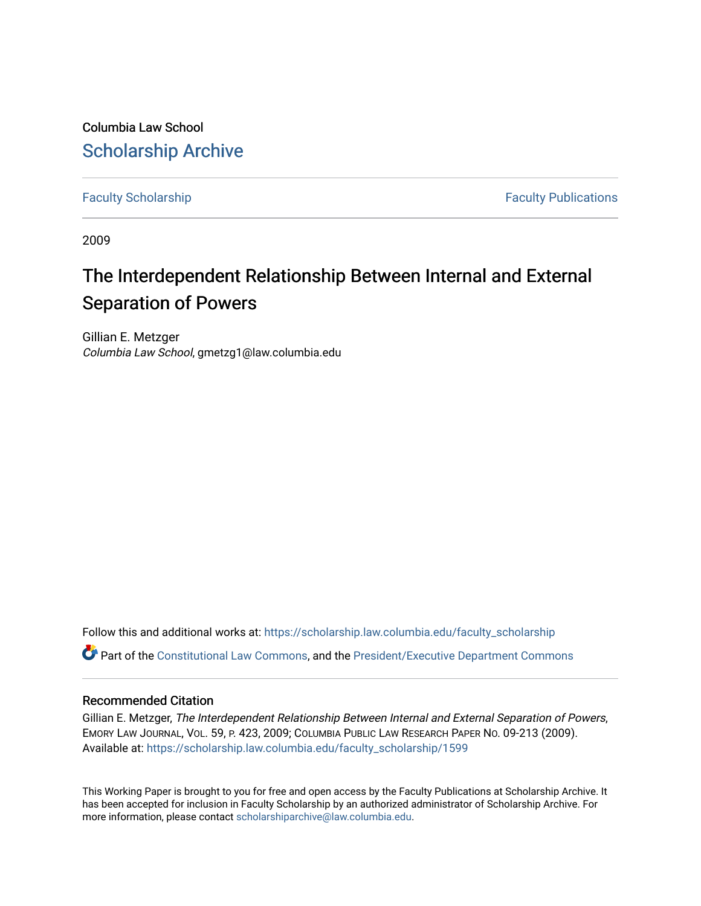Columbia Law School

# Scholarship Archive

Faculty Scholarship | Faculty Publications

2009

## The Interdependent Relationship Between Internal and External Separation of Powers

Gillian E. Metzger
*Columbia Law School*, gmetzg1@law.columbia.edu

Follow this and additional works at: https://scholarship.law.columbia.edu/faculty_scholarship

Part of the Constitutional Law Commons, and the President/Executive Department Commons

### Recommended Citation

Gillian E. Metzger, *The Interdependent Relationship Between Internal and External Separation of Powers*, Emory Law Journal, Vol. 59, p. 423, 2009; Columbia Public Law Research Paper No. 09-213 (2009).
Available at: https://scholarship.law.columbia.edu/faculty_scholarship/1599

This Working Paper is brought to you for free and open access by the Faculty Publications at Scholarship Archive. It has been accepted for inclusion in Faculty Scholarship by an authorized administrator of Scholarship Archive. For more information, please contact scholarshiparchive@law.columbia.edu.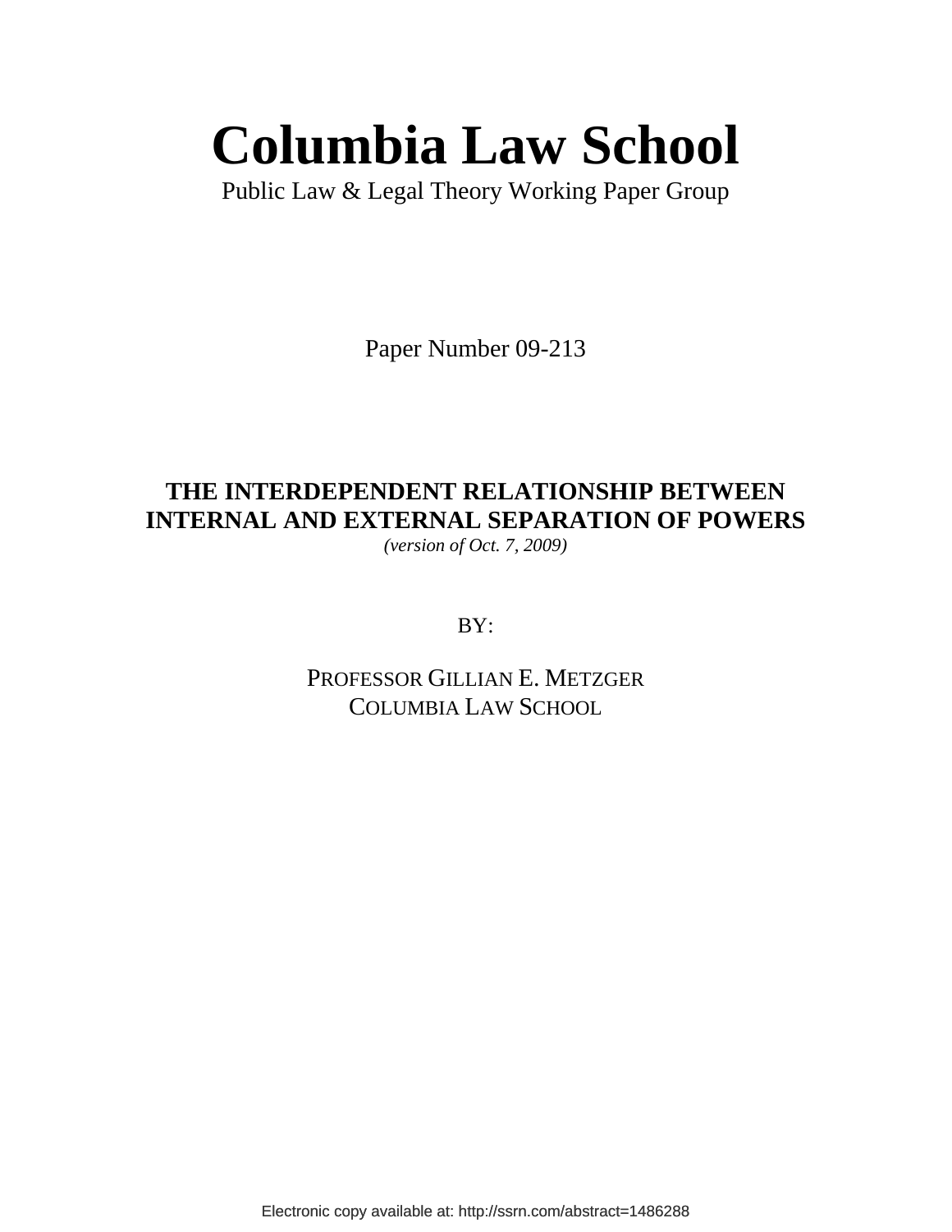# Columbia Law School

Public Law & Legal Theory Working Paper Group

Paper Number 09-213

**THE INTERDEPENDENT RELATIONSHIP BETWEEN INTERNAL AND EXTERNAL SEPARATION OF POWERS**

*(version of Oct. 7, 2009)*

BY:

PROFESSOR GILLIAN E. METZGER
COLUMBIA LAW SCHOOL

Electronic copy available at: http://ssrn.com/abstract=1486288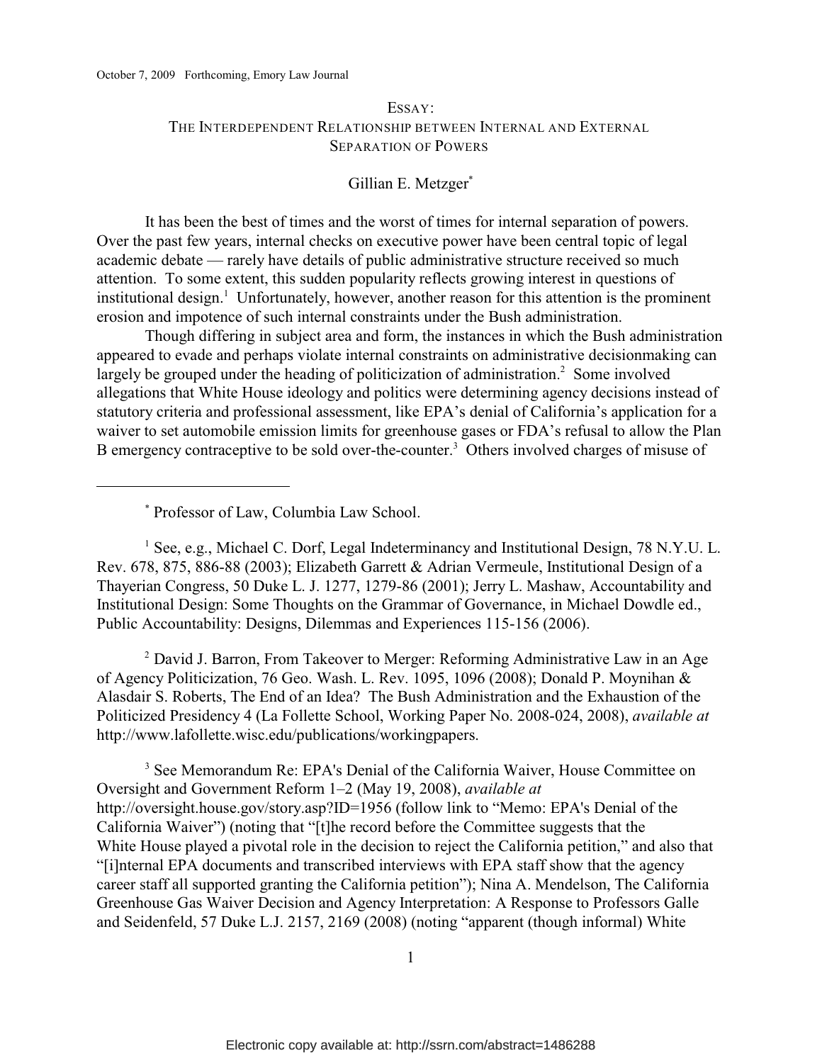October 7, 2009 Forthcoming, Emory Law Journal

# ESSAY:
# THE INTERDEPENDENT RELATIONSHIP BETWEEN INTERNAL AND EXTERNAL SEPARATION OF POWERS

Gillian E. Metzger*

It has been the best of times and the worst of times for internal separation of powers. Over the past few years, internal checks on executive power have been central topic of legal academic debate — rarely have details of public administrative structure received so much attention. To some extent, this sudden popularity reflects growing interest in questions of institutional design.[1] Unfortunately, however, another reason for this attention is the prominent erosion and impotence of such internal constraints under the Bush administration.

Though differing in subject area and form, the instances in which the Bush administration appeared to evade and perhaps violate internal constraints on administrative decisionmaking can largely be grouped under the heading of politicization of administration.[2] Some involved allegations that White House ideology and politics were determining agency decisions instead of statutory criteria and professional assessment, like EPA's denial of California's application for a waiver to set automobile emission limits for greenhouse gases or FDA's refusal to allow the Plan B emergency contraceptive to be sold over-the-counter.[3] Others involved charges of misuse of

---

* Professor of Law, Columbia Law School.

[1] See, e.g., Michael C. Dorf, Legal Indeterminancy and Institutional Design, 78 N.Y.U. L. Rev. 678, 875, 886-88 (2003); Elizabeth Garrett & Adrian Vermeule, Institutional Design of a Thayerian Congress, 50 Duke L. J. 1277, 1279-86 (2001); Jerry L. Mashaw, Accountability and Institutional Design: Some Thoughts on the Grammar of Governance, in Michael Dowdle ed., Public Accountability: Designs, Dilemmas and Experiences 115-156 (2006).

[2] David J. Barron, From Takeover to Merger: Reforming Administrative Law in an Age of Agency Politicization, 76 Geo. Wash. L. Rev. 1095, 1096 (2008); Donald P. Moynihan & Alasdair S. Roberts, The End of an Idea? The Bush Administration and the Exhaustion of the Politicized Presidency 4 (La Follette School, Working Paper No. 2008-024, 2008), *available at* http://www.lafollette.wisc.edu/publications/workingpapers.

[3] See Memorandum Re: EPA's Denial of the California Waiver, House Committee on Oversight and Government Reform 1–2 (May 19, 2008), *available at* http://oversight.house.gov/story.asp?ID=1956 (follow link to "Memo: EPA's Denial of the California Waiver") (noting that "[t]he record before the Committee suggests that the White House played a pivotal role in the decision to reject the California petition," and also that "[i]nternal EPA documents and transcribed interviews with EPA staff show that the agency career staff all supported granting the California petition"); Nina A. Mendelson, The California Greenhouse Gas Waiver Decision and Agency Interpretation: A Response to Professors Galle and Seidenfeld, 57 Duke L.J. 2157, 2169 (2008) (noting "apparent (though informal) White

Electronic copy available at: http://ssrn.com/abstract=1486288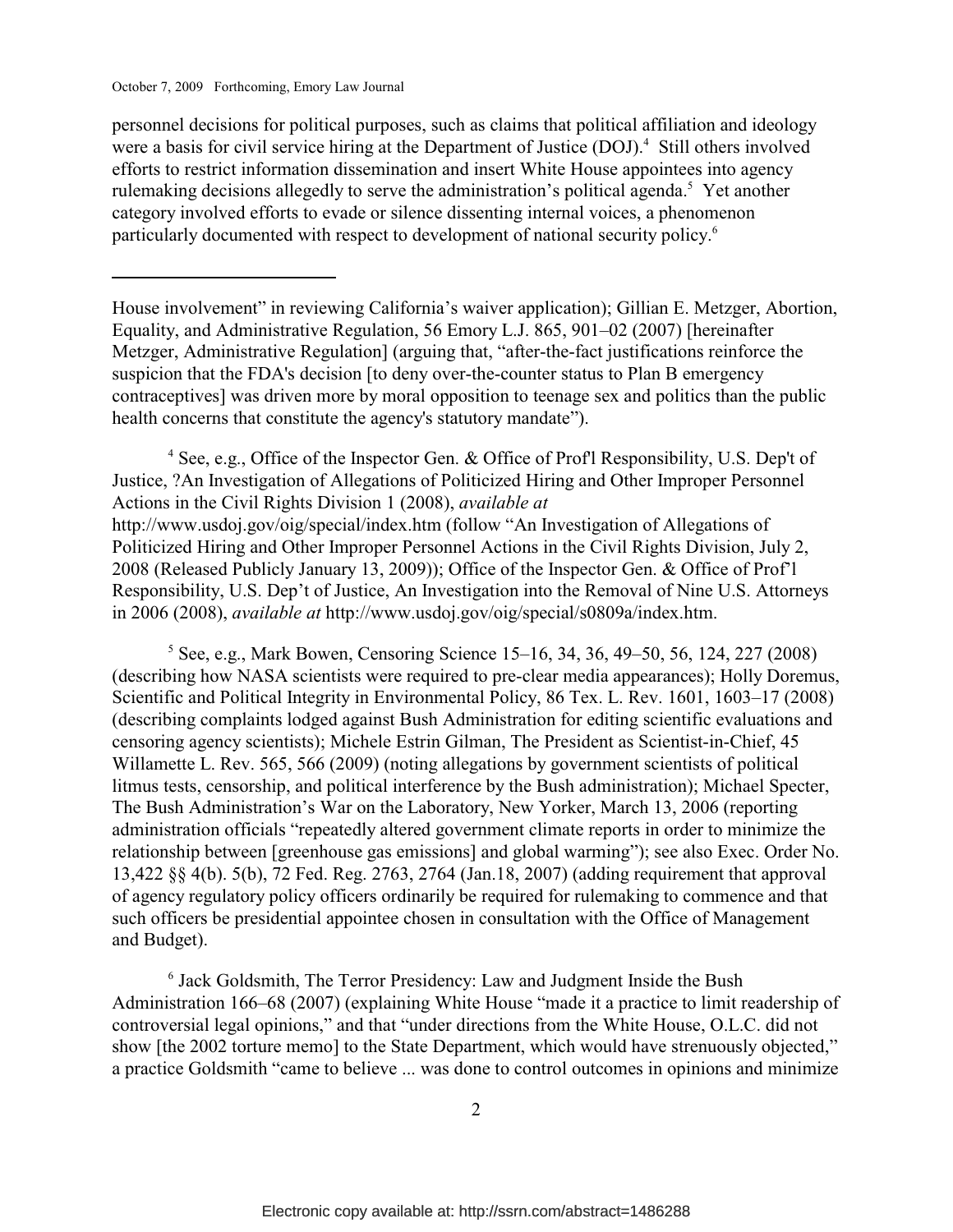personnel decisions for political purposes, such as claims that political affiliation and ideology were a basis for civil service hiring at the Department of Justice (DOJ).[4] Still others involved efforts to restrict information dissemination and insert White House appointees into agency rulemaking decisions allegedly to serve the administration's political agenda.[5] Yet another category involved efforts to evade or silence dissenting internal voices, a phenomenon particularly documented with respect to development of national security policy.[6]

---

House involvement" in reviewing California's waiver application); Gillian E. Metzger, Abortion, Equality, and Administrative Regulation, 56 Emory L.J. 865, 901–02 (2007) [hereinafter Metzger, Administrative Regulation] (arguing that, "after-the-fact justifications reinforce the suspicion that the FDA's decision [to deny over-the-counter status to Plan B emergency contraceptives] was driven more by moral opposition to teenage sex and politics than the public health concerns that constitute the agency's statutory mandate").

[4] See, e.g., Office of the Inspector Gen. & Office of Prof'l Responsibility, U.S. Dep't of Justice, ?An Investigation of Allegations of Politicized Hiring and Other Improper Personnel Actions in the Civil Rights Division 1 (2008), *available at* http://www.usdoj.gov/oig/special/index.htm (follow "An Investigation of Allegations of Politicized Hiring and Other Improper Personnel Actions in the Civil Rights Division, July 2, 2008 (Released Publicly January 13, 2009)); Office of the Inspector Gen. & Office of Prof'l Responsibility, U.S. Dep't of Justice, An Investigation into the Removal of Nine U.S. Attorneys in 2006 (2008), *available at* http://www.usdoj.gov/oig/special/s0809a/index.htm.

[5] See, e.g., Mark Bowen, Censoring Science 15–16, 34, 36, 49–50, 56, 124, 227 (2008) (describing how NASA scientists were required to pre-clear media appearances); Holly Doremus, Scientific and Political Integrity in Environmental Policy, 86 Tex. L. Rev. 1601, 1603–17 (2008) (describing complaints lodged against Bush Administration for editing scientific evaluations and censoring agency scientists); Michele Estrin Gilman, The President as Scientist-in-Chief, 45 Willamette L. Rev. 565, 566 (2009) (noting allegations by government scientists of political litmus tests, censorship, and political interference by the Bush administration); Michael Specter, The Bush Administration's War on the Laboratory, New Yorker, March 13, 2006 (reporting administration officials "repeatedly altered government climate reports in order to minimize the relationship between [greenhouse gas emissions] and global warming"); see also Exec. Order No. 13,422 §§ 4(b). 5(b), 72 Fed. Reg. 2763, 2764 (Jan.18, 2007) (adding requirement that approval of agency regulatory policy officers ordinarily be required for rulemaking to commence and that such officers be presidential appointee chosen in consultation with the Office of Management and Budget).

[6] Jack Goldsmith, The Terror Presidency: Law and Judgment Inside the Bush Administration 166–68 (2007) (explaining White House "made it a practice to limit readership of controversial legal opinions," and that "under directions from the White House, O.L.C. did not show [the 2002 torture memo] to the State Department, which would have strenuously objected," a practice Goldsmith "came to believe ... was done to control outcomes in opinions and minimize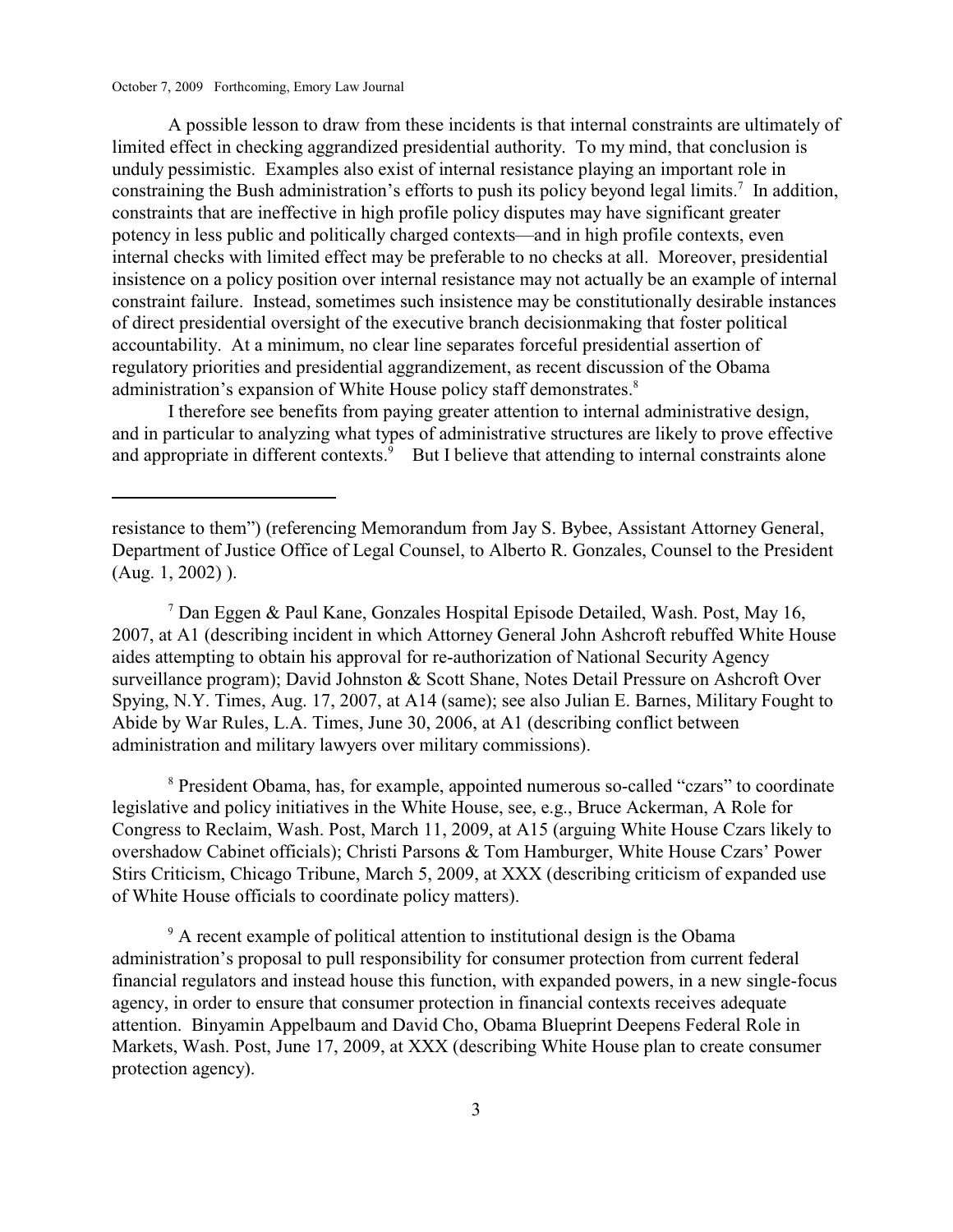A possible lesson to draw from these incidents is that internal constraints are ultimately of limited effect in checking aggrandized presidential authority. To my mind, that conclusion is unduly pessimistic. Examples also exist of internal resistance playing an important role in constraining the Bush administration's efforts to push its policy beyond legal limits.[7] In addition, constraints that are ineffective in high profile policy disputes may have significant greater potency in less public and politically charged contexts—and in high profile contexts, even internal checks with limited effect may be preferable to no checks at all. Moreover, presidential insistence on a policy position over internal resistance may not actually be an example of internal constraint failure. Instead, sometimes such insistence may be constitutionally desirable instances of direct presidential oversight of the executive branch decisionmaking that foster political accountability. At a minimum, no clear line separates forceful presidential assertion of regulatory priorities and presidential aggrandizement, as recent discussion of the Obama administration's expansion of White House policy staff demonstrates.[8]

I therefore see benefits from paying greater attention to internal administrative design, and in particular to analyzing what types of administrative structures are likely to prove effective and appropriate in different contexts.[9] But I believe that attending to internal constraints alone

---

resistance to them") (referencing Memorandum from Jay S. Bybee, Assistant Attorney General, Department of Justice Office of Legal Counsel, to Alberto R. Gonzales, Counsel to the President (Aug. 1, 2002) ).

[7] Dan Eggen & Paul Kane, Gonzales Hospital Episode Detailed, Wash. Post, May 16, 2007, at A1 (describing incident in which Attorney General John Ashcroft rebuffed White House aides attempting to obtain his approval for re-authorization of National Security Agency surveillance program); David Johnston & Scott Shane, Notes Detail Pressure on Ashcroft Over Spying, N.Y. Times, Aug. 17, 2007, at A14 (same); see also Julian E. Barnes, Military Fought to Abide by War Rules, L.A. Times, June 30, 2006, at A1 (describing conflict between administration and military lawyers over military commissions).

[8] President Obama, has, for example, appointed numerous so-called "czars" to coordinate legislative and policy initiatives in the White House, see, e.g., Bruce Ackerman, A Role for Congress to Reclaim, Wash. Post, March 11, 2009, at A15 (arguing White House Czars likely to overshadow Cabinet officials); Christi Parsons & Tom Hamburger, White House Czars' Power Stirs Criticism, Chicago Tribune, March 5, 2009, at XXX (describing criticism of expanded use of White House officials to coordinate policy matters).

[9] A recent example of political attention to institutional design is the Obama administration's proposal to pull responsibility for consumer protection from current federal financial regulators and instead house this function, with expanded powers, in a new single-focus agency, in order to ensure that consumer protection in financial contexts receives adequate attention. Binyamin Appelbaum and David Cho, Obama Blueprint Deepens Federal Role in Markets, Wash. Post, June 17, 2009, at XXX (describing White House plan to create consumer protection agency).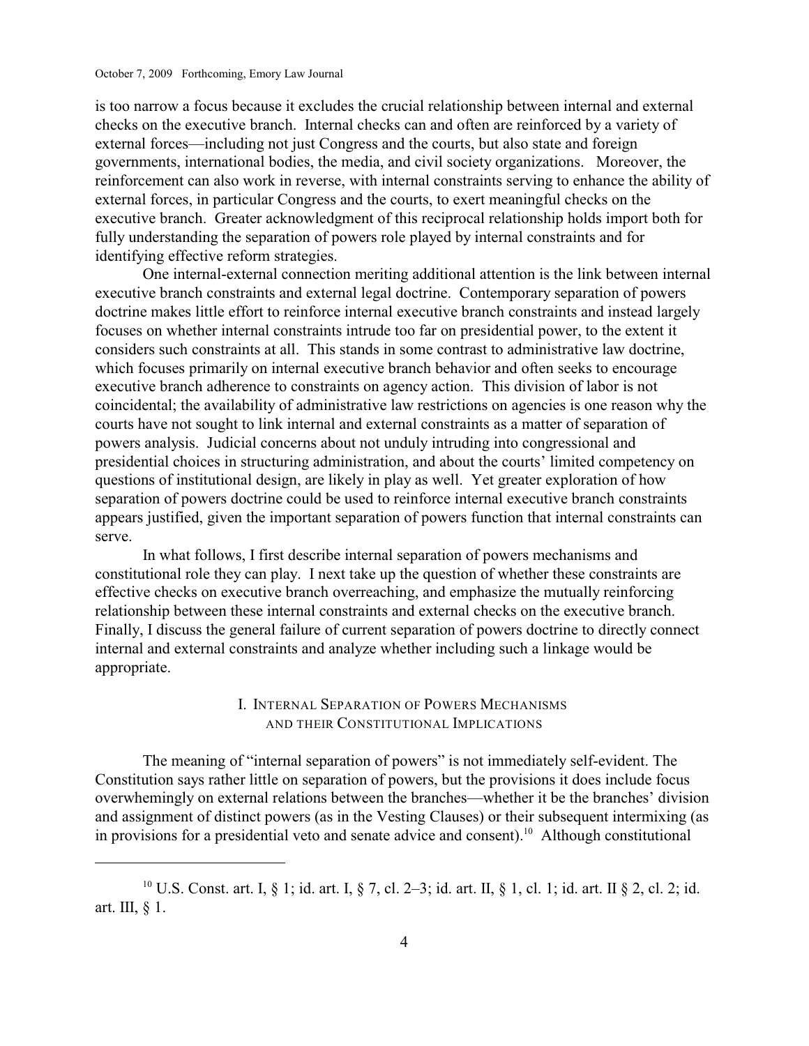is too narrow a focus because it excludes the crucial relationship between internal and external checks on the executive branch. Internal checks can and often are reinforced by a variety of external forces—including not just Congress and the courts, but also state and foreign governments, international bodies, the media, and civil society organizations. Moreover, the reinforcement can also work in reverse, with internal constraints serving to enhance the ability of external forces, in particular Congress and the courts, to exert meaningful checks on the executive branch. Greater acknowledgment of this reciprocal relationship holds import both for fully understanding the separation of powers role played by internal constraints and for identifying effective reform strategies.

One internal-external connection meriting additional attention is the link between internal executive branch constraints and external legal doctrine. Contemporary separation of powers doctrine makes little effort to reinforce internal executive branch constraints and instead largely focuses on whether internal constraints intrude too far on presidential power, to the extent it considers such constraints at all. This stands in some contrast to administrative law doctrine, which focuses primarily on internal executive branch behavior and often seeks to encourage executive branch adherence to constraints on agency action. This division of labor is not coincidental; the availability of administrative law restrictions on agencies is one reason why the courts have not sought to link internal and external constraints as a matter of separation of powers analysis. Judicial concerns about not unduly intruding into congressional and presidential choices in structuring administration, and about the courts' limited competency on questions of institutional design, are likely in play as well. Yet greater exploration of how separation of powers doctrine could be used to reinforce internal executive branch constraints appears justified, given the important separation of powers function that internal constraints can serve.

In what follows, I first describe internal separation of powers mechanisms and constitutional role they can play. I next take up the question of whether these constraints are effective checks on executive branch overreaching, and emphasize the mutually reinforcing relationship between these internal constraints and external checks on the executive branch. Finally, I discuss the general failure of current separation of powers doctrine to directly connect internal and external constraints and analyze whether including such a linkage would be appropriate.

## I. INTERNAL SEPARATION OF POWERS MECHANISMS AND THEIR CONSTITUTIONAL IMPLICATIONS

The meaning of "internal separation of powers" is not immediately self-evident. The Constitution says rather little on separation of powers, but the provisions it does include focus overwhemingly on external relations between the branches—whether it be the branches' division and assignment of distinct powers (as in the Vesting Clauses) or their subsequent intermixing (as in provisions for a presidential veto and senate advice and consent).[10] Although constitutional

[10] U.S. Const. art. I, § 1; id. art. I, § 7, cl. 2–3; id. art. II, § 1, cl. 1; id. art. II § 2, cl. 2; id. art. III, § 1.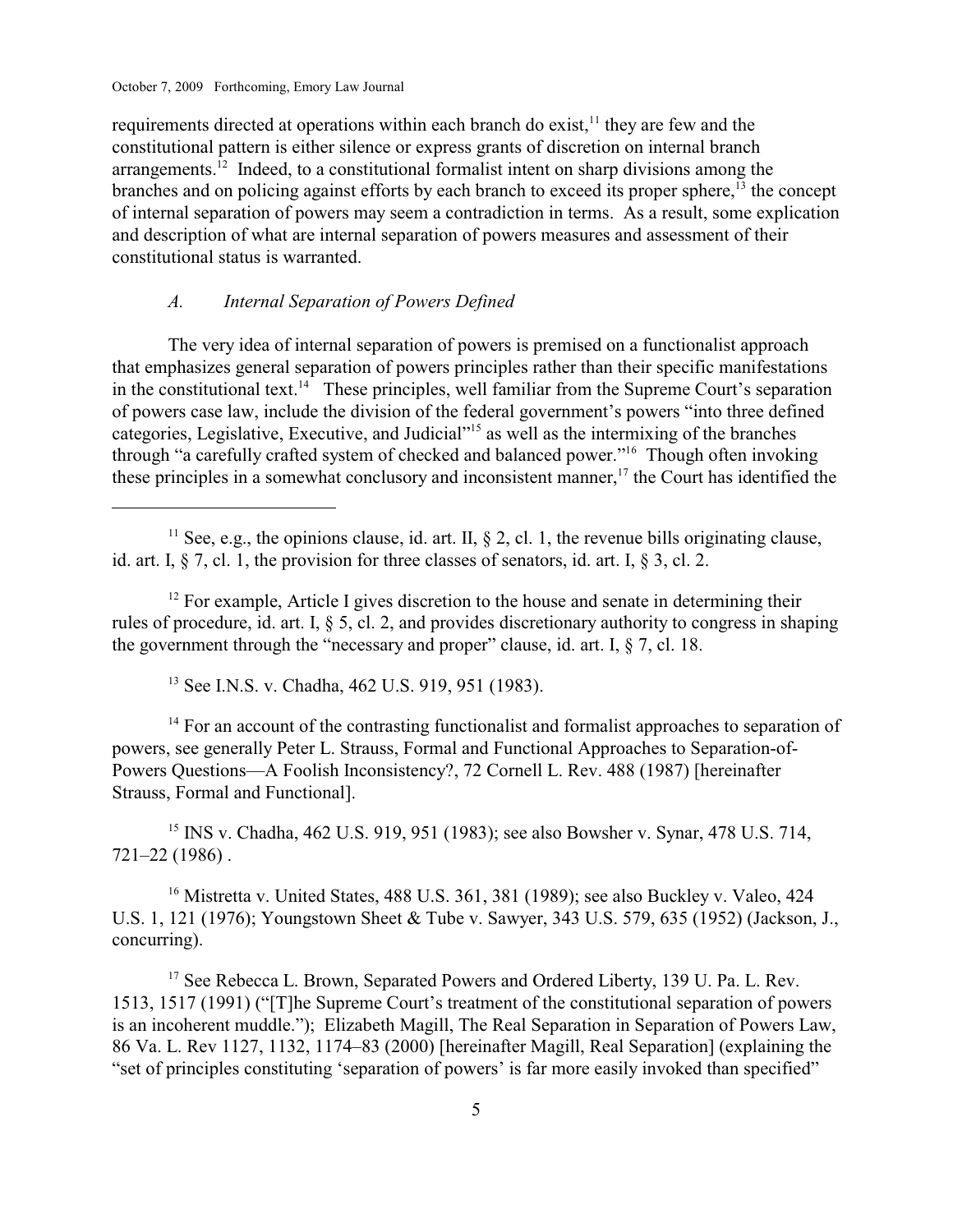requirements directed at operations within each branch do exist,[11] they are few and the constitutional pattern is either silence or express grants of discretion on internal branch arrangements.[12] Indeed, to a constitutional formalist intent on sharp divisions among the branches and on policing against efforts by each branch to exceed its proper sphere,[13] the concept of internal separation of powers may seem a contradiction in terms. As a result, some explication and description of what are internal separation of powers measures and assessment of their constitutional status is warranted.

### *A. Internal Separation of Powers Defined*

The very idea of internal separation of powers is premised on a functionalist approach that emphasizes general separation of powers principles rather than their specific manifestations in the constitutional text.[14] These principles, well familiar from the Supreme Court's separation of powers case law, include the division of the federal government's powers "into three defined categories, Legislative, Executive, and Judicial"[15] as well as the intermixing of the branches through "a carefully crafted system of checked and balanced power."[16] Though often invoking these principles in a somewhat conclusory and inconsistent manner,[17] the Court has identified the

---

[11] See, e.g., the opinions clause, id. art. II, § 2, cl. 1, the revenue bills originating clause, id. art. I, § 7, cl. 1, the provision for three classes of senators, id. art. I, § 3, cl. 2.

[12] For example, Article I gives discretion to the house and senate in determining their rules of procedure, id. art. I, § 5, cl. 2, and provides discretionary authority to congress in shaping the government through the "necessary and proper" clause, id. art. I, § 7, cl. 18.

[13] See I.N.S. v. Chadha, 462 U.S. 919, 951 (1983).

[14] For an account of the contrasting functionalist and formalist approaches to separation of powers, see generally Peter L. Strauss, Formal and Functional Approaches to Separation-of-Powers Questions—A Foolish Inconsistency?, 72 Cornell L. Rev. 488 (1987) [hereinafter Strauss, Formal and Functional].

[15] INS v. Chadha, 462 U.S. 919, 951 (1983); see also Bowsher v. Synar, 478 U.S. 714, 721–22 (1986) .

[16] Mistretta v. United States, 488 U.S. 361, 381 (1989); see also Buckley v. Valeo, 424 U.S. 1, 121 (1976); Youngstown Sheet & Tube v. Sawyer, 343 U.S. 579, 635 (1952) (Jackson, J., concurring).

[17] See Rebecca L. Brown, Separated Powers and Ordered Liberty, 139 U. Pa. L. Rev. 1513, 1517 (1991) ("[T]he Supreme Court's treatment of the constitutional separation of powers is an incoherent muddle."); Elizabeth Magill, The Real Separation in Separation of Powers Law, 86 Va. L. Rev 1127, 1132, 1174–83 (2000) [hereinafter Magill, Real Separation] (explaining the "set of principles constituting 'separation of powers' is far more easily invoked than specified"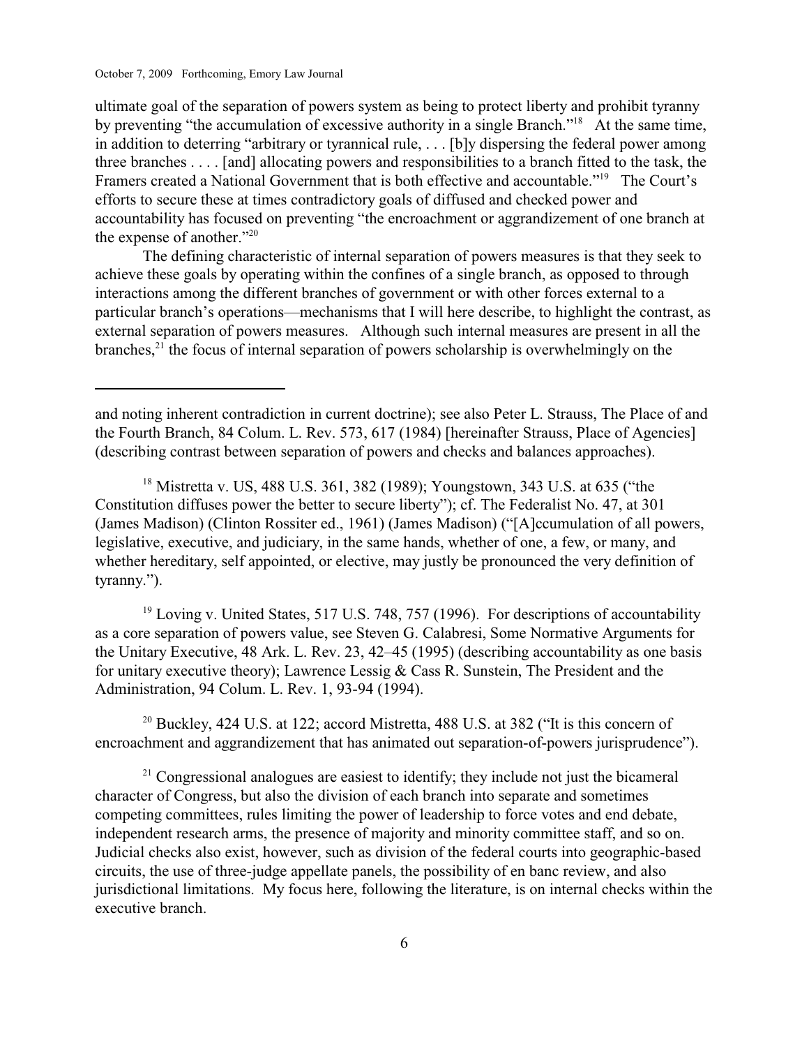ultimate goal of the separation of powers system as being to protect liberty and prohibit tyranny by preventing "the accumulation of excessive authority in a single Branch."[18] At the same time, in addition to deterring "arbitrary or tyrannical rule, . . . [b]y dispersing the federal power among three branches . . . . [and] allocating powers and responsibilities to a branch fitted to the task, the Framers created a National Government that is both effective and accountable."[19] The Court's efforts to secure these at times contradictory goals of diffused and checked power and accountability has focused on preventing "the encroachment or aggrandizement of one branch at the expense of another."[20]

The defining characteristic of internal separation of powers measures is that they seek to achieve these goals by operating within the confines of a single branch, as opposed to through interactions among the different branches of government or with other forces external to a particular branch's operations—mechanisms that I will here describe, to highlight the contrast, as external separation of powers measures. Although such internal measures are present in all the branches,[21] the focus of internal separation of powers scholarship is overwhelmingly on the

---

and noting inherent contradiction in current doctrine); see also Peter L. Strauss, The Place of and the Fourth Branch, 84 Colum. L. Rev. 573, 617 (1984) [hereinafter Strauss, Place of Agencies] (describing contrast between separation of powers and checks and balances approaches).

[18] Mistretta v. US, 488 U.S. 361, 382 (1989); Youngstown, 343 U.S. at 635 ("the Constitution diffuses power the better to secure liberty"); cf. The Federalist No. 47, at 301 (James Madison) (Clinton Rossiter ed., 1961) (James Madison) ("[A]ccumulation of all powers, legislative, executive, and judiciary, in the same hands, whether of one, a few, or many, and whether hereditary, self appointed, or elective, may justly be pronounced the very definition of tyranny.").

[19] Loving v. United States, 517 U.S. 748, 757 (1996). For descriptions of accountability as a core separation of powers value, see Steven G. Calabresi, Some Normative Arguments for the Unitary Executive, 48 Ark. L. Rev. 23, 42–45 (1995) (describing accountability as one basis for unitary executive theory); Lawrence Lessig & Cass R. Sunstein, The President and the Administration, 94 Colum. L. Rev. 1, 93-94 (1994).

[20] Buckley, 424 U.S. at 122; accord Mistretta, 488 U.S. at 382 ("It is this concern of encroachment and aggrandizement that has animated out separation-of-powers jurisprudence").

[21] Congressional analogues are easiest to identify; they include not just the bicameral character of Congress, but also the division of each branch into separate and sometimes competing committees, rules limiting the power of leadership to force votes and end debate, independent research arms, the presence of majority and minority committee staff, and so on. Judicial checks also exist, however, such as division of the federal courts into geographic-based circuits, the use of three-judge appellate panels, the possibility of en banc review, and also jurisdictional limitations. My focus here, following the literature, is on internal checks within the executive branch.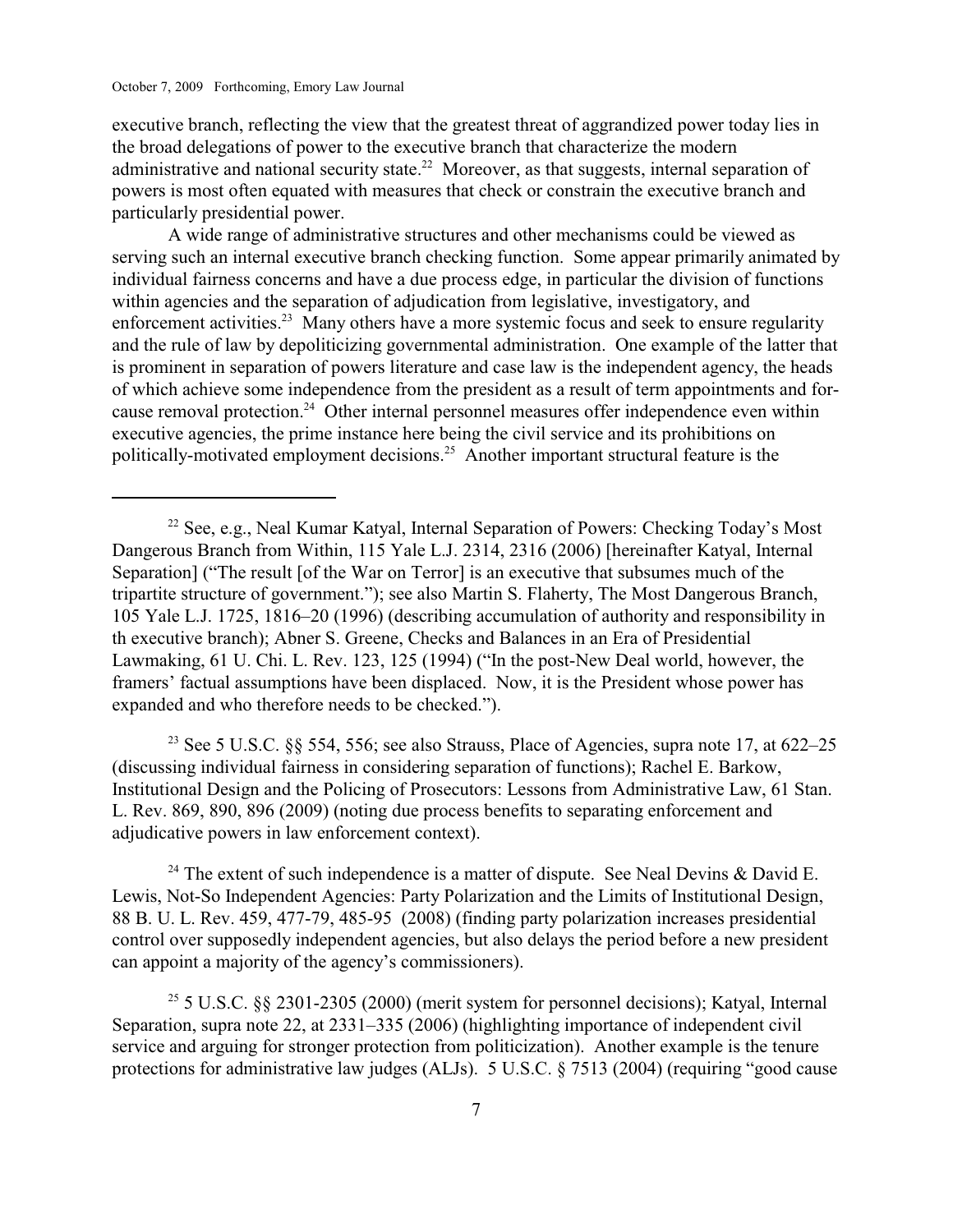executive branch, reflecting the view that the greatest threat of aggrandized power today lies in the broad delegations of power to the executive branch that characterize the modern administrative and national security state.[22] Moreover, as that suggests, internal separation of powers is most often equated with measures that check or constrain the executive branch and particularly presidential power.

A wide range of administrative structures and other mechanisms could be viewed as serving such an internal executive branch checking function. Some appear primarily animated by individual fairness concerns and have a due process edge, in particular the division of functions within agencies and the separation of adjudication from legislative, investigatory, and enforcement activities.[23] Many others have a more systemic focus and seek to ensure regularity and the rule of law by depoliticizing governmental administration. One example of the latter that is prominent in separation of powers literature and case law is the independent agency, the heads of which achieve some independence from the president as a result of term appointments and for-cause removal protection.[24] Other internal personnel measures offer independence even within executive agencies, the prime instance here being the civil service and its prohibitions on politically-motivated employment decisions.[25] Another important structural feature is the

---

[22] See, e.g., Neal Kumar Katyal, Internal Separation of Powers: Checking Today's Most Dangerous Branch from Within, 115 Yale L.J. 2314, 2316 (2006) [hereinafter Katyal, Internal Separation] ("The result [of the War on Terror] is an executive that subsumes much of the tripartite structure of government."); see also Martin S. Flaherty, The Most Dangerous Branch, 105 Yale L.J. 1725, 1816–20 (1996) (describing accumulation of authority and responsibility in th executive branch); Abner S. Greene, Checks and Balances in an Era of Presidential Lawmaking, 61 U. Chi. L. Rev. 123, 125 (1994) ("In the post-New Deal world, however, the framers' factual assumptions have been displaced. Now, it is the President whose power has expanded and who therefore needs to be checked.").

[23] See 5 U.S.C. §§ 554, 556; see also Strauss, Place of Agencies, supra note 17, at 622–25 (discussing individual fairness in considering separation of functions); Rachel E. Barkow, Institutional Design and the Policing of Prosecutors: Lessons from Administrative Law, 61 Stan. L. Rev. 869, 890, 896 (2009) (noting due process benefits to separating enforcement and adjudicative powers in law enforcement context).

[24] The extent of such independence is a matter of dispute. See Neal Devins & David E. Lewis, Not-So Independent Agencies: Party Polarization and the Limits of Institutional Design, 88 B. U. L. Rev. 459, 477-79, 485-95 (2008) (finding party polarization increases presidential control over supposedly independent agencies, but also delays the period before a new president can appoint a majority of the agency's commissioners).

[25] 5 U.S.C. §§ 2301-2305 (2000) (merit system for personnel decisions); Katyal, Internal Separation, supra note 22, at 2331–335 (2006) (highlighting importance of independent civil service and arguing for stronger protection from politicization). Another example is the tenure protections for administrative law judges (ALJs). 5 U.S.C. § 7513 (2004) (requiring "good cause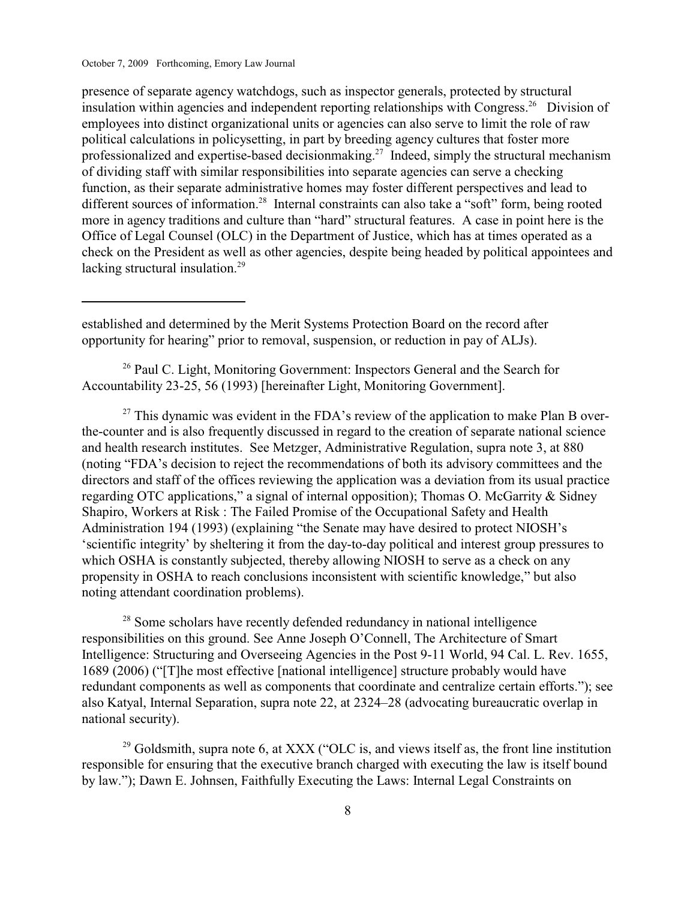presence of separate agency watchdogs, such as inspector generals, protected by structural insulation within agencies and independent reporting relationships with Congress.[26] Division of employees into distinct organizational units or agencies can also serve to limit the role of raw political calculations in policysetting, in part by breeding agency cultures that foster more professionalized and expertise-based decisionmaking.[27] Indeed, simply the structural mechanism of dividing staff with similar responsibilities into separate agencies can serve a checking function, as their separate administrative homes may foster different perspectives and lead to different sources of information.[28] Internal constraints can also take a "soft" form, being rooted more in agency traditions and culture than "hard" structural features. A case in point here is the Office of Legal Counsel (OLC) in the Department of Justice, which has at times operated as a check on the President as well as other agencies, despite being headed by political appointees and lacking structural insulation.[29]

---

established and determined by the Merit Systems Protection Board on the record after opportunity for hearing" prior to removal, suspension, or reduction in pay of ALJs).

[26] Paul C. Light, Monitoring Government: Inspectors General and the Search for Accountability 23-25, 56 (1993) [hereinafter Light, Monitoring Government].

[27] This dynamic was evident in the FDA's review of the application to make Plan B over-the-counter and is also frequently discussed in regard to the creation of separate national science and health research institutes. See Metzger, Administrative Regulation, supra note 3, at 880 (noting "FDA's decision to reject the recommendations of both its advisory committees and the directors and staff of the offices reviewing the application was a deviation from its usual practice regarding OTC applications," a signal of internal opposition); Thomas O. McGarrity & Sidney Shapiro, Workers at Risk : The Failed Promise of the Occupational Safety and Health Administration 194 (1993) (explaining "the Senate may have desired to protect NIOSH's 'scientific integrity' by sheltering it from the day-to-day political and interest group pressures to which OSHA is constantly subjected, thereby allowing NIOSH to serve as a check on any propensity in OSHA to reach conclusions inconsistent with scientific knowledge," but also noting attendant coordination problems).

[28] Some scholars have recently defended redundancy in national intelligence responsibilities on this ground. See Anne Joseph O'Connell, The Architecture of Smart Intelligence: Structuring and Overseeing Agencies in the Post 9-11 World, 94 Cal. L. Rev. 1655, 1689 (2006) ("[T]he most effective [national intelligence] structure probably would have redundant components as well as components that coordinate and centralize certain efforts."); see also Katyal, Internal Separation, supra note 22, at 2324–28 (advocating bureaucratic overlap in national security).

[29] Goldsmith, supra note 6, at XXX ("OLC is, and views itself as, the front line institution responsible for ensuring that the executive branch charged with executing the law is itself bound by law."); Dawn E. Johnsen, Faithfully Executing the Laws: Internal Legal Constraints on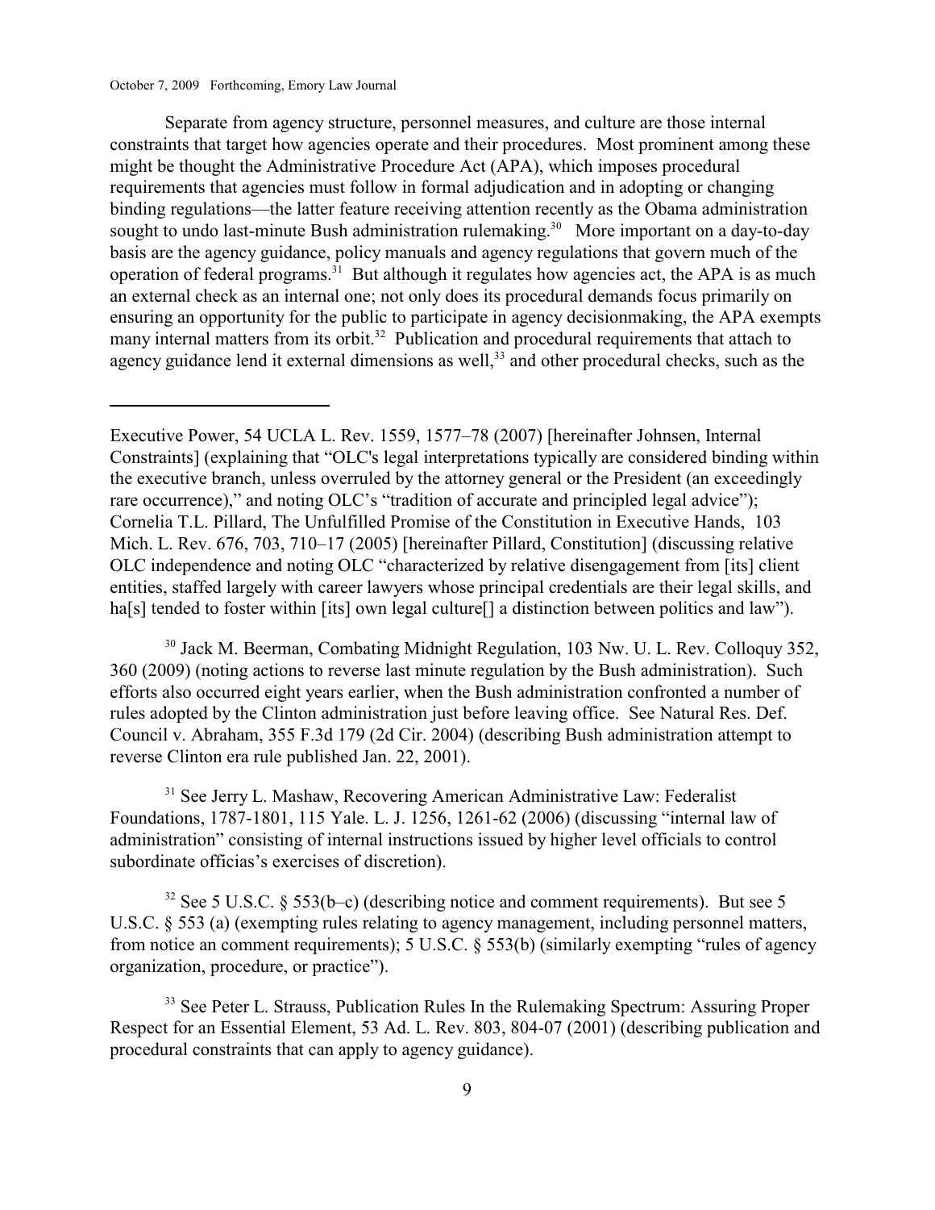Separate from agency structure, personnel measures, and culture are those internal constraints that target how agencies operate and their procedures. Most prominent among these might be thought the Administrative Procedure Act (APA), which imposes procedural requirements that agencies must follow in formal adjudication and in adopting or changing binding regulations—the latter feature receiving attention recently as the Obama administration sought to undo last-minute Bush administration rulemaking.[30] More important on a day-to-day basis are the agency guidance, policy manuals and agency regulations that govern much of the operation of federal programs.[31] But although it regulates how agencies act, the APA is as much an external check as an internal one; not only does its procedural demands focus primarily on ensuring an opportunity for the public to participate in agency decisionmaking, the APA exempts many internal matters from its orbit.[32] Publication and procedural requirements that attach to agency guidance lend it external dimensions as well,[33] and other procedural checks, such as the

---

Executive Power, 54 UCLA L. Rev. 1559, 1577–78 (2007) [hereinafter Johnsen, Internal Constraints] (explaining that "OLC's legal interpretations typically are considered binding within the executive branch, unless overruled by the attorney general or the President (an exceedingly rare occurrence)," and noting OLC's "tradition of accurate and principled legal advice"); Cornelia T.L. Pillard, The Unfulfilled Promise of the Constitution in Executive Hands, 103 Mich. L. Rev. 676, 703, 710–17 (2005) [hereinafter Pillard, Constitution] (discussing relative OLC independence and noting OLC "characterized by relative disengagement from [its] client entities, staffed largely with career lawyers whose principal credentials are their legal skills, and ha[s] tended to foster within [its] own legal culture[] a distinction between politics and law").

[30] Jack M. Beerman, Combating Midnight Regulation, 103 Nw. U. L. Rev. Colloquy 352, 360 (2009) (noting actions to reverse last minute regulation by the Bush administration). Such efforts also occurred eight years earlier, when the Bush administration confronted a number of rules adopted by the Clinton administration just before leaving office. See Natural Res. Def. Council v. Abraham, 355 F.3d 179 (2d Cir. 2004) (describing Bush administration attempt to reverse Clinton era rule published Jan. 22, 2001).

[31] See Jerry L. Mashaw, Recovering American Administrative Law: Federalist Foundations, 1787-1801, 115 Yale. L. J. 1256, 1261-62 (2006) (discussing "internal law of administration" consisting of internal instructions issued by higher level officials to control subordinate officias's exercises of discretion).

[32] See 5 U.S.C. § 553(b–c) (describing notice and comment requirements). But see 5 U.S.C. § 553 (a) (exempting rules relating to agency management, including personnel matters, from notice an comment requirements); 5 U.S.C. § 553(b) (similarly exempting "rules of agency organization, procedure, or practice").

[33] See Peter L. Strauss, Publication Rules In the Rulemaking Spectrum: Assuring Proper Respect for an Essential Element, 53 Ad. L. Rev. 803, 804-07 (2001) (describing publication and procedural constraints that can apply to agency guidance).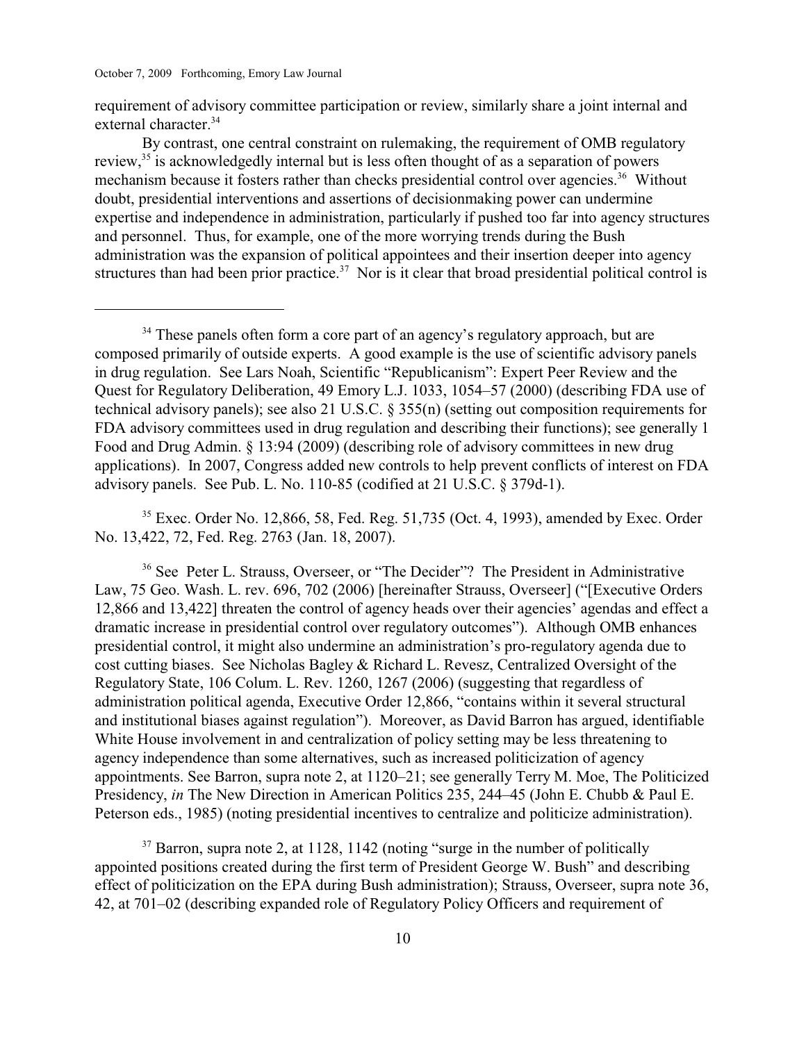requirement of advisory committee participation or review, similarly share a joint internal and external character.[34]

By contrast, one central constraint on rulemaking, the requirement of OMB regulatory review,[35] is acknowledgedly internal but is less often thought of as a separation of powers mechanism because it fosters rather than checks presidential control over agencies.[36] Without doubt, presidential interventions and assertions of decisionmaking power can undermine expertise and independence in administration, particularly if pushed too far into agency structures and personnel. Thus, for example, one of the more worrying trends during the Bush administration was the expansion of political appointees and their insertion deeper into agency structures than had been prior practice.[37] Nor is it clear that broad presidential political control is

---

[34] These panels often form a core part of an agency's regulatory approach, but are composed primarily of outside experts. A good example is the use of scientific advisory panels in drug regulation. See Lars Noah, Scientific "Republicanism": Expert Peer Review and the Quest for Regulatory Deliberation, 49 Emory L.J. 1033, 1054–57 (2000) (describing FDA use of technical advisory panels); see also 21 U.S.C. § 355(n) (setting out composition requirements for FDA advisory committees used in drug regulation and describing their functions); see generally 1 Food and Drug Admin. § 13:94 (2009) (describing role of advisory committees in new drug applications). In 2007, Congress added new controls to help prevent conflicts of interest on FDA advisory panels. See Pub. L. No. 110-85 (codified at 21 U.S.C. § 379d-1).

[35] Exec. Order No. 12,866, 58, Fed. Reg. 51,735 (Oct. 4, 1993), amended by Exec. Order No. 13,422, 72, Fed. Reg. 2763 (Jan. 18, 2007).

[36] See Peter L. Strauss, Overseer, or "The Decider"? The President in Administrative Law, 75 Geo. Wash. L. rev. 696, 702 (2006) [hereinafter Strauss, Overseer] ("[Executive Orders 12,866 and 13,422] threaten the control of agency heads over their agencies' agendas and effect a dramatic increase in presidential control over regulatory outcomes"). Although OMB enhances presidential control, it might also undermine an administration's pro-regulatory agenda due to cost cutting biases. See Nicholas Bagley & Richard L. Revesz, Centralized Oversight of the Regulatory State, 106 Colum. L. Rev. 1260, 1267 (2006) (suggesting that regardless of administration political agenda, Executive Order 12,866, "contains within it several structural and institutional biases against regulation"). Moreover, as David Barron has argued, identifiable White House involvement in and centralization of policy setting may be less threatening to agency independence than some alternatives, such as increased politicization of agency appointments. See Barron, supra note 2, at 1120–21; see generally Terry M. Moe, The Politicized Presidency, *in* The New Direction in American Politics 235, 244–45 (John E. Chubb & Paul E. Peterson eds., 1985) (noting presidential incentives to centralize and politicize administration).

[37] Barron, supra note 2, at 1128, 1142 (noting "surge in the number of politically appointed positions created during the first term of President George W. Bush" and describing effect of politicization on the EPA during Bush administration); Strauss, Overseer, supra note 36, 42, at 701–02 (describing expanded role of Regulatory Policy Officers and requirement of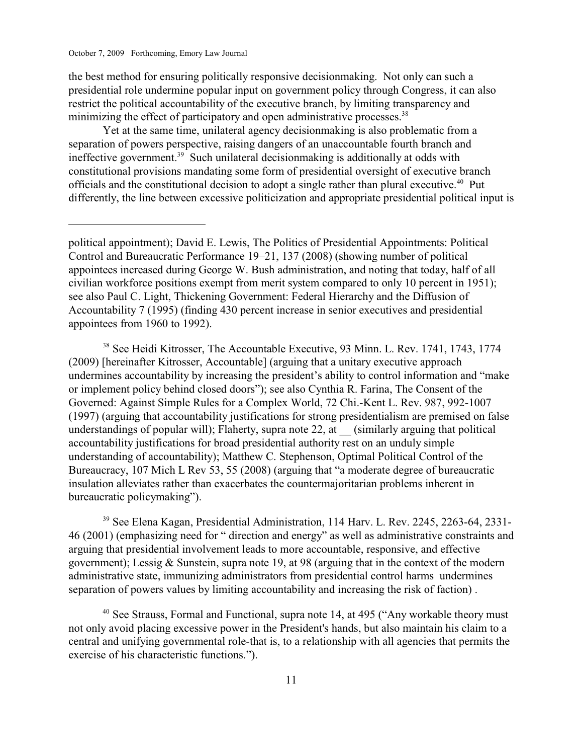the best method for ensuring politically responsive decisionmaking. Not only can such a presidential role undermine popular input on government policy through Congress, it can also restrict the political accountability of the executive branch, by limiting transparency and minimizing the effect of participatory and open administrative processes.[38]

Yet at the same time, unilateral agency decisionmaking is also problematic from a separation of powers perspective, raising dangers of an unaccountable fourth branch and ineffective government.[39] Such unilateral decisionmaking is additionally at odds with constitutional provisions mandating some form of presidential oversight of executive branch officials and the constitutional decision to adopt a single rather than plural executive.[40] Put differently, the line between excessive politicization and appropriate presidential political input is

---

political appointment); David E. Lewis, The Politics of Presidential Appointments: Political Control and Bureaucratic Performance 19–21, 137 (2008) (showing number of political appointees increased during George W. Bush administration, and noting that today, half of all civilian workforce positions exempt from merit system compared to only 10 percent in 1951); see also Paul C. Light, Thickening Government: Federal Hierarchy and the Diffusion of Accountability 7 (1995) (finding 430 percent increase in senior executives and presidential appointees from 1960 to 1992).

[38] See Heidi Kitrosser, The Accountable Executive, 93 Minn. L. Rev. 1741, 1743, 1774 (2009) [hereinafter Kitrosser, Accountable] (arguing that a unitary executive approach undermines accountability by increasing the president's ability to control information and "make or implement policy behind closed doors"); see also Cynthia R. Farina, The Consent of the Governed: Against Simple Rules for a Complex World, 72 Chi.-Kent L. Rev. 987, 992-1007 (1997) (arguing that accountability justifications for strong presidentialism are premised on false understandings of popular will); Flaherty, supra note 22, at __ (similarly arguing that political accountability justifications for broad presidential authority rest on an unduly simple understanding of accountability); Matthew C. Stephenson, Optimal Political Control of the Bureaucracy, 107 Mich L Rev 53, 55 (2008) (arguing that "a moderate degree of bureaucratic insulation alleviates rather than exacerbates the countermajoritarian problems inherent in bureaucratic policymaking").

[39] See Elena Kagan, Presidential Administration, 114 Harv. L. Rev. 2245, 2263-64, 2331-46 (2001) (emphasizing need for " direction and energy" as well as administrative constraints and arguing that presidential involvement leads to more accountable, responsive, and effective government); Lessig & Sunstein, supra note 19, at 98 (arguing that in the context of the modern administrative state, immunizing administrators from presidential control harms undermines separation of powers values by limiting accountability and increasing the risk of faction) .

[40] See Strauss, Formal and Functional, supra note 14, at 495 ("Any workable theory must not only avoid placing excessive power in the President's hands, but also maintain his claim to a central and unifying governmental role-that is, to a relationship with all agencies that permits the exercise of his characteristic functions.").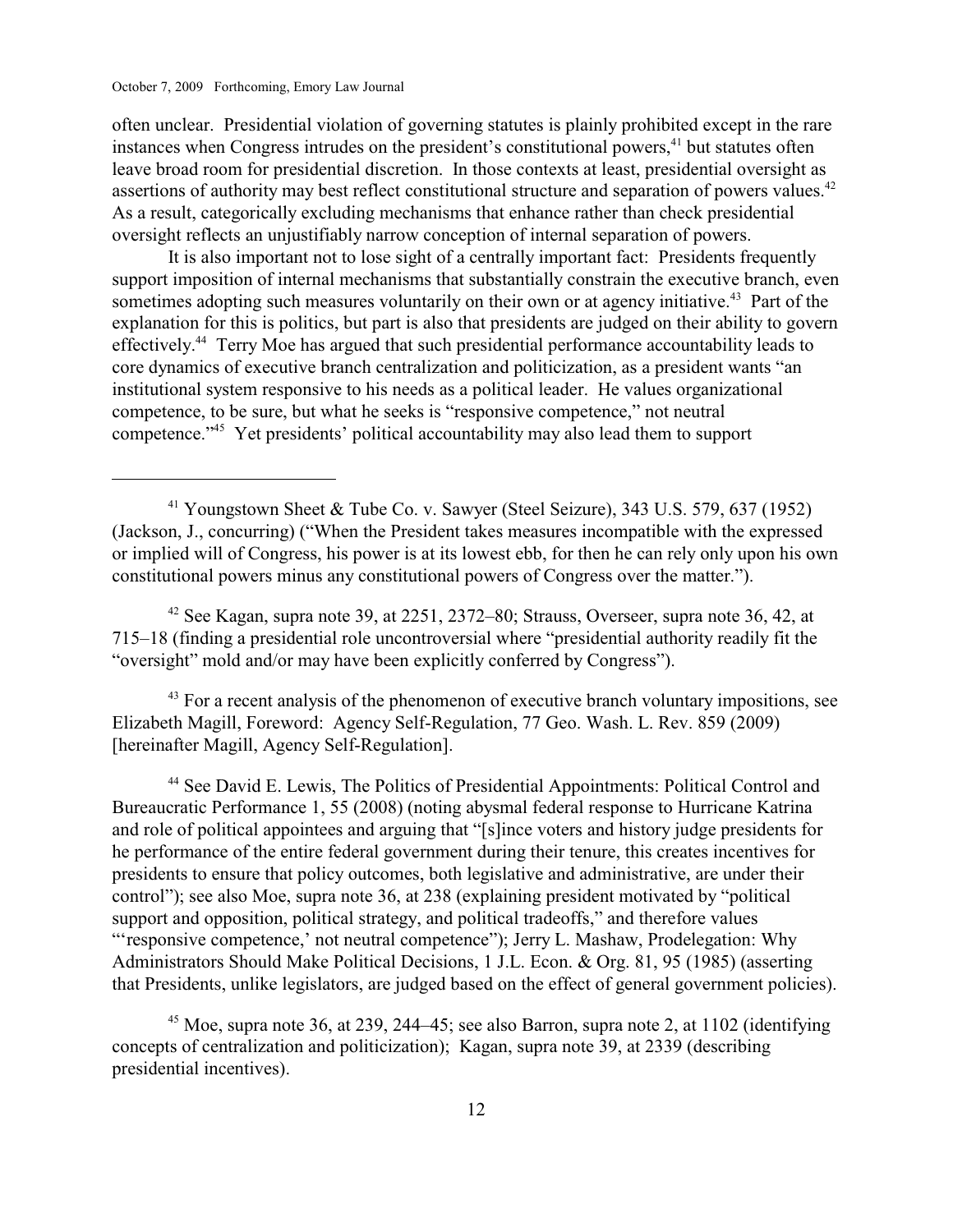often unclear. Presidential violation of governing statutes is plainly prohibited except in the rare instances when Congress intrudes on the president's constitutional powers,[41] but statutes often leave broad room for presidential discretion. In those contexts at least, presidential oversight as assertions of authority may best reflect constitutional structure and separation of powers values.[42] As a result, categorically excluding mechanisms that enhance rather than check presidential oversight reflects an unjustifiably narrow conception of internal separation of powers.

It is also important not to lose sight of a centrally important fact: Presidents frequently support imposition of internal mechanisms that substantially constrain the executive branch, even sometimes adopting such measures voluntarily on their own or at agency initiative.[43] Part of the explanation for this is politics, but part is also that presidents are judged on their ability to govern effectively.[44] Terry Moe has argued that such presidential performance accountability leads to core dynamics of executive branch centralization and politicization, as a president wants "an institutional system responsive to his needs as a political leader. He values organizational competence, to be sure, but what he seeks is "responsive competence," not neutral competence."[45] Yet presidents' political accountability may also lead them to support

---

[41] Youngstown Sheet & Tube Co. v. Sawyer (Steel Seizure), 343 U.S. 579, 637 (1952) (Jackson, J., concurring) ("When the President takes measures incompatible with the expressed or implied will of Congress, his power is at its lowest ebb, for then he can rely only upon his own constitutional powers minus any constitutional powers of Congress over the matter.").

[42] See Kagan, supra note 39, at 2251, 2372–80; Strauss, Overseer, supra note 36, 42, at 715–18 (finding a presidential role uncontroversial where "presidential authority readily fit the "oversight" mold and/or may have been explicitly conferred by Congress").

[43] For a recent analysis of the phenomenon of executive branch voluntary impositions, see Elizabeth Magill, Foreword: Agency Self-Regulation, 77 Geo. Wash. L. Rev. 859 (2009) [hereinafter Magill, Agency Self-Regulation].

[44] See David E. Lewis, The Politics of Presidential Appointments: Political Control and Bureaucratic Performance 1, 55 (2008) (noting abysmal federal response to Hurricane Katrina and role of political appointees and arguing that "[s]ince voters and history judge presidents for he performance of the entire federal government during their tenure, this creates incentives for presidents to ensure that policy outcomes, both legislative and administrative, are under their control"); see also Moe, supra note 36, at 238 (explaining president motivated by "political support and opposition, political strategy, and political tradeoffs," and therefore values "'responsive competence,' not neutral competence"); Jerry L. Mashaw, Prodelegation: Why Administrators Should Make Political Decisions, 1 J.L. Econ. & Org. 81, 95 (1985) (asserting that Presidents, unlike legislators, are judged based on the effect of general government policies).

[45] Moe, supra note 36, at 239, 244–45; see also Barron, supra note 2, at 1102 (identifying concepts of centralization and politicization); Kagan, supra note 39, at 2339 (describing presidential incentives).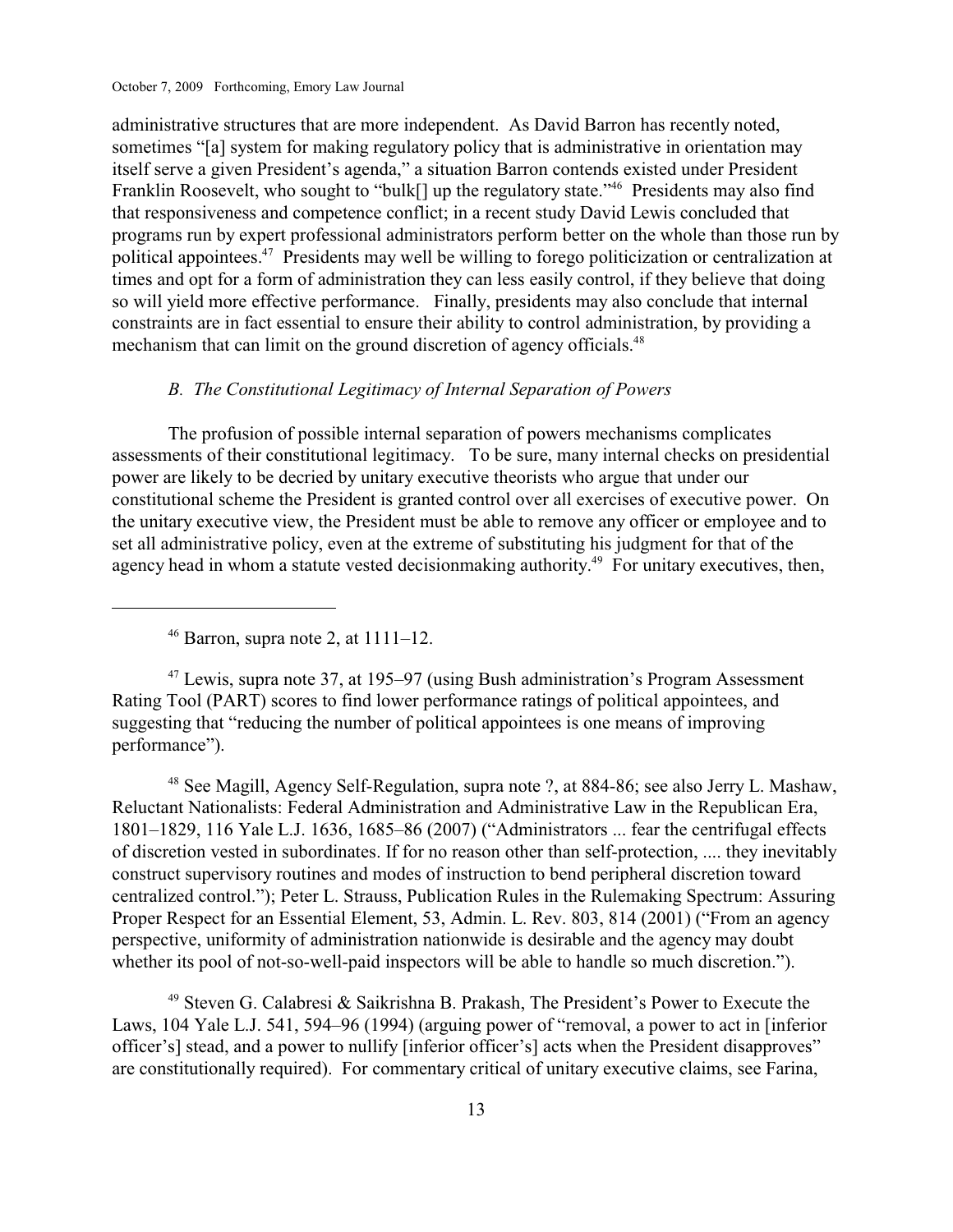administrative structures that are more independent. As David Barron has recently noted, sometimes "[a] system for making regulatory policy that is administrative in orientation may itself serve a given President's agenda," a situation Barron contends existed under President Franklin Roosevelt, who sought to "bulk[] up the regulatory state."[46] Presidents may also find that responsiveness and competence conflict; in a recent study David Lewis concluded that programs run by expert professional administrators perform better on the whole than those run by political appointees.[47] Presidents may well be willing to forego politicization or centralization at times and opt for a form of administration they can less easily control, if they believe that doing so will yield more effective performance. Finally, presidents may also conclude that internal constraints are in fact essential to ensure their ability to control administration, by providing a mechanism that can limit on the ground discretion of agency officials.[48]

### *B. The Constitutional Legitimacy of Internal Separation of Powers*

The profusion of possible internal separation of powers mechanisms complicates assessments of their constitutional legitimacy. To be sure, many internal checks on presidential power are likely to be decried by unitary executive theorists who argue that under our constitutional scheme the President is granted control over all exercises of executive power. On the unitary executive view, the President must be able to remove any officer or employee and to set all administrative policy, even at the extreme of substituting his judgment for that of the agency head in whom a statute vested decisionmaking authority.[49] For unitary executives, then,

---

[46] Barron, supra note 2, at 1111–12.

[47] Lewis, supra note 37, at 195–97 (using Bush administration's Program Assessment Rating Tool (PART) scores to find lower performance ratings of political appointees, and suggesting that "reducing the number of political appointees is one means of improving performance").

[48] See Magill, Agency Self-Regulation, supra note ?, at 884-86; see also Jerry L. Mashaw, Reluctant Nationalists: Federal Administration and Administrative Law in the Republican Era, 1801–1829, 116 Yale L.J. 1636, 1685–86 (2007) ("Administrators ... fear the centrifugal effects of discretion vested in subordinates. If for no reason other than self-protection, .... they inevitably construct supervisory routines and modes of instruction to bend peripheral discretion toward centralized control."); Peter L. Strauss, Publication Rules in the Rulemaking Spectrum: Assuring Proper Respect for an Essential Element, 53, Admin. L. Rev. 803, 814 (2001) ("From an agency perspective, uniformity of administration nationwide is desirable and the agency may doubt whether its pool of not-so-well-paid inspectors will be able to handle so much discretion.").

[49] Steven G. Calabresi & Saikrishna B. Prakash, The President's Power to Execute the Laws, 104 Yale L.J. 541, 594–96 (1994) (arguing power of "removal, a power to act in [inferior officer's] stead, and a power to nullify [inferior officer's] acts when the President disapproves" are constitutionally required). For commentary critical of unitary executive claims, see Farina,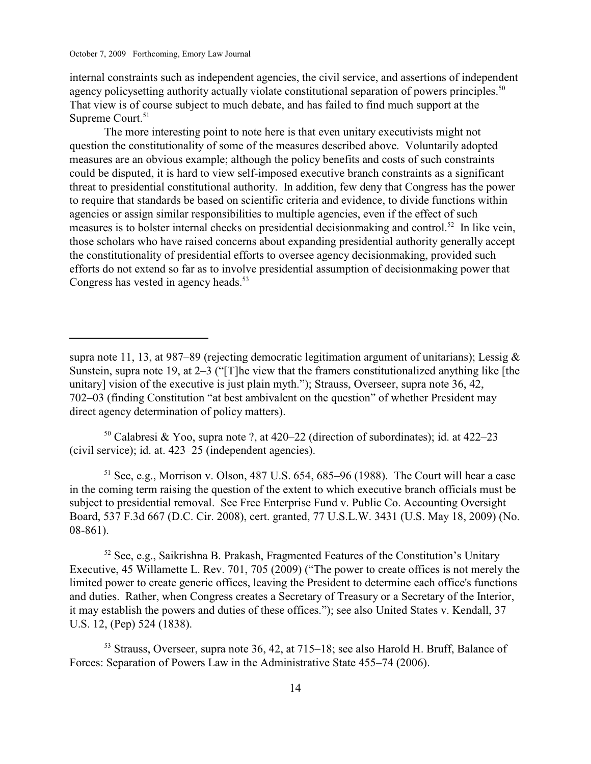internal constraints such as independent agencies, the civil service, and assertions of independent agency policysetting authority actually violate constitutional separation of powers principles.[50] That view is of course subject to much debate, and has failed to find much support at the Supreme Court.[51]

The more interesting point to note here is that even unitary executivists might not question the constitutionality of some of the measures described above. Voluntarily adopted measures are an obvious example; although the policy benefits and costs of such constraints could be disputed, it is hard to view self-imposed executive branch constraints as a significant threat to presidential constitutional authority. In addition, few deny that Congress has the power to require that standards be based on scientific criteria and evidence, to divide functions within agencies or assign similar responsibilities to multiple agencies, even if the effect of such measures is to bolster internal checks on presidential decisionmaking and control.[52] In like vein, those scholars who have raised concerns about expanding presidential authority generally accept the constitutionality of presidential efforts to oversee agency decisionmaking, provided such efforts do not extend so far as to involve presidential assumption of decisionmaking power that Congress has vested in agency heads.[53]

---

supra note 11, 13, at 987–89 (rejecting democratic legitimation argument of unitarians); Lessig & Sunstein, supra note 19, at 2–3 ("[T]he view that the framers constitutionalized anything like [the unitary] vision of the executive is just plain myth."); Strauss, Overseer, supra note 36, 42, 702–03 (finding Constitution "at best ambivalent on the question" of whether President may direct agency determination of policy matters).

[50] Calabresi & Yoo, supra note ?, at 420–22 (direction of subordinates); id. at 422–23 (civil service); id. at. 423–25 (independent agencies).

[51] See, e.g., Morrison v. Olson, 487 U.S. 654, 685–96 (1988). The Court will hear a case in the coming term raising the question of the extent to which executive branch officials must be subject to presidential removal. See Free Enterprise Fund v. Public Co. Accounting Oversight Board, 537 F.3d 667 (D.C. Cir. 2008), cert. granted, 77 U.S.L.W. 3431 (U.S. May 18, 2009) (No. 08-861).

[52] See, e.g., Saikrishna B. Prakash, Fragmented Features of the Constitution's Unitary Executive, 45 Willamette L. Rev. 701, 705 (2009) ("The power to create offices is not merely the limited power to create generic offices, leaving the President to determine each office's functions and duties. Rather, when Congress creates a Secretary of Treasury or a Secretary of the Interior, it may establish the powers and duties of these offices."); see also United States v. Kendall, 37 U.S. 12, (Pep) 524 (1838).

[53] Strauss, Overseer, supra note 36, 42, at 715–18; see also Harold H. Bruff, Balance of Forces: Separation of Powers Law in the Administrative State 455–74 (2006).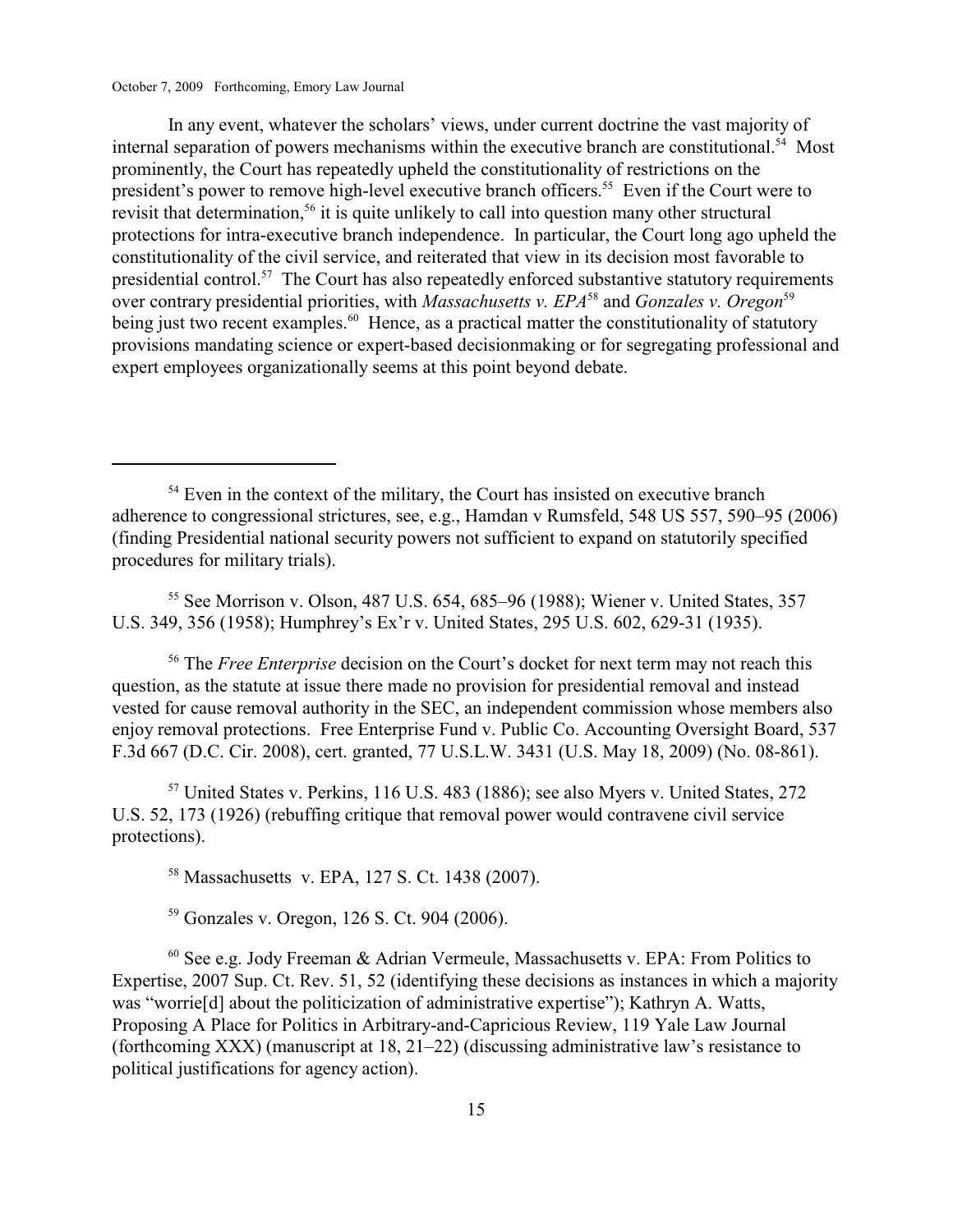In any event, whatever the scholars' views, under current doctrine the vast majority of internal separation of powers mechanisms within the executive branch are constitutional.[54] Most prominently, the Court has repeatedly upheld the constitutionality of restrictions on the president's power to remove high-level executive branch officers.[55] Even if the Court were to revisit that determination,[56] it is quite unlikely to call into question many other structural protections for intra-executive branch independence. In particular, the Court long ago upheld the constitutionality of the civil service, and reiterated that view in its decision most favorable to presidential control.[57] The Court has also repeatedly enforced substantive statutory requirements over contrary presidential priorities, with *Massachusetts v. EPA*[58] and *Gonzales v. Oregon*[59] being just two recent examples.[60] Hence, as a practical matter the constitutionality of statutory provisions mandating science or expert-based decisionmaking or for segregating professional and expert employees organizationally seems at this point beyond debate.

---

[54] Even in the context of the military, the Court has insisted on executive branch adherence to congressional strictures, see, e.g., Hamdan v Rumsfeld, 548 US 557, 590–95 (2006) (finding Presidential national security powers not sufficient to expand on statutorily specified procedures for military trials).

[55] See Morrison v. Olson, 487 U.S. 654, 685–96 (1988); Wiener v. United States, 357 U.S. 349, 356 (1958); Humphrey's Ex'r v. United States, 295 U.S. 602, 629-31 (1935).

[56] The *Free Enterprise* decision on the Court's docket for next term may not reach this question, as the statute at issue there made no provision for presidential removal and instead vested for cause removal authority in the SEC, an independent commission whose members also enjoy removal protections. Free Enterprise Fund v. Public Co. Accounting Oversight Board, 537 F.3d 667 (D.C. Cir. 2008), cert. granted, 77 U.S.L.W. 3431 (U.S. May 18, 2009) (No. 08-861).

[57] United States v. Perkins, 116 U.S. 483 (1886); see also Myers v. United States, 272 U.S. 52, 173 (1926) (rebuffing critique that removal power would contravene civil service protections).

[58] Massachusetts v. EPA, 127 S. Ct. 1438 (2007).

[59] Gonzales v. Oregon, 126 S. Ct. 904 (2006).

[60] See e.g. Jody Freeman & Adrian Vermeule, Massachusetts v. EPA: From Politics to Expertise, 2007 Sup. Ct. Rev. 51, 52 (identifying these decisions as instances in which a majority was "worrie[d] about the politicization of administrative expertise"); Kathryn A. Watts, Proposing A Place for Politics in Arbitrary-and-Capricious Review, 119 Yale Law Journal (forthcoming XXX) (manuscript at 18, 21–22) (discussing administrative law's resistance to political justifications for agency action).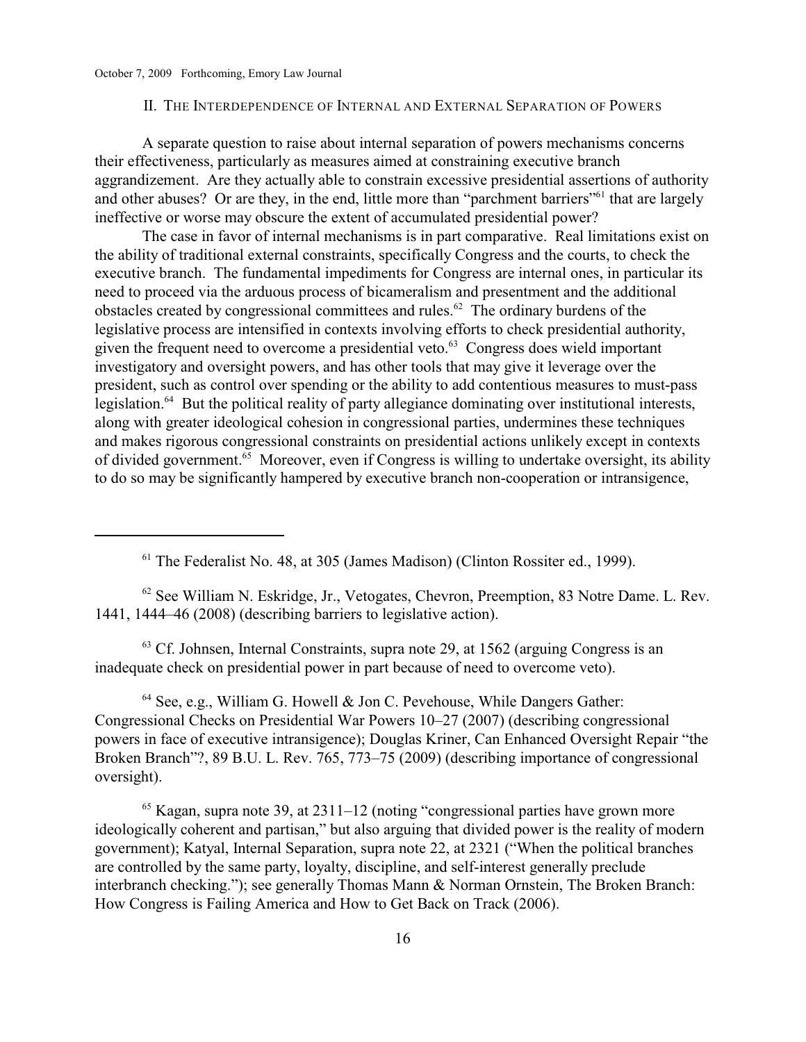## II. The Interdependence of Internal and External Separation of Powers

A separate question to raise about internal separation of powers mechanisms concerns their effectiveness, particularly as measures aimed at constraining executive branch aggrandizement. Are they actually able to constrain excessive presidential assertions of authority and other abuses? Or are they, in the end, little more than "parchment barriers"[61] that are largely ineffective or worse may obscure the extent of accumulated presidential power?

The case in favor of internal mechanisms is in part comparative. Real limitations exist on the ability of traditional external constraints, specifically Congress and the courts, to check the executive branch. The fundamental impediments for Congress are internal ones, in particular its need to proceed via the arduous process of bicameralism and presentment and the additional obstacles created by congressional committees and rules.[62] The ordinary burdens of the legislative process are intensified in contexts involving efforts to check presidential authority, given the frequent need to overcome a presidential veto.[63] Congress does wield important investigatory and oversight powers, and has other tools that may give it leverage over the president, such as control over spending or the ability to add contentious measures to must-pass legislation.[64] But the political reality of party allegiance dominating over institutional interests, along with greater ideological cohesion in congressional parties, undermines these techniques and makes rigorous congressional constraints on presidential actions unlikely except in contexts of divided government.[65] Moreover, even if Congress is willing to undertake oversight, its ability to do so may be significantly hampered by executive branch non-cooperation or intransigence,

---

[61] The Federalist No. 48, at 305 (James Madison) (Clinton Rossiter ed., 1999).

[62] See William N. Eskridge, Jr., Vetogates, Chevron, Preemption, 83 Notre Dame. L. Rev. 1441, 1444–46 (2008) (describing barriers to legislative action).

[63] Cf. Johnsen, Internal Constraints, supra note 29, at 1562 (arguing Congress is an inadequate check on presidential power in part because of need to overcome veto).

[64] See, e.g., William G. Howell & Jon C. Pevehouse, While Dangers Gather: Congressional Checks on Presidential War Powers 10–27 (2007) (describing congressional powers in face of executive intransigence); Douglas Kriner, Can Enhanced Oversight Repair "the Broken Branch"?, 89 B.U. L. Rev. 765, 773–75 (2009) (describing importance of congressional oversight).

[65] Kagan, supra note 39, at 2311–12 (noting "congressional parties have grown more ideologically coherent and partisan," but also arguing that divided power is the reality of modern government); Katyal, Internal Separation, supra note 22, at 2321 ("When the political branches are controlled by the same party, loyalty, discipline, and self-interest generally preclude interbranch checking."); see generally Thomas Mann & Norman Ornstein, The Broken Branch: How Congress is Failing America and How to Get Back on Track (2006).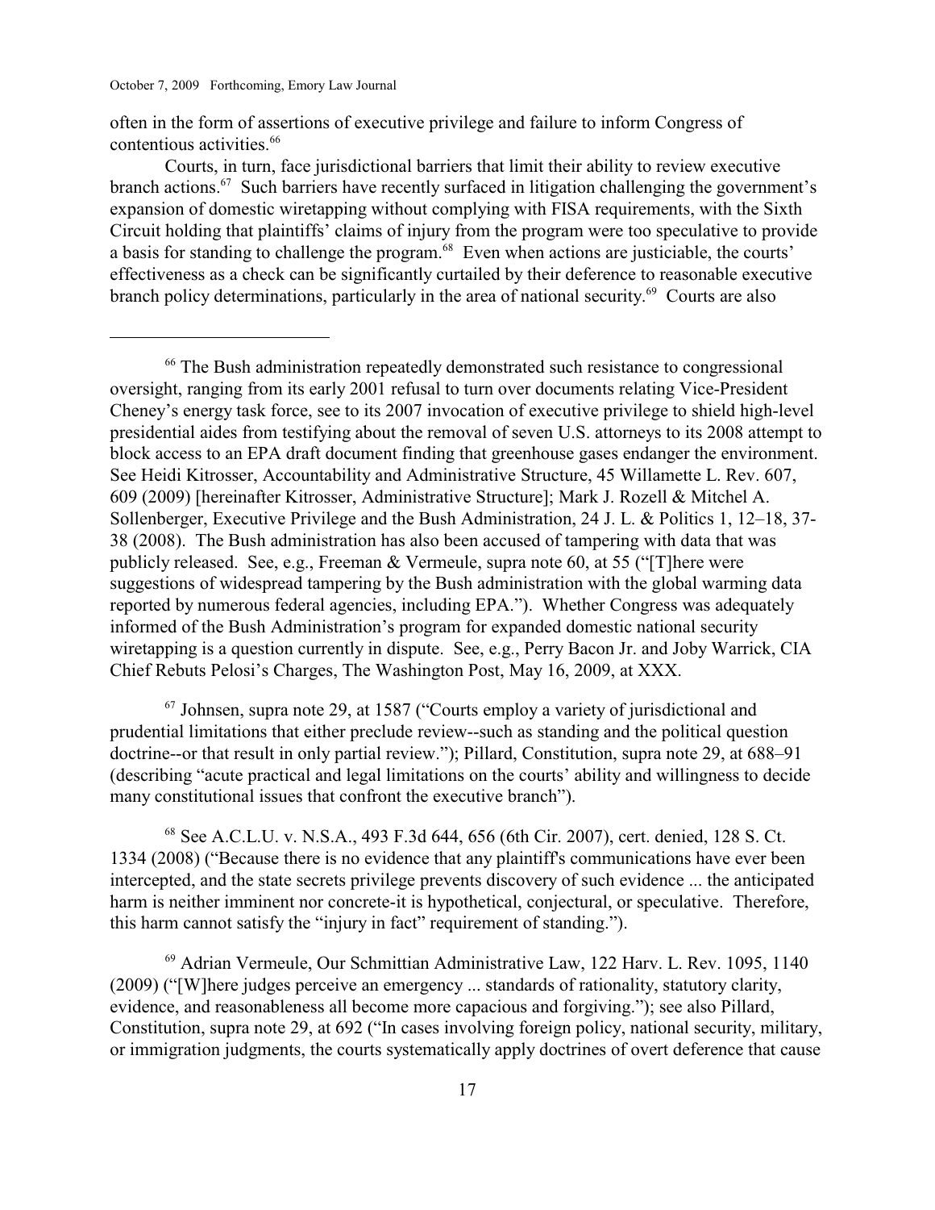often in the form of assertions of executive privilege and failure to inform Congress of contentious activities.[66]

Courts, in turn, face jurisdictional barriers that limit their ability to review executive branch actions.[67] Such barriers have recently surfaced in litigation challenging the government's expansion of domestic wiretapping without complying with FISA requirements, with the Sixth Circuit holding that plaintiffs' claims of injury from the program were too speculative to provide a basis for standing to challenge the program.[68] Even when actions are justiciable, the courts' effectiveness as a check can be significantly curtailed by their deference to reasonable executive branch policy determinations, particularly in the area of national security.[69] Courts are also

---

[66] The Bush administration repeatedly demonstrated such resistance to congressional oversight, ranging from its early 2001 refusal to turn over documents relating Vice-President Cheney's energy task force, see to its 2007 invocation of executive privilege to shield high-level presidential aides from testifying about the removal of seven U.S. attorneys to its 2008 attempt to block access to an EPA draft document finding that greenhouse gases endanger the environment. See Heidi Kitrosser, Accountability and Administrative Structure, 45 Willamette L. Rev. 607, 609 (2009) [hereinafter Kitrosser, Administrative Structure]; Mark J. Rozell & Mitchel A. Sollenberger, Executive Privilege and the Bush Administration, 24 J. L. & Politics 1, 12–18, 37-38 (2008). The Bush administration has also been accused of tampering with data that was publicly released. See, e.g., Freeman & Vermeule, supra note 60, at 55 ("[T]here were suggestions of widespread tampering by the Bush administration with the global warming data reported by numerous federal agencies, including EPA."). Whether Congress was adequately informed of the Bush Administration's program for expanded domestic national security wiretapping is a question currently in dispute. See, e.g., Perry Bacon Jr. and Joby Warrick, CIA Chief Rebuts Pelosi's Charges, The Washington Post, May 16, 2009, at XXX.

[67] Johnsen, supra note 29, at 1587 ("Courts employ a variety of jurisdictional and prudential limitations that either preclude review--such as standing and the political question doctrine--or that result in only partial review."); Pillard, Constitution, supra note 29, at 688–91 (describing "acute practical and legal limitations on the courts' ability and willingness to decide many constitutional issues that confront the executive branch").

[68] See A.C.L.U. v. N.S.A., 493 F.3d 644, 656 (6th Cir. 2007), cert. denied, 128 S. Ct. 1334 (2008) ("Because there is no evidence that any plaintiff's communications have ever been intercepted, and the state secrets privilege prevents discovery of such evidence ... the anticipated harm is neither imminent nor concrete-it is hypothetical, conjectural, or speculative. Therefore, this harm cannot satisfy the "injury in fact" requirement of standing.").

[69] Adrian Vermeule, Our Schmittian Administrative Law, 122 Harv. L. Rev. 1095, 1140 (2009) ("[W]here judges perceive an emergency ... standards of rationality, statutory clarity, evidence, and reasonableness all become more capacious and forgiving."); see also Pillard, Constitution, supra note 29, at 692 ("In cases involving foreign policy, national security, military, or immigration judgments, the courts systematically apply doctrines of overt deference that cause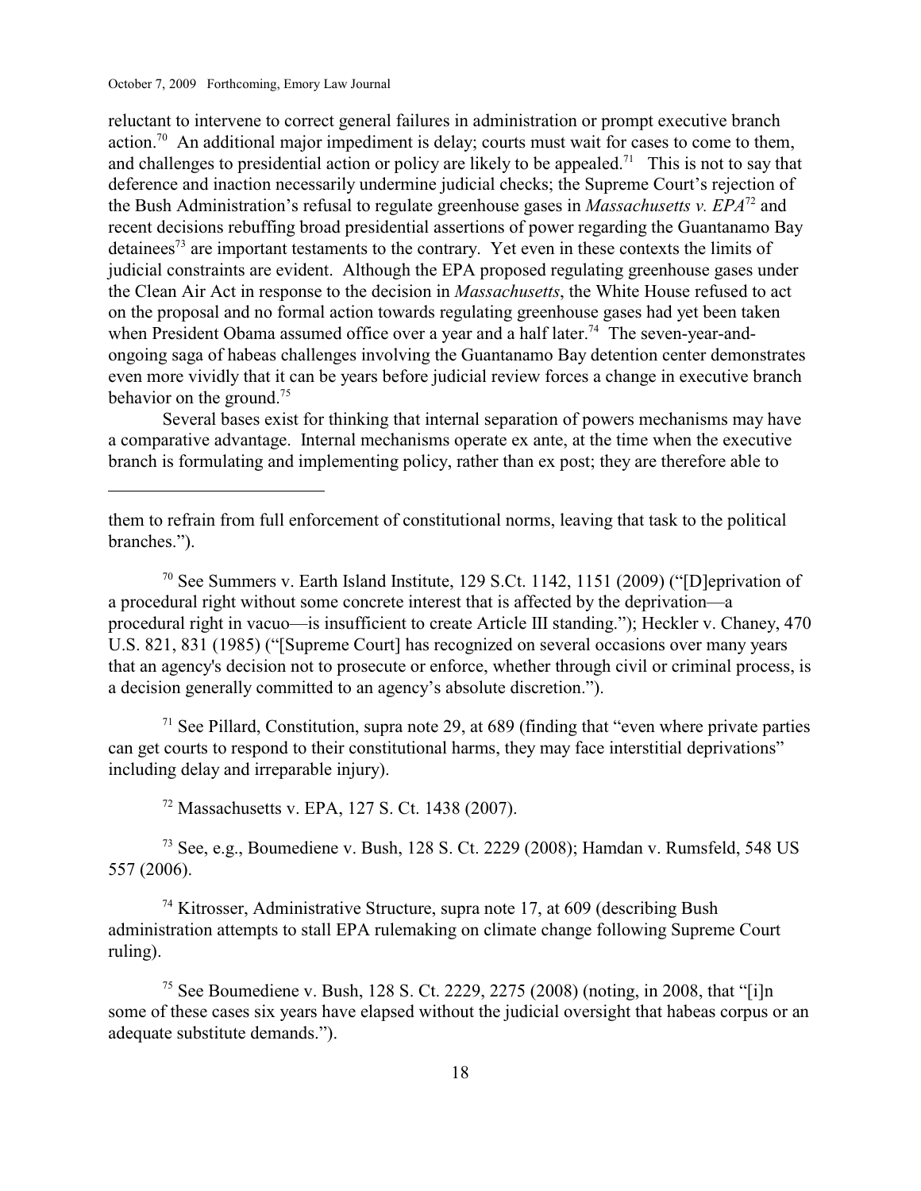reluctant to intervene to correct general failures in administration or prompt executive branch action.[70] An additional major impediment is delay; courts must wait for cases to come to them, and challenges to presidential action or policy are likely to be appealed.[71] This is not to say that deference and inaction necessarily undermine judicial checks; the Supreme Court's rejection of the Bush Administration's refusal to regulate greenhouse gases in *Massachusetts v. EPA*[72] and recent decisions rebuffing broad presidential assertions of power regarding the Guantanamo Bay detainees[73] are important testaments to the contrary. Yet even in these contexts the limits of judicial constraints are evident. Although the EPA proposed regulating greenhouse gases under the Clean Air Act in response to the decision in *Massachusetts*, the White House refused to act on the proposal and no formal action towards regulating greenhouse gases had yet been taken when President Obama assumed office over a year and a half later.[74] The seven-year-and-ongoing saga of habeas challenges involving the Guantanamo Bay detention center demonstrates even more vividly that it can be years before judicial review forces a change in executive branch behavior on the ground.[75]

Several bases exist for thinking that internal separation of powers mechanisms may have a comparative advantage. Internal mechanisms operate ex ante, at the time when the executive branch is formulating and implementing policy, rather than ex post; they are therefore able to

---

them to refrain from full enforcement of constitutional norms, leaving that task to the political branches.").

[70] See Summers v. Earth Island Institute, 129 S.Ct. 1142, 1151 (2009) ("[D]eprivation of a procedural right without some concrete interest that is affected by the deprivation—a procedural right in vacuo—is insufficient to create Article III standing."); Heckler v. Chaney, 470 U.S. 821, 831 (1985) ("[Supreme Court] has recognized on several occasions over many years that an agency's decision not to prosecute or enforce, whether through civil or criminal process, is a decision generally committed to an agency's absolute discretion.").

[71] See Pillard, Constitution, supra note 29, at 689 (finding that "even where private parties can get courts to respond to their constitutional harms, they may face interstitial deprivations" including delay and irreparable injury).

[72] Massachusetts v. EPA, 127 S. Ct. 1438 (2007).

[73] See, e.g., Boumediene v. Bush, 128 S. Ct. 2229 (2008); Hamdan v. Rumsfeld, 548 US 557 (2006).

[74] Kitrosser, Administrative Structure, supra note 17, at 609 (describing Bush administration attempts to stall EPA rulemaking on climate change following Supreme Court ruling).

[75] See Boumediene v. Bush, 128 S. Ct. 2229, 2275 (2008) (noting, in 2008, that "[i]n some of these cases six years have elapsed without the judicial oversight that habeas corpus or an adequate substitute demands.").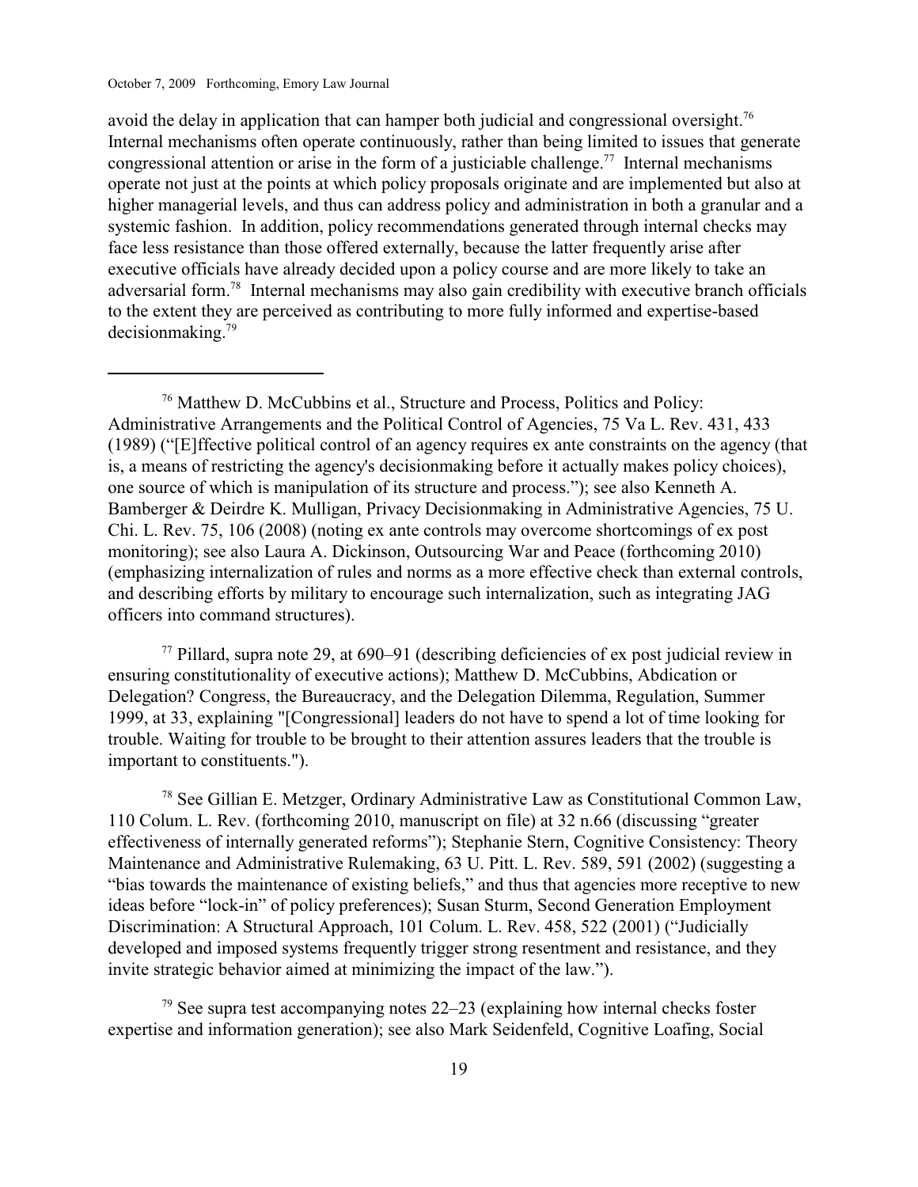avoid the delay in application that can hamper both judicial and congressional oversight.[76] Internal mechanisms often operate continuously, rather than being limited to issues that generate congressional attention or arise in the form of a justiciable challenge.[77] Internal mechanisms operate not just at the points at which policy proposals originate and are implemented but also at higher managerial levels, and thus can address policy and administration in both a granular and a systemic fashion. In addition, policy recommendations generated through internal checks may face less resistance than those offered externally, because the latter frequently arise after executive officials have already decided upon a policy course and are more likely to take an adversarial form.[78] Internal mechanisms may also gain credibility with executive branch officials to the extent they are perceived as contributing to more fully informed and expertise-based decisionmaking.[79]

---

[76] Matthew D. McCubbins et al., Structure and Process, Politics and Policy: Administrative Arrangements and the Political Control of Agencies, 75 Va L. Rev. 431, 433 (1989) ("[E]ffective political control of an agency requires ex ante constraints on the agency (that is, a means of restricting the agency's decisionmaking before it actually makes policy choices), one source of which is manipulation of its structure and process."); see also Kenneth A. Bamberger & Deirdre K. Mulligan, Privacy Decisionmaking in Administrative Agencies, 75 U. Chi. L. Rev. 75, 106 (2008) (noting ex ante controls may overcome shortcomings of ex post monitoring); see also Laura A. Dickinson, Outsourcing War and Peace (forthcoming 2010) (emphasizing internalization of rules and norms as a more effective check than external controls, and describing efforts by military to encourage such internalization, such as integrating JAG officers into command structures).

[77] Pillard, supra note 29, at 690–91 (describing deficiencies of ex post judicial review in ensuring constitutionality of executive actions); Matthew D. McCubbins, Abdication or Delegation? Congress, the Bureaucracy, and the Delegation Dilemma, Regulation, Summer 1999, at 33, explaining "[Congressional] leaders do not have to spend a lot of time looking for trouble. Waiting for trouble to be brought to their attention assures leaders that the trouble is important to constituents.").

[78] See Gillian E. Metzger, Ordinary Administrative Law as Constitutional Common Law, 110 Colum. L. Rev. (forthcoming 2010, manuscript on file) at 32 n.66 (discussing "greater effectiveness of internally generated reforms"); Stephanie Stern, Cognitive Consistency: Theory Maintenance and Administrative Rulemaking, 63 U. Pitt. L. Rev. 589, 591 (2002) (suggesting a "bias towards the maintenance of existing beliefs," and thus that agencies more receptive to new ideas before "lock-in" of policy preferences); Susan Sturm, Second Generation Employment Discrimination: A Structural Approach, 101 Colum. L. Rev. 458, 522 (2001) ("Judicially developed and imposed systems frequently trigger strong resentment and resistance, and they invite strategic behavior aimed at minimizing the impact of the law.").

[79] See supra test accompanying notes 22–23 (explaining how internal checks foster expertise and information generation); see also Mark Seidenfeld, Cognitive Loafing, Social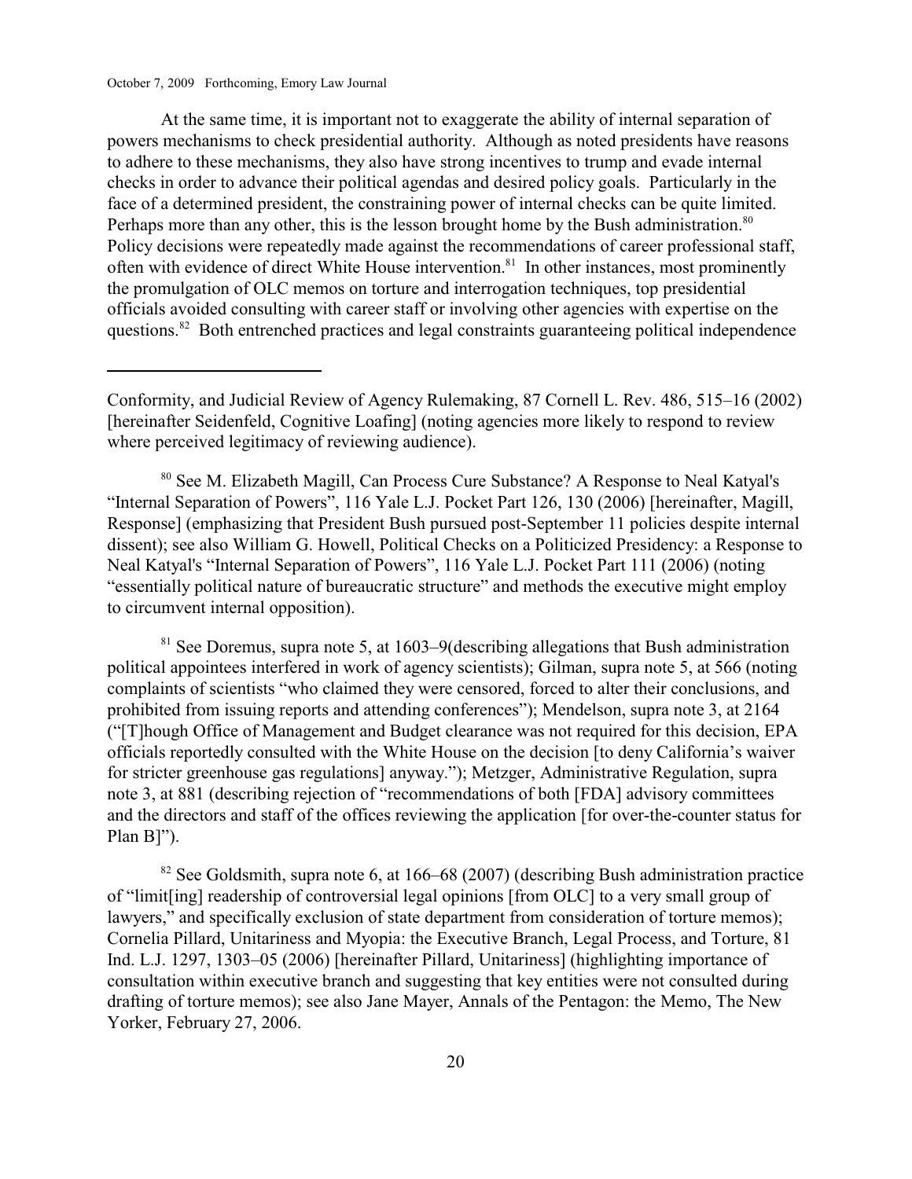At the same time, it is important not to exaggerate the ability of internal separation of powers mechanisms to check presidential authority. Although as noted presidents have reasons to adhere to these mechanisms, they also have strong incentives to trump and evade internal checks in order to advance their political agendas and desired policy goals. Particularly in the face of a determined president, the constraining power of internal checks can be quite limited. Perhaps more than any other, this is the lesson brought home by the Bush administration.[80] Policy decisions were repeatedly made against the recommendations of career professional staff, often with evidence of direct White House intervention.[81] In other instances, most prominently the promulgation of OLC memos on torture and interrogation techniques, top presidential officials avoided consulting with career staff or involving other agencies with expertise on the questions.[82] Both entrenched practices and legal constraints guaranteeing political independence

---

Conformity, and Judicial Review of Agency Rulemaking, 87 Cornell L. Rev. 486, 515–16 (2002) [hereinafter Seidenfeld, Cognitive Loafing] (noting agencies more likely to respond to review where perceived legitimacy of reviewing audience).

[80] See M. Elizabeth Magill, Can Process Cure Substance? A Response to Neal Katyal's "Internal Separation of Powers", 116 Yale L.J. Pocket Part 126, 130 (2006) [hereinafter, Magill, Response] (emphasizing that President Bush pursued post-September 11 policies despite internal dissent); see also William G. Howell, Political Checks on a Politicized Presidency: a Response to Neal Katyal's "Internal Separation of Powers", 116 Yale L.J. Pocket Part 111 (2006) (noting "essentially political nature of bureaucratic structure" and methods the executive might employ to circumvent internal opposition).

[81] See Doremus, supra note 5, at 1603–9(describing allegations that Bush administration political appointees interfered in work of agency scientists); Gilman, supra note 5, at 566 (noting complaints of scientists "who claimed they were censored, forced to alter their conclusions, and prohibited from issuing reports and attending conferences"); Mendelson, supra note 3, at 2164 ("[T]hough Office of Management and Budget clearance was not required for this decision, EPA officials reportedly consulted with the White House on the decision [to deny California's waiver for stricter greenhouse gas regulations] anyway."); Metzger, Administrative Regulation, supra note 3, at 881 (describing rejection of "recommendations of both [FDA] advisory committees and the directors and staff of the offices reviewing the application [for over-the-counter status for Plan B]").

[82] See Goldsmith, supra note 6, at 166–68 (2007) (describing Bush administration practice of "limit[ing] readership of controversial legal opinions [from OLC] to a very small group of lawyers," and specifically exclusion of state department from consideration of torture memos); Cornelia Pillard, Unitariness and Myopia: the Executive Branch, Legal Process, and Torture, 81 Ind. L.J. 1297, 1303–05 (2006) [hereinafter Pillard, Unitariness] (highlighting importance of consultation within executive branch and suggesting that key entities were not consulted during drafting of torture memos); see also Jane Mayer, Annals of the Pentagon: the Memo, The New Yorker, February 27, 2006.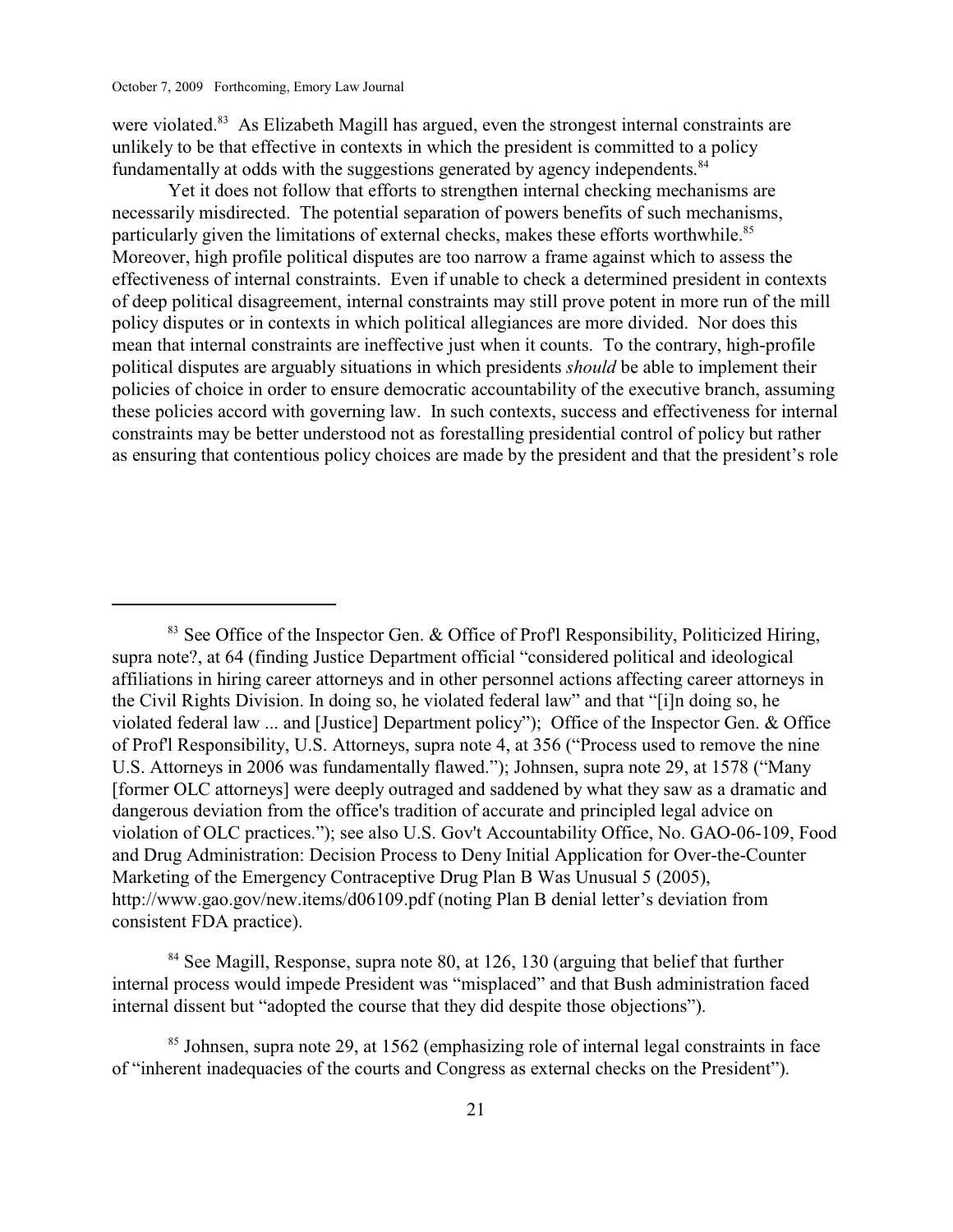were violated.[83] As Elizabeth Magill has argued, even the strongest internal constraints are unlikely to be that effective in contexts in which the president is committed to a policy fundamentally at odds with the suggestions generated by agency independents.[84]

Yet it does not follow that efforts to strengthen internal checking mechanisms are necessarily misdirected. The potential separation of powers benefits of such mechanisms, particularly given the limitations of external checks, makes these efforts worthwhile.[85] Moreover, high profile political disputes are too narrow a frame against which to assess the effectiveness of internal constraints. Even if unable to check a determined president in contexts of deep political disagreement, internal constraints may still prove potent in more run of the mill policy disputes or in contexts in which political allegiances are more divided. Nor does this mean that internal constraints are ineffective just when it counts. To the contrary, high-profile political disputes are arguably situations in which presidents *should* be able to implement their policies of choice in order to ensure democratic accountability of the executive branch, assuming these policies accord with governing law. In such contexts, success and effectiveness for internal constraints may be better understood not as forestalling presidential control of policy but rather as ensuring that contentious policy choices are made by the president and that the president's role

---

[83] See Office of the Inspector Gen. & Office of Prof'l Responsibility, Politicized Hiring, supra note?, at 64 (finding Justice Department official "considered political and ideological affiliations in hiring career attorneys and in other personnel actions affecting career attorneys in the Civil Rights Division. In doing so, he violated federal law" and that "[i]n doing so, he violated federal law ... and [Justice] Department policy"); Office of the Inspector Gen. & Office of Prof'l Responsibility, U.S. Attorneys, supra note 4, at 356 ("Process used to remove the nine U.S. Attorneys in 2006 was fundamentally flawed."); Johnsen, supra note 29, at 1578 ("Many [former OLC attorneys] were deeply outraged and saddened by what they saw as a dramatic and dangerous deviation from the office's tradition of accurate and principled legal advice on violation of OLC practices."); see also U.S. Gov't Accountability Office, No. GAO-06-109, Food and Drug Administration: Decision Process to Deny Initial Application for Over-the-Counter Marketing of the Emergency Contraceptive Drug Plan B Was Unusual 5 (2005), http://www.gao.gov/new.items/d06109.pdf (noting Plan B denial letter's deviation from consistent FDA practice).

[84] See Magill, Response, supra note 80, at 126, 130 (arguing that belief that further internal process would impede President was "misplaced" and that Bush administration faced internal dissent but "adopted the course that they did despite those objections").

[85] Johnsen, supra note 29, at 1562 (emphasizing role of internal legal constraints in face of "inherent inadequacies of the courts and Congress as external checks on the President").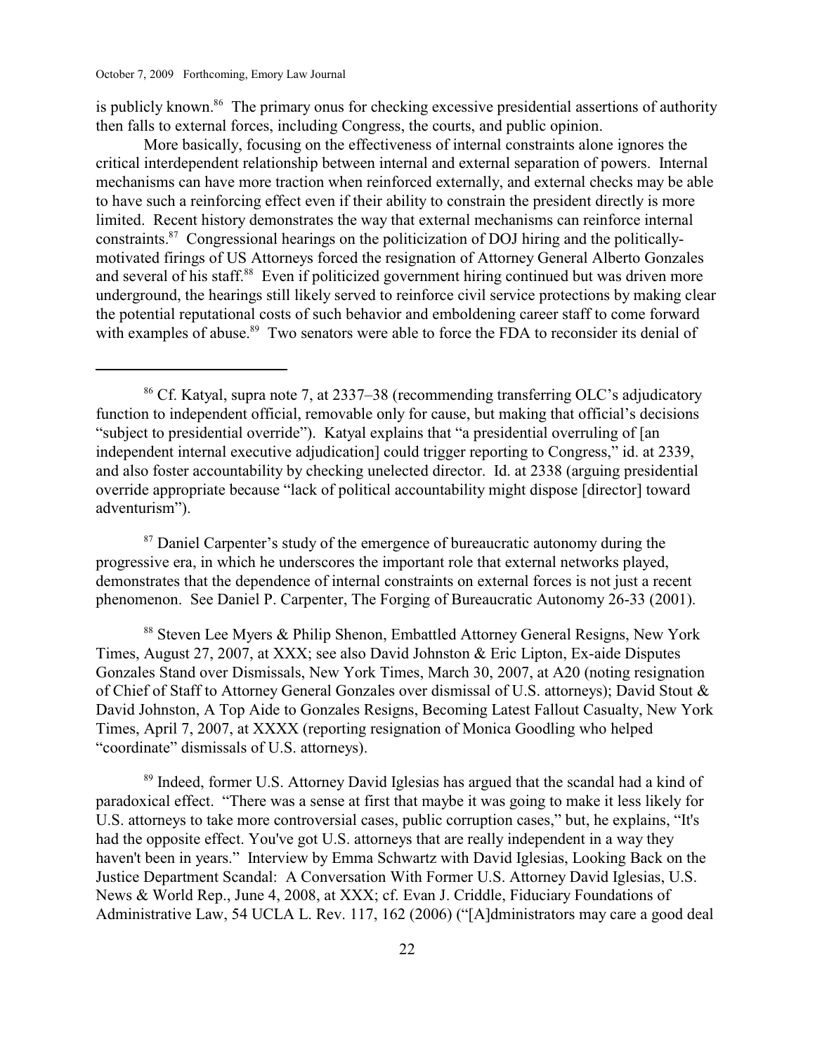is publicly known.[86] The primary onus for checking excessive presidential assertions of authority then falls to external forces, including Congress, the courts, and public opinion.

More basically, focusing on the effectiveness of internal constraints alone ignores the critical interdependent relationship between internal and external separation of powers. Internal mechanisms can have more traction when reinforced externally, and external checks may be able to have such a reinforcing effect even if their ability to constrain the president directly is more limited. Recent history demonstrates the way that external mechanisms can reinforce internal constraints.[87] Congressional hearings on the politicization of DOJ hiring and the politically-motivated firings of US Attorneys forced the resignation of Attorney General Alberto Gonzales and several of his staff.[88] Even if politicized government hiring continued but was driven more underground, the hearings still likely served to reinforce civil service protections by making clear the potential reputational costs of such behavior and emboldening career staff to come forward with examples of abuse.[89] Two senators were able to force the FDA to reconsider its denial of

---

[86] Cf. Katyal, supra note 7, at 2337–38 (recommending transferring OLC's adjudicatory function to independent official, removable only for cause, but making that official's decisions "subject to presidential override"). Katyal explains that "a presidential overruling of [an independent internal executive adjudication] could trigger reporting to Congress," id. at 2339, and also foster accountability by checking unelected director. Id. at 2338 (arguing presidential override appropriate because "lack of political accountability might dispose [director] toward adventurism").

[87] Daniel Carpenter's study of the emergence of bureaucratic autonomy during the progressive era, in which he underscores the important role that external networks played, demonstrates that the dependence of internal constraints on external forces is not just a recent phenomenon. See Daniel P. Carpenter, The Forging of Bureaucratic Autonomy 26-33 (2001).

[88] Steven Lee Myers & Philip Shenon, Embattled Attorney General Resigns, New York Times, August 27, 2007, at XXX; see also David Johnston & Eric Lipton, Ex-aide Disputes Gonzales Stand over Dismissals, New York Times, March 30, 2007, at A20 (noting resignation of Chief of Staff to Attorney General Gonzales over dismissal of U.S. attorneys); David Stout & David Johnston, A Top Aide to Gonzales Resigns, Becoming Latest Fallout Casualty, New York Times, April 7, 2007, at XXXX (reporting resignation of Monica Goodling who helped "coordinate" dismissals of U.S. attorneys).

[89] Indeed, former U.S. Attorney David Iglesias has argued that the scandal had a kind of paradoxical effect. "There was a sense at first that maybe it was going to make it less likely for U.S. attorneys to take more controversial cases, public corruption cases," but, he explains, "It's had the opposite effect. You've got U.S. attorneys that are really independent in a way they haven't been in years." Interview by Emma Schwartz with David Iglesias, Looking Back on the Justice Department Scandal: A Conversation With Former U.S. Attorney David Iglesias, U.S. News & World Rep., June 4, 2008, at XXX; cf. Evan J. Criddle, Fiduciary Foundations of Administrative Law, 54 UCLA L. Rev. 117, 162 (2006) ("[A]dministrators may care a good deal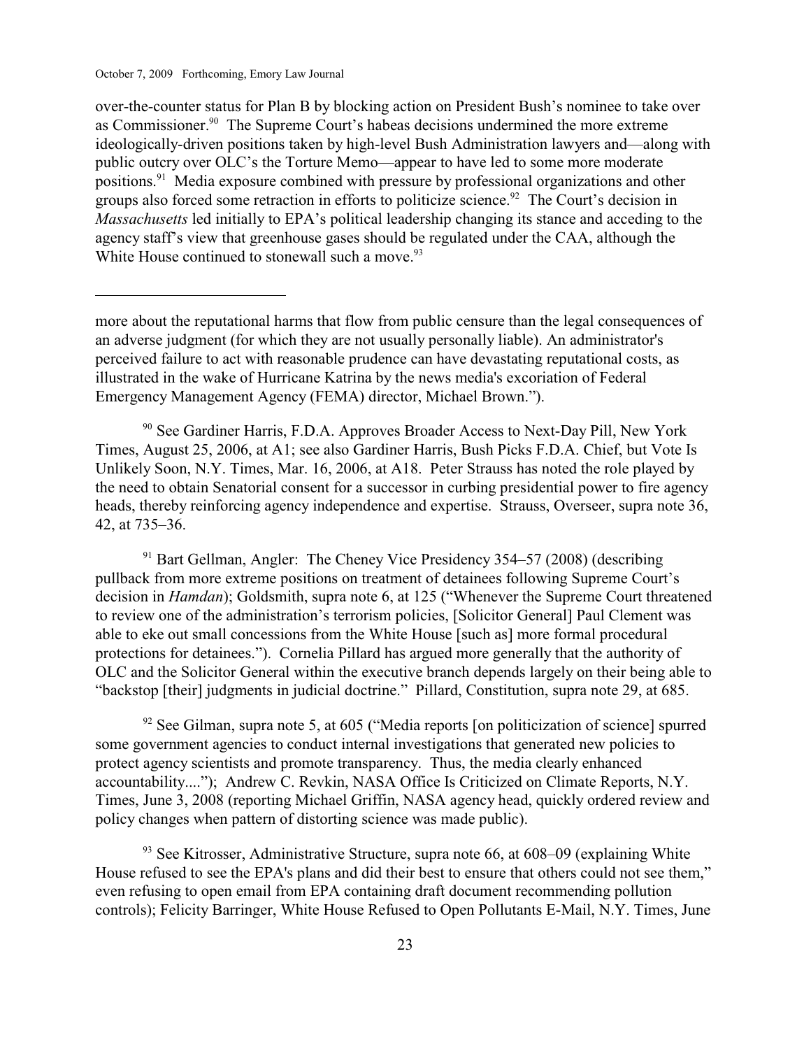over-the-counter status for Plan B by blocking action on President Bush's nominee to take over as Commissioner.[90] The Supreme Court's habeas decisions undermined the more extreme ideologically-driven positions taken by high-level Bush Administration lawyers and—along with public outcry over OLC's the Torture Memo—appear to have led to some more moderate positions.[91] Media exposure combined with pressure by professional organizations and other groups also forced some retraction in efforts to politicize science.[92] The Court's decision in *Massachusetts* led initially to EPA's political leadership changing its stance and acceding to the agency staff's view that greenhouse gases should be regulated under the CAA, although the White House continued to stonewall such a move.[93]

---

more about the reputational harms that flow from public censure than the legal consequences of an adverse judgment (for which they are not usually personally liable). An administrator's perceived failure to act with reasonable prudence can have devastating reputational costs, as illustrated in the wake of Hurricane Katrina by the news media's excoriation of Federal Emergency Management Agency (FEMA) director, Michael Brown.").

[90] See Gardiner Harris, F.D.A. Approves Broader Access to Next-Day Pill, New York Times, August 25, 2006, at A1; see also Gardiner Harris, Bush Picks F.D.A. Chief, but Vote Is Unlikely Soon, N.Y. Times, Mar. 16, 2006, at A18. Peter Strauss has noted the role played by the need to obtain Senatorial consent for a successor in curbing presidential power to fire agency heads, thereby reinforcing agency independence and expertise. Strauss, Overseer, supra note 36, 42, at 735–36.

[91] Bart Gellman, Angler: The Cheney Vice Presidency 354–57 (2008) (describing pullback from more extreme positions on treatment of detainees following Supreme Court's decision in *Hamdan*); Goldsmith, supra note 6, at 125 ("Whenever the Supreme Court threatened to review one of the administration's terrorism policies, [Solicitor General] Paul Clement was able to eke out small concessions from the White House [such as] more formal procedural protections for detainees."). Cornelia Pillard has argued more generally that the authority of OLC and the Solicitor General within the executive branch depends largely on their being able to "backstop [their] judgments in judicial doctrine." Pillard, Constitution, supra note 29, at 685.

[92] See Gilman, supra note 5, at 605 ("Media reports [on politicization of science] spurred some government agencies to conduct internal investigations that generated new policies to protect agency scientists and promote transparency. Thus, the media clearly enhanced accountability...."); Andrew C. Revkin, NASA Office Is Criticized on Climate Reports, N.Y. Times, June 3, 2008 (reporting Michael Griffin, NASA agency head, quickly ordered review and policy changes when pattern of distorting science was made public).

[93] See Kitrosser, Administrative Structure, supra note 66, at 608–09 (explaining White House refused to see the EPA's plans and did their best to ensure that others could not see them," even refusing to open email from EPA containing draft document recommending pollution controls); Felicity Barringer, White House Refused to Open Pollutants E-Mail, N.Y. Times, June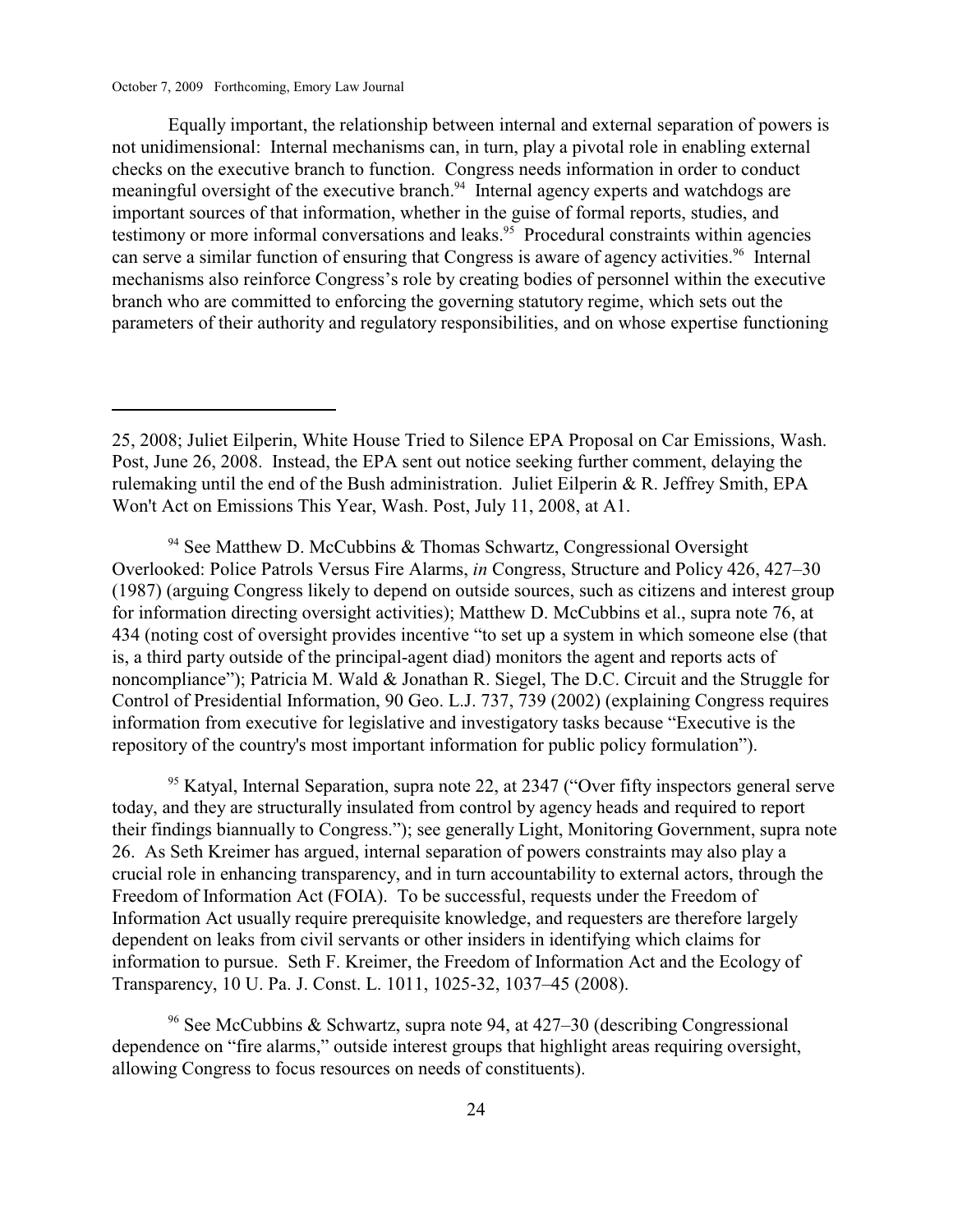Equally important, the relationship between internal and external separation of powers is not unidimensional: Internal mechanisms can, in turn, play a pivotal role in enabling external checks on the executive branch to function. Congress needs information in order to conduct meaningful oversight of the executive branch.[94] Internal agency experts and watchdogs are important sources of that information, whether in the guise of formal reports, studies, and testimony or more informal conversations and leaks.[95] Procedural constraints within agencies can serve a similar function of ensuring that Congress is aware of agency activities.[96] Internal mechanisms also reinforce Congress's role by creating bodies of personnel within the executive branch who are committed to enforcing the governing statutory regime, which sets out the parameters of their authority and regulatory responsibilities, and on whose expertise functioning

---

25, 2008; Juliet Eilperin, White House Tried to Silence EPA Proposal on Car Emissions, Wash. Post, June 26, 2008. Instead, the EPA sent out notice seeking further comment, delaying the rulemaking until the end of the Bush administration. Juliet Eilperin & R. Jeffrey Smith, EPA Won't Act on Emissions This Year, Wash. Post, July 11, 2008, at A1.

[94] See Matthew D. McCubbins & Thomas Schwartz, Congressional Oversight Overlooked: Police Patrols Versus Fire Alarms, *in* Congress, Structure and Policy 426, 427–30 (1987) (arguing Congress likely to depend on outside sources, such as citizens and interest group for information directing oversight activities); Matthew D. McCubbins et al., supra note 76, at 434 (noting cost of oversight provides incentive "to set up a system in which someone else (that is, a third party outside of the principal-agent diad) monitors the agent and reports acts of noncompliance"); Patricia M. Wald & Jonathan R. Siegel, The D.C. Circuit and the Struggle for Control of Presidential Information, 90 Geo. L.J. 737, 739 (2002) (explaining Congress requires information from executive for legislative and investigatory tasks because "Executive is the repository of the country's most important information for public policy formulation").

[95] Katyal, Internal Separation, supra note 22, at 2347 ("Over fifty inspectors general serve today, and they are structurally insulated from control by agency heads and required to report their findings biannually to Congress."); see generally Light, Monitoring Government, supra note 26. As Seth Kreimer has argued, internal separation of powers constraints may also play a crucial role in enhancing transparency, and in turn accountability to external actors, through the Freedom of Information Act (FOIA). To be successful, requests under the Freedom of Information Act usually require prerequisite knowledge, and requesters are therefore largely dependent on leaks from civil servants or other insiders in identifying which claims for information to pursue. Seth F. Kreimer, the Freedom of Information Act and the Ecology of Transparency, 10 U. Pa. J. Const. L. 1011, 1025-32, 1037–45 (2008).

[96] See McCubbins & Schwartz, supra note 94, at 427–30 (describing Congressional dependence on "fire alarms," outside interest groups that highlight areas requiring oversight, allowing Congress to focus resources on needs of constituents).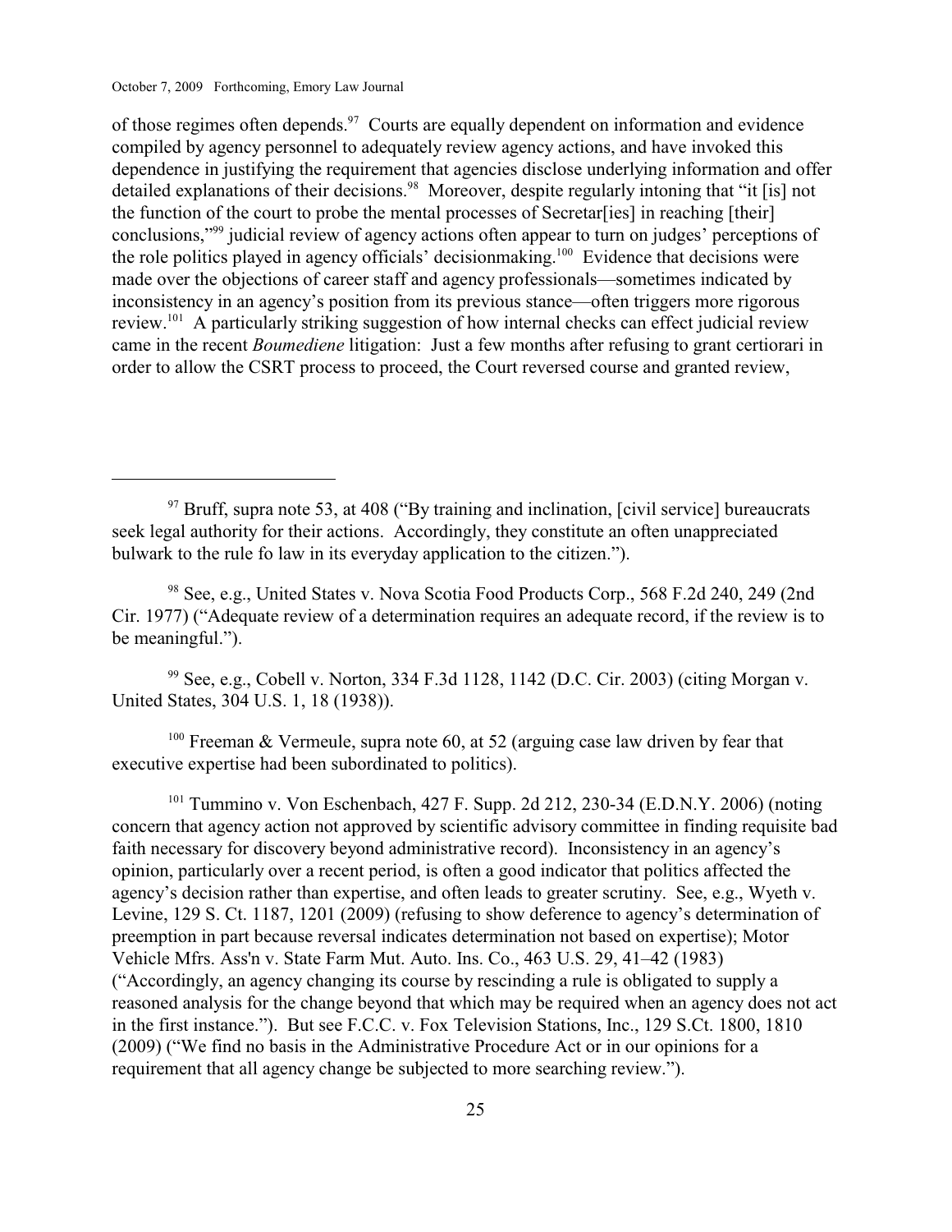of those regimes often depends.[97] Courts are equally dependent on information and evidence compiled by agency personnel to adequately review agency actions, and have invoked this dependence in justifying the requirement that agencies disclose underlying information and offer detailed explanations of their decisions.[98] Moreover, despite regularly intoning that "it [is] not the function of the court to probe the mental processes of Secretar[ies] in reaching [their] conclusions,"[99] judicial review of agency actions often appear to turn on judges' perceptions of the role politics played in agency officials' decisionmaking.[100] Evidence that decisions were made over the objections of career staff and agency professionals—sometimes indicated by inconsistency in an agency's position from its previous stance—often triggers more rigorous review.[101] A particularly striking suggestion of how internal checks can effect judicial review came in the recent *Boumediene* litigation: Just a few months after refusing to grant certiorari in order to allow the CSRT process to proceed, the Court reversed course and granted review,

---

[97] Bruff, supra note 53, at 408 ("By training and inclination, [civil service] bureaucrats seek legal authority for their actions. Accordingly, they constitute an often unappreciated bulwark to the rule fo law in its everyday application to the citizen.").

[98] See, e.g., United States v. Nova Scotia Food Products Corp., 568 F.2d 240, 249 (2nd Cir. 1977) ("Adequate review of a determination requires an adequate record, if the review is to be meaningful.").

[99] See, e.g., Cobell v. Norton, 334 F.3d 1128, 1142 (D.C. Cir. 2003) (citing Morgan v. United States, 304 U.S. 1, 18 (1938)).

[100] Freeman & Vermeule, supra note 60, at 52 (arguing case law driven by fear that executive expertise had been subordinated to politics).

[101] Tummino v. Von Eschenbach, 427 F. Supp. 2d 212, 230-34 (E.D.N.Y. 2006) (noting concern that agency action not approved by scientific advisory committee in finding requisite bad faith necessary for discovery beyond administrative record). Inconsistency in an agency's opinion, particularly over a recent period, is often a good indicator that politics affected the agency's decision rather than expertise, and often leads to greater scrutiny. See, e.g., Wyeth v. Levine, 129 S. Ct. 1187, 1201 (2009) (refusing to show deference to agency's determination of preemption in part because reversal indicates determination not based on expertise); Motor Vehicle Mfrs. Ass'n v. State Farm Mut. Auto. Ins. Co., 463 U.S. 29, 41–42 (1983) ("Accordingly, an agency changing its course by rescinding a rule is obligated to supply a reasoned analysis for the change beyond that which may be required when an agency does not act in the first instance."). But see F.C.C. v. Fox Television Stations, Inc., 129 S.Ct. 1800, 1810 (2009) ("We find no basis in the Administrative Procedure Act or in our opinions for a requirement that all agency change be subjected to more searching review.").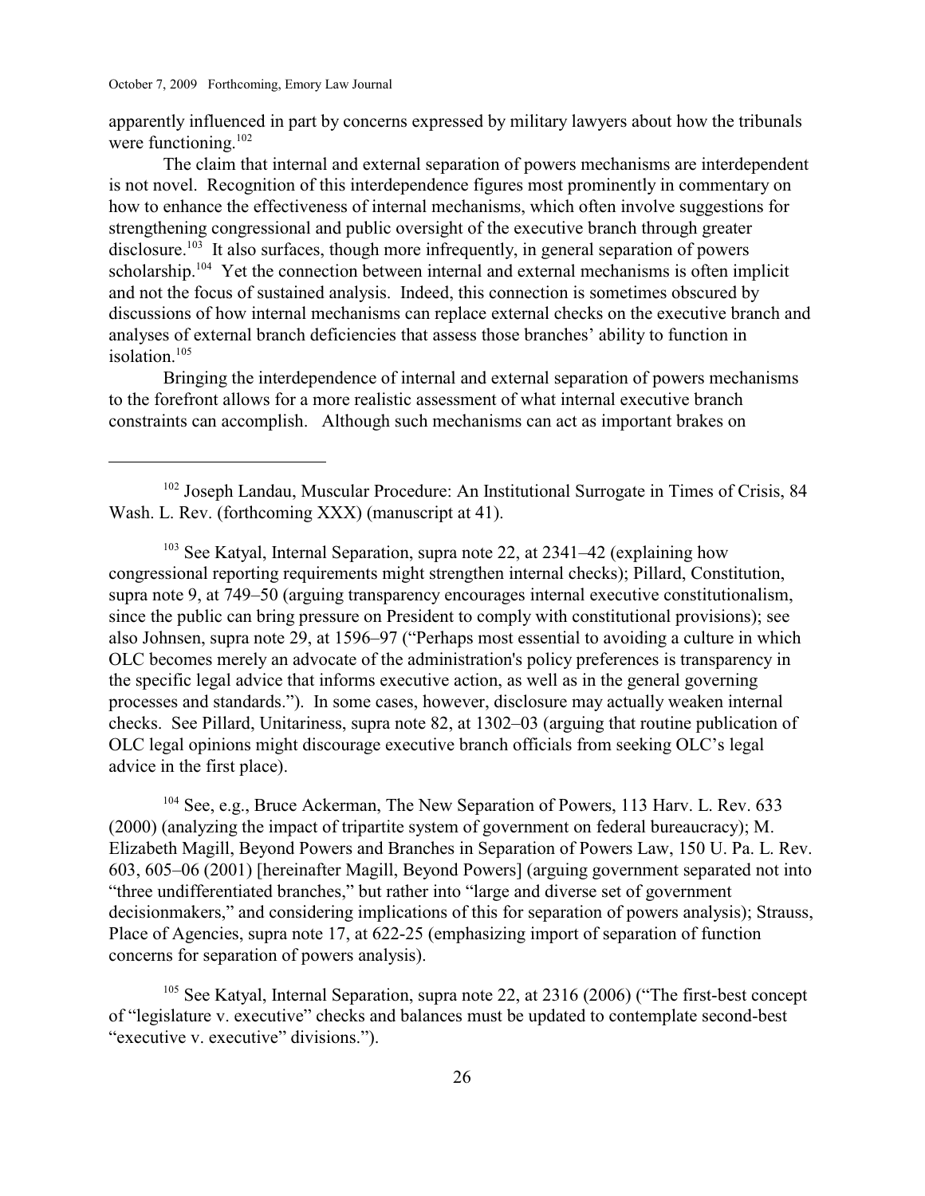apparently influenced in part by concerns expressed by military lawyers about how the tribunals were functioning.[102]

The claim that internal and external separation of powers mechanisms are interdependent is not novel. Recognition of this interdependence figures most prominently in commentary on how to enhance the effectiveness of internal mechanisms, which often involve suggestions for strengthening congressional and public oversight of the executive branch through greater disclosure.[103] It also surfaces, though more infrequently, in general separation of powers scholarship.[104] Yet the connection between internal and external mechanisms is often implicit and not the focus of sustained analysis. Indeed, this connection is sometimes obscured by discussions of how internal mechanisms can replace external checks on the executive branch and analyses of external branch deficiencies that assess those branches' ability to function in isolation.[105]

Bringing the interdependence of internal and external separation of powers mechanisms to the forefront allows for a more realistic assessment of what internal executive branch constraints can accomplish. Although such mechanisms can act as important brakes on

---

[102] Joseph Landau, Muscular Procedure: An Institutional Surrogate in Times of Crisis, 84 Wash. L. Rev. (forthcoming XXX) (manuscript at 41).

[103] See Katyal, Internal Separation, supra note 22, at 2341–42 (explaining how congressional reporting requirements might strengthen internal checks); Pillard, Constitution, supra note 9, at 749–50 (arguing transparency encourages internal executive constitutionalism, since the public can bring pressure on President to comply with constitutional provisions); see also Johnsen, supra note 29, at 1596–97 ("Perhaps most essential to avoiding a culture in which OLC becomes merely an advocate of the administration's policy preferences is transparency in the specific legal advice that informs executive action, as well as in the general governing processes and standards."). In some cases, however, disclosure may actually weaken internal checks. See Pillard, Unitariness, supra note 82, at 1302–03 (arguing that routine publication of OLC legal opinions might discourage executive branch officials from seeking OLC's legal advice in the first place).

[104] See, e.g., Bruce Ackerman, The New Separation of Powers, 113 Harv. L. Rev. 633 (2000) (analyzing the impact of tripartite system of government on federal bureaucracy); M. Elizabeth Magill, Beyond Powers and Branches in Separation of Powers Law, 150 U. Pa. L. Rev. 603, 605–06 (2001) [hereinafter Magill, Beyond Powers] (arguing government separated not into "three undifferentiated branches," but rather into "large and diverse set of government decisionmakers," and considering implications of this for separation of powers analysis); Strauss, Place of Agencies, supra note 17, at 622-25 (emphasizing import of separation of function concerns for separation of powers analysis).

[105] See Katyal, Internal Separation, supra note 22, at 2316 (2006) ("The first-best concept of "legislature v. executive" checks and balances must be updated to contemplate second-best "executive v. executive" divisions.").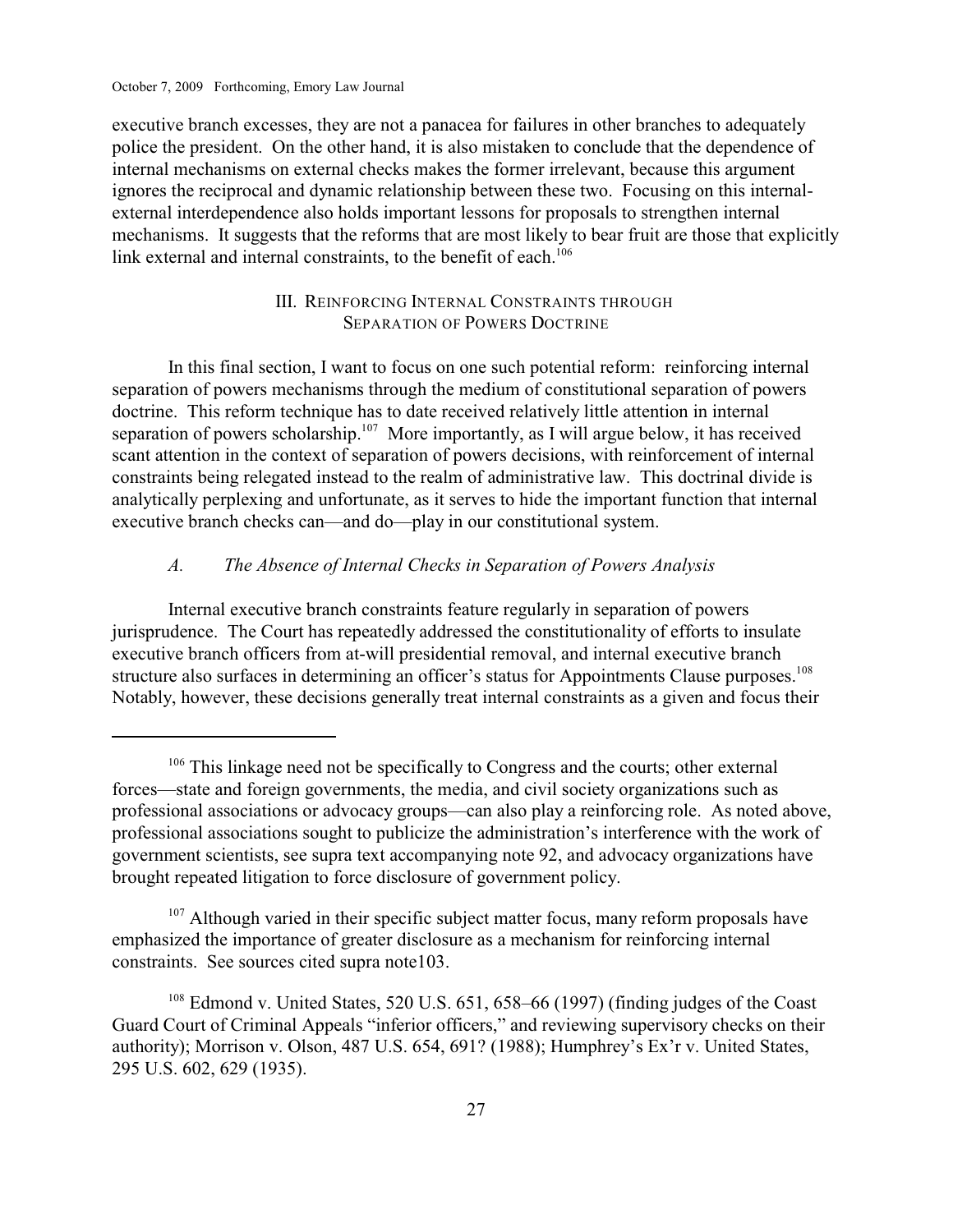executive branch excesses, they are not a panacea for failures in other branches to adequately police the president. On the other hand, it is also mistaken to conclude that the dependence of internal mechanisms on external checks makes the former irrelevant, because this argument ignores the reciprocal and dynamic relationship between these two. Focusing on this internal-external interdependence also holds important lessons for proposals to strengthen internal mechanisms. It suggests that the reforms that are most likely to bear fruit are those that explicitly link external and internal constraints, to the benefit of each.[106]

## III. Reinforcing Internal Constraints through Separation of Powers Doctrine

In this final section, I want to focus on one such potential reform: reinforcing internal separation of powers mechanisms through the medium of constitutional separation of powers doctrine. This reform technique has to date received relatively little attention in internal separation of powers scholarship.[107] More importantly, as I will argue below, it has received scant attention in the context of separation of powers decisions, with reinforcement of internal constraints being relegated instead to the realm of administrative law. This doctrinal divide is analytically perplexing and unfortunate, as it serves to hide the important function that internal executive branch checks can—and do—play in our constitutional system.

### *A. The Absence of Internal Checks in Separation of Powers Analysis*

Internal executive branch constraints feature regularly in separation of powers jurisprudence. The Court has repeatedly addressed the constitutionality of efforts to insulate executive branch officers from at-will presidential removal, and internal executive branch structure also surfaces in determining an officer's status for Appointments Clause purposes.[108] Notably, however, these decisions generally treat internal constraints as a given and focus their

---

[106] This linkage need not be specifically to Congress and the courts; other external forces—state and foreign governments, the media, and civil society organizations such as professional associations or advocacy groups—can also play a reinforcing role. As noted above, professional associations sought to publicize the administration's interference with the work of government scientists, see supra text accompanying note 92, and advocacy organizations have brought repeated litigation to force disclosure of government policy.

[107] Although varied in their specific subject matter focus, many reform proposals have emphasized the importance of greater disclosure as a mechanism for reinforcing internal constraints. See sources cited supra note103.

[108] Edmond v. United States, 520 U.S. 651, 658–66 (1997) (finding judges of the Coast Guard Court of Criminal Appeals "inferior officers," and reviewing supervisory checks on their authority); Morrison v. Olson, 487 U.S. 654, 691? (1988); Humphrey's Ex'r v. United States, 295 U.S. 602, 629 (1935).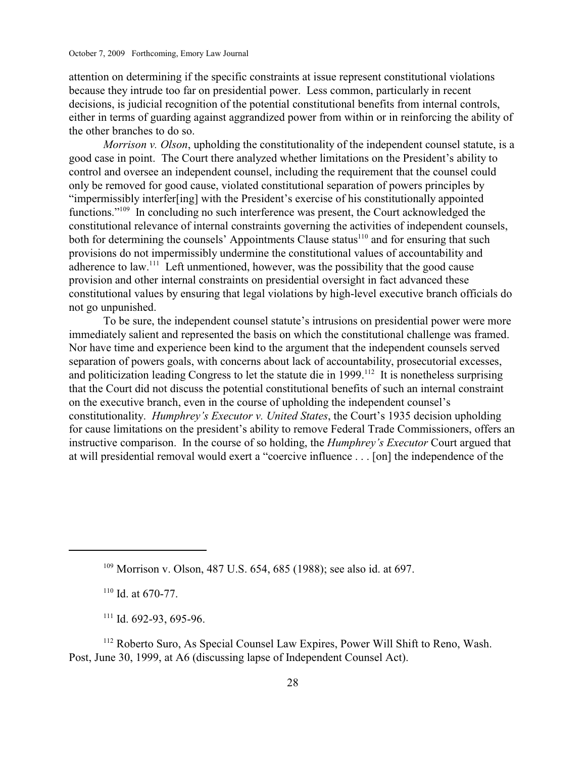attention on determining if the specific constraints at issue represent constitutional violations because they intrude too far on presidential power. Less common, particularly in recent decisions, is judicial recognition of the potential constitutional benefits from internal controls, either in terms of guarding against aggrandized power from within or in reinforcing the ability of the other branches to do so.

*Morrison v. Olson*, upholding the constitutionality of the independent counsel statute, is a good case in point. The Court there analyzed whether limitations on the President's ability to control and oversee an independent counsel, including the requirement that the counsel could only be removed for good cause, violated constitutional separation of powers principles by "impermissibly interfer[ing] with the President's exercise of his constitutionally appointed functions."[109] In concluding no such interference was present, the Court acknowledged the constitutional relevance of internal constraints governing the activities of independent counsels, both for determining the counsels' Appointments Clause status[110] and for ensuring that such provisions do not impermissibly undermine the constitutional values of accountability and adherence to law.[111] Left unmentioned, however, was the possibility that the good cause provision and other internal constraints on presidential oversight in fact advanced these constitutional values by ensuring that legal violations by high-level executive branch officials do not go unpunished.

To be sure, the independent counsel statute's intrusions on presidential power were more immediately salient and represented the basis on which the constitutional challenge was framed. Nor have time and experience been kind to the argument that the independent counsels served separation of powers goals, with concerns about lack of accountability, prosecutorial excesses, and politicization leading Congress to let the statute die in 1999.[112] It is nonetheless surprising that the Court did not discuss the potential constitutional benefits of such an internal constraint on the executive branch, even in the course of upholding the independent counsel's constitutionality. *Humphrey's Executor v. United States*, the Court's 1935 decision upholding for cause limitations on the president's ability to remove Federal Trade Commissioners, offers an instructive comparison. In the course of so holding, the *Humphrey's Executor* Court argued that at will presidential removal would exert a "coercive influence . . . [on] the independence of the

---

[109] Morrison v. Olson, 487 U.S. 654, 685 (1988); see also id. at 697.

[110] Id. at 670-77.

[111] Id. 692-93, 695-96.

[112] Roberto Suro, As Special Counsel Law Expires, Power Will Shift to Reno, Wash. Post, June 30, 1999, at A6 (discussing lapse of Independent Counsel Act).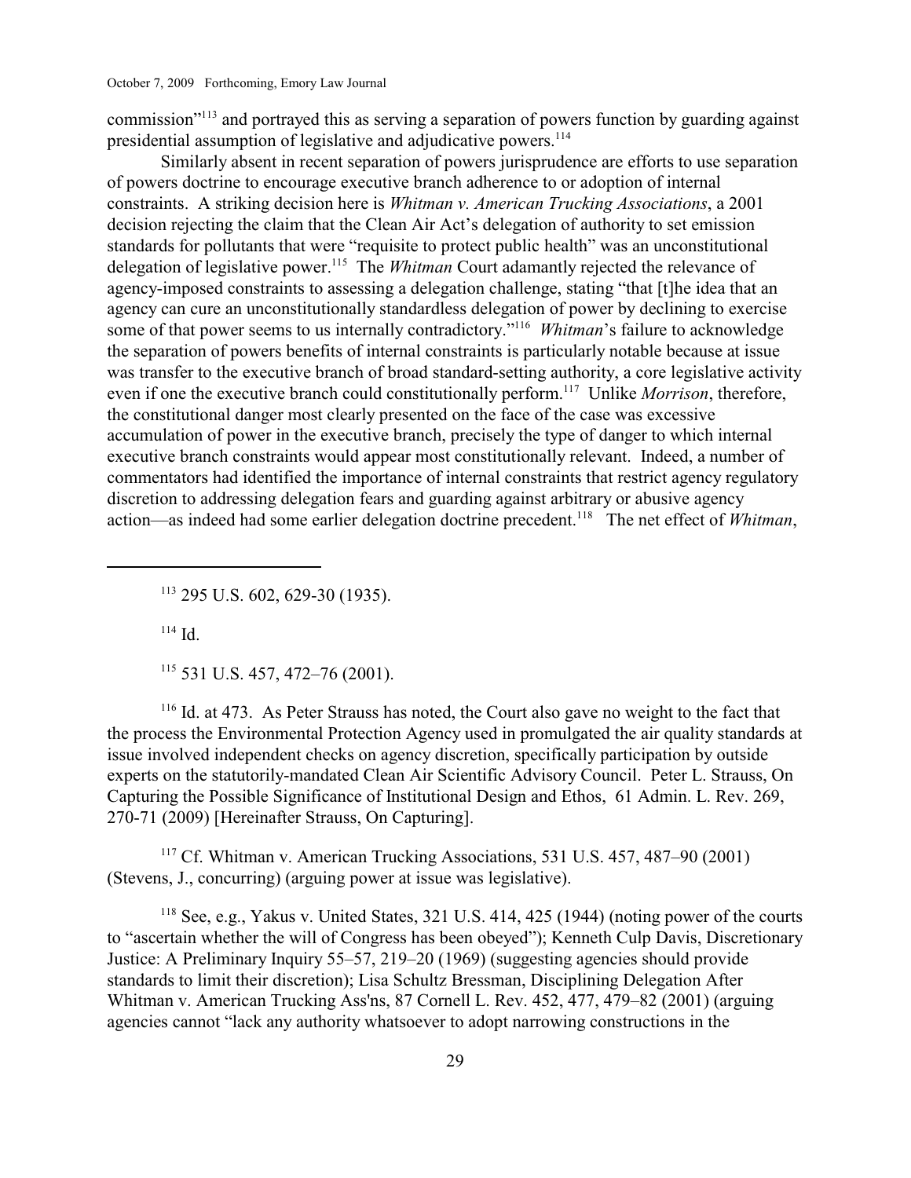commission"[113] and portrayed this as serving a separation of powers function by guarding against presidential assumption of legislative and adjudicative powers.[114]

Similarly absent in recent separation of powers jurisprudence are efforts to use separation of powers doctrine to encourage executive branch adherence to or adoption of internal constraints. A striking decision here is *Whitman v. American Trucking Associations*, a 2001 decision rejecting the claim that the Clean Air Act's delegation of authority to set emission standards for pollutants that were "requisite to protect public health" was an unconstitutional delegation of legislative power.[115] The *Whitman* Court adamantly rejected the relevance of agency-imposed constraints to assessing a delegation challenge, stating "that [t]he idea that an agency can cure an unconstitutionally standardless delegation of power by declining to exercise some of that power seems to us internally contradictory."[116] *Whitman*'s failure to acknowledge the separation of powers benefits of internal constraints is particularly notable because at issue was transfer to the executive branch of broad standard-setting authority, a core legislative activity even if one the executive branch could constitutionally perform.[117] Unlike *Morrison*, therefore, the constitutional danger most clearly presented on the face of the case was excessive accumulation of power in the executive branch, precisely the type of danger to which internal executive branch constraints would appear most constitutionally relevant. Indeed, a number of commentators had identified the importance of internal constraints that restrict agency regulatory discretion to addressing delegation fears and guarding against arbitrary or abusive agency action—as indeed had some earlier delegation doctrine precedent.[118] The net effect of *Whitman*,

---

[113] 295 U.S. 602, 629-30 (1935).

[114] Id.

[115] 531 U.S. 457, 472–76 (2001).

[116] Id. at 473. As Peter Strauss has noted, the Court also gave no weight to the fact that the process the Environmental Protection Agency used in promulgated the air quality standards at issue involved independent checks on agency discretion, specifically participation by outside experts on the statutorily-mandated Clean Air Scientific Advisory Council. Peter L. Strauss, On Capturing the Possible Significance of Institutional Design and Ethos, 61 Admin. L. Rev. 269, 270-71 (2009) [Hereinafter Strauss, On Capturing].

[117] Cf. Whitman v. American Trucking Associations, 531 U.S. 457, 487–90 (2001) (Stevens, J., concurring) (arguing power at issue was legislative).

[118] See, e.g., Yakus v. United States, 321 U.S. 414, 425 (1944) (noting power of the courts to "ascertain whether the will of Congress has been obeyed"); Kenneth Culp Davis, Discretionary Justice: A Preliminary Inquiry 55–57, 219–20 (1969) (suggesting agencies should provide standards to limit their discretion); Lisa Schultz Bressman, Disciplining Delegation After Whitman v. American Trucking Ass'ns, 87 Cornell L. Rev. 452, 477, 479–82 (2001) (arguing agencies cannot "lack any authority whatsoever to adopt narrowing constructions in the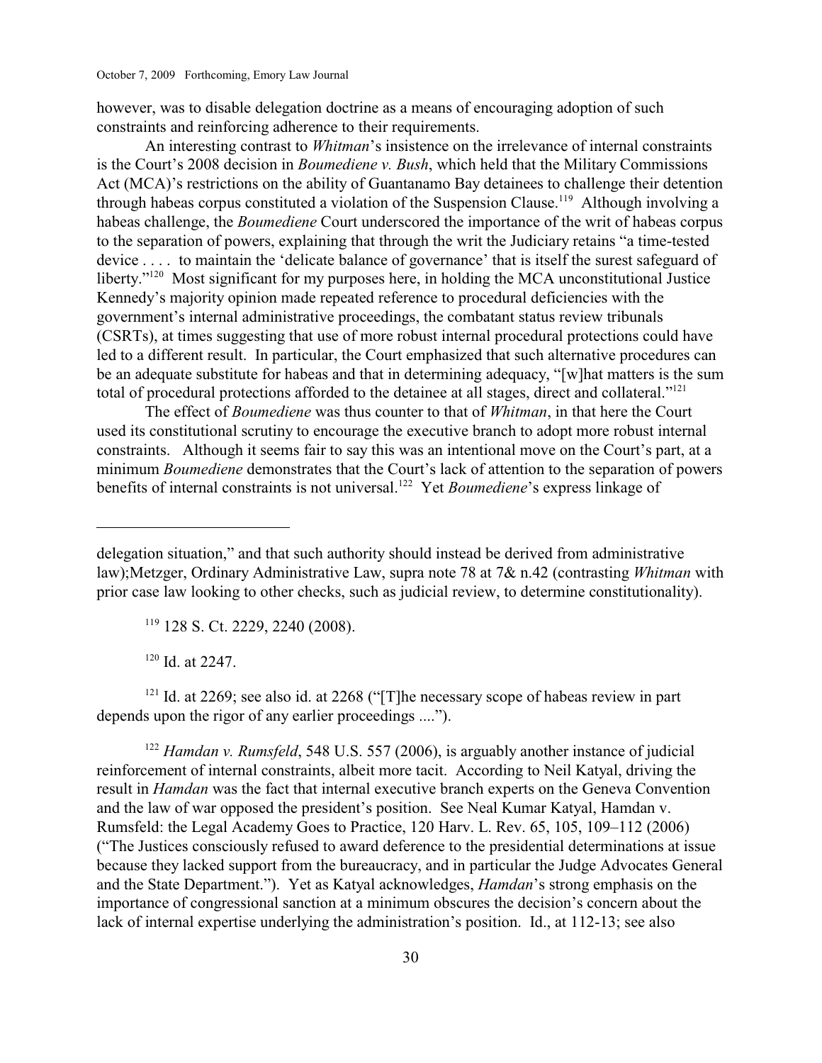however, was to disable delegation doctrine as a means of encouraging adoption of such constraints and reinforcing adherence to their requirements.

An interesting contrast to *Whitman*'s insistence on the irrelevance of internal constraints is the Court's 2008 decision in *Boumediene v. Bush*, which held that the Military Commissions Act (MCA)'s restrictions on the ability of Guantanamo Bay detainees to challenge their detention through habeas corpus constituted a violation of the Suspension Clause.[119] Although involving a habeas challenge, the *Boumediene* Court underscored the importance of the writ of habeas corpus to the separation of powers, explaining that through the writ the Judiciary retains "a time-tested device . . . . to maintain the 'delicate balance of governance' that is itself the surest safeguard of liberty."[120] Most significant for my purposes here, in holding the MCA unconstitutional Justice Kennedy's majority opinion made repeated reference to procedural deficiencies with the government's internal administrative proceedings, the combatant status review tribunals (CSRTs), at times suggesting that use of more robust internal procedural protections could have led to a different result. In particular, the Court emphasized that such alternative procedures can be an adequate substitute for habeas and that in determining adequacy, "[w]hat matters is the sum total of procedural protections afforded to the detainee at all stages, direct and collateral."[121]

The effect of *Boumediene* was thus counter to that of *Whitman*, in that here the Court used its constitutional scrutiny to encourage the executive branch to adopt more robust internal constraints. Although it seems fair to say this was an intentional move on the Court's part, at a minimum *Boumediene* demonstrates that the Court's lack of attention to the separation of powers benefits of internal constraints is not universal.[122] Yet *Boumediene*'s express linkage of

---

delegation situation," and that such authority should instead be derived from administrative law);Metzger, Ordinary Administrative Law, supra note 78 at 7& n.42 (contrasting *Whitman* with prior case law looking to other checks, such as judicial review, to determine constitutionality).

[119] 128 S. Ct. 2229, 2240 (2008).

[120] Id. at 2247.

[121] Id. at 2269; see also id. at 2268 ("[T]he necessary scope of habeas review in part depends upon the rigor of any earlier proceedings ....").

[122] *Hamdan v. Rumsfeld*, 548 U.S. 557 (2006), is arguably another instance of judicial reinforcement of internal constraints, albeit more tacit. According to Neil Katyal, driving the result in *Hamdan* was the fact that internal executive branch experts on the Geneva Convention and the law of war opposed the president's position. See Neal Kumar Katyal, Hamdan v. Rumsfeld: the Legal Academy Goes to Practice, 120 Harv. L. Rev. 65, 105, 109–112 (2006) ("The Justices consciously refused to award deference to the presidential determinations at issue because they lacked support from the bureaucracy, and in particular the Judge Advocates General and the State Department."). Yet as Katyal acknowledges, *Hamdan*'s strong emphasis on the importance of congressional sanction at a minimum obscures the decision's concern about the lack of internal expertise underlying the administration's position. Id., at 112-13; see also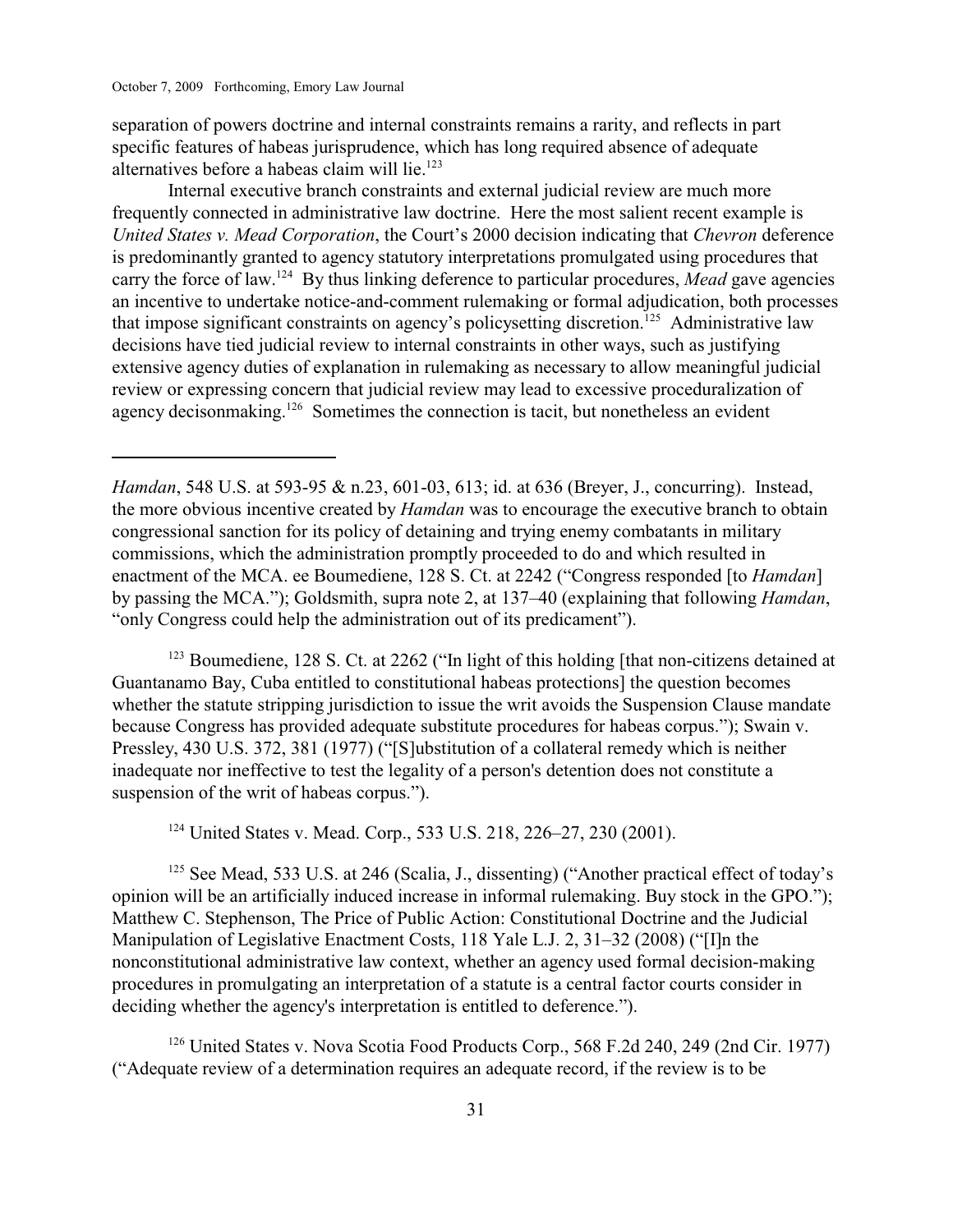separation of powers doctrine and internal constraints remains a rarity, and reflects in part specific features of habeas jurisprudence, which has long required absence of adequate alternatives before a habeas claim will lie.[123]

Internal executive branch constraints and external judicial review are much more frequently connected in administrative law doctrine. Here the most salient recent example is *United States v. Mead Corporation*, the Court's 2000 decision indicating that *Chevron* deference is predominantly granted to agency statutory interpretations promulgated using procedures that carry the force of law.[124] By thus linking deference to particular procedures, *Mead* gave agencies an incentive to undertake notice-and-comment rulemaking or formal adjudication, both processes that impose significant constraints on agency's policysetting discretion.[125] Administrative law decisions have tied judicial review to internal constraints in other ways, such as justifying extensive agency duties of explanation in rulemaking as necessary to allow meaningful judicial review or expressing concern that judicial review may lead to excessive proceduralization of agency decisonmaking.[126] Sometimes the connection is tacit, but nonetheless an evident

---

*Hamdan*, 548 U.S. at 593-95 & n.23, 601-03, 613; id. at 636 (Breyer, J., concurring). Instead, the more obvious incentive created by *Hamdan* was to encourage the executive branch to obtain congressional sanction for its policy of detaining and trying enemy combatants in military commissions, which the administration promptly proceeded to do and which resulted in enactment of the MCA. ee Boumediene, 128 S. Ct. at 2242 ("Congress responded [to *Hamdan*] by passing the MCA."); Goldsmith, supra note 2, at 137–40 (explaining that following *Hamdan*, "only Congress could help the administration out of its predicament").

[123] Boumediene, 128 S. Ct. at 2262 ("In light of this holding [that non-citizens detained at Guantanamo Bay, Cuba entitled to constitutional habeas protections] the question becomes whether the statute stripping jurisdiction to issue the writ avoids the Suspension Clause mandate because Congress has provided adequate substitute procedures for habeas corpus."); Swain v. Pressley, 430 U.S. 372, 381 (1977) ("[S]ubstitution of a collateral remedy which is neither inadequate nor ineffective to test the legality of a person's detention does not constitute a suspension of the writ of habeas corpus.").

[124] United States v. Mead. Corp., 533 U.S. 218, 226–27, 230 (2001).

[125] See Mead, 533 U.S. at 246 (Scalia, J., dissenting) ("Another practical effect of today's opinion will be an artificially induced increase in informal rulemaking. Buy stock in the GPO."); Matthew C. Stephenson, The Price of Public Action: Constitutional Doctrine and the Judicial Manipulation of Legislative Enactment Costs, 118 Yale L.J. 2, 31–32 (2008) ("[I]n the nonconstitutional administrative law context, whether an agency used formal decision-making procedures in promulgating an interpretation of a statute is a central factor courts consider in deciding whether the agency's interpretation is entitled to deference.").

[126] United States v. Nova Scotia Food Products Corp., 568 F.2d 240, 249 (2nd Cir. 1977) ("Adequate review of a determination requires an adequate record, if the review is to be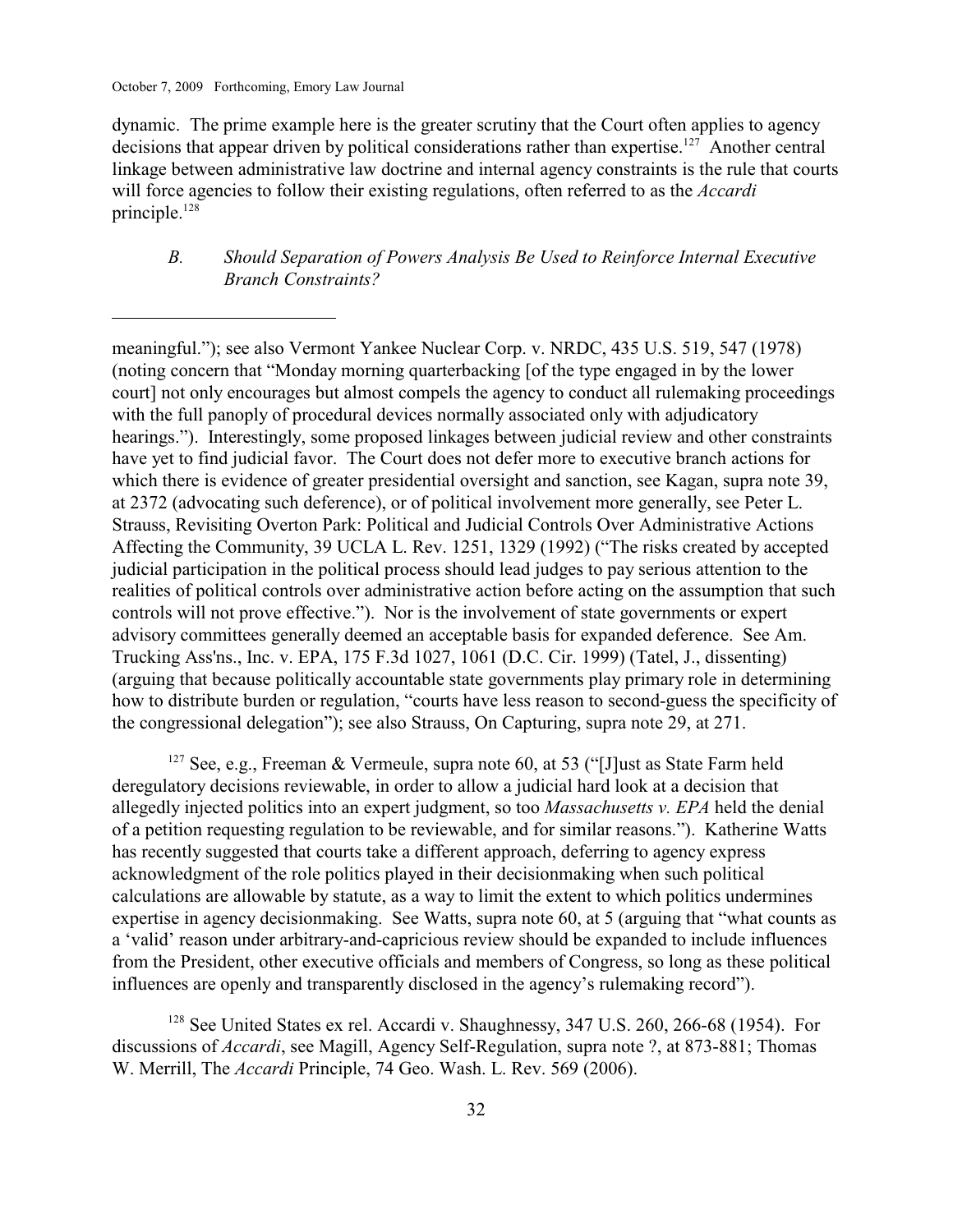dynamic. The prime example here is the greater scrutiny that the Court often applies to agency decisions that appear driven by political considerations rather than expertise.[127] Another central linkage between administrative law doctrine and internal agency constraints is the rule that courts will force agencies to follow their existing regulations, often referred to as the *Accardi* principle.[128]

### *B. Should Separation of Powers Analysis Be Used to Reinforce Internal Executive Branch Constraints?*

---

meaningful."); see also Vermont Yankee Nuclear Corp. v. NRDC, 435 U.S. 519, 547 (1978) (noting concern that "Monday morning quarterbacking [of the type engaged in by the lower court] not only encourages but almost compels the agency to conduct all rulemaking proceedings with the full panoply of procedural devices normally associated only with adjudicatory hearings."). Interestingly, some proposed linkages between judicial review and other constraints have yet to find judicial favor. The Court does not defer more to executive branch actions for which there is evidence of greater presidential oversight and sanction, see Kagan, supra note 39, at 2372 (advocating such deference), or of political involvement more generally, see Peter L. Strauss, Revisiting Overton Park: Political and Judicial Controls Over Administrative Actions Affecting the Community, 39 UCLA L. Rev. 1251, 1329 (1992) ("The risks created by accepted judicial participation in the political process should lead judges to pay serious attention to the realities of political controls over administrative action before acting on the assumption that such controls will not prove effective."). Nor is the involvement of state governments or expert advisory committees generally deemed an acceptable basis for expanded deference. See Am. Trucking Ass'ns., Inc. v. EPA, 175 F.3d 1027, 1061 (D.C. Cir. 1999) (Tatel, J., dissenting) (arguing that because politically accountable state governments play primary role in determining how to distribute burden or regulation, "courts have less reason to second-guess the specificity of the congressional delegation"); see also Strauss, On Capturing, supra note 29, at 271.

[127] See, e.g., Freeman & Vermeule, supra note 60, at 53 ("[J]ust as State Farm held deregulatory decisions reviewable, in order to allow a judicial hard look at a decision that allegedly injected politics into an expert judgment, so too *Massachusetts v. EPA* held the denial of a petition requesting regulation to be reviewable, and for similar reasons."). Katherine Watts has recently suggested that courts take a different approach, deferring to agency express acknowledgment of the role politics played in their decisionmaking when such political calculations are allowable by statute, as a way to limit the extent to which politics undermines expertise in agency decisionmaking. See Watts, supra note 60, at 5 (arguing that "what counts as a 'valid' reason under arbitrary-and-capricious review should be expanded to include influences from the President, other executive officials and members of Congress, so long as these political influences are openly and transparently disclosed in the agency's rulemaking record").

[128] See United States ex rel. Accardi v. Shaughnessy, 347 U.S. 260, 266-68 (1954). For discussions of *Accardi*, see Magill, Agency Self-Regulation, supra note ?, at 873-881; Thomas W. Merrill, The *Accardi* Principle, 74 Geo. Wash. L. Rev. 569 (2006).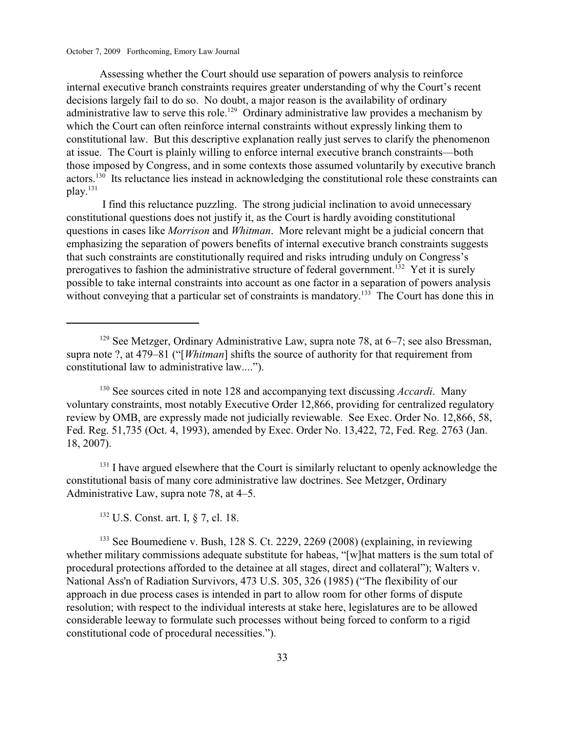Assessing whether the Court should use separation of powers analysis to reinforce internal executive branch constraints requires greater understanding of why the Court's recent decisions largely fail to do so. No doubt, a major reason is the availability of ordinary administrative law to serve this role.[129] Ordinary administrative law provides a mechanism by which the Court can often reinforce internal constraints without expressly linking them to constitutional law. But this descriptive explanation really just serves to clarify the phenomenon at issue. The Court is plainly willing to enforce internal executive branch constraints—both those imposed by Congress, and in some contexts those assumed voluntarily by executive branch actors.[130] Its reluctance lies instead in acknowledging the constitutional role these constraints can play.[131]

I find this reluctance puzzling. The strong judicial inclination to avoid unnecessary constitutional questions does not justify it, as the Court is hardly avoiding constitutional questions in cases like *Morrison* and *Whitman*. More relevant might be a judicial concern that emphasizing the separation of powers benefits of internal executive branch constraints suggests that such constraints are constitutionally required and risks intruding unduly on Congress's prerogatives to fashion the administrative structure of federal government.[132] Yet it is surely possible to take internal constraints into account as one factor in a separation of powers analysis without conveying that a particular set of constraints is mandatory.[133] The Court has done this in

---

[129] See Metzger, Ordinary Administrative Law, supra note 78, at 6–7; see also Bressman, supra note ?, at 479–81 ("[*Whitman*] shifts the source of authority for that requirement from constitutional law to administrative law....").

[130] See sources cited in note 128 and accompanying text discussing *Accardi*. Many voluntary constraints, most notably Executive Order 12,866, providing for centralized regulatory review by OMB, are expressly made not judicially reviewable. See Exec. Order No. 12,866, 58, Fed. Reg. 51,735 (Oct. 4, 1993), amended by Exec. Order No. 13,422, 72, Fed. Reg. 2763 (Jan. 18, 2007).

[131] I have argued elsewhere that the Court is similarly reluctant to openly acknowledge the constitutional basis of many core administrative law doctrines. See Metzger, Ordinary Administrative Law, supra note 78, at 4–5.

[132] U.S. Const. art. I, § 7, cl. 18.

[133] See Boumediene v. Bush, 128 S. Ct. 2229, 2269 (2008) (explaining, in reviewing whether military commissions adequate substitute for habeas, "[w]hat matters is the sum total of procedural protections afforded to the detainee at all stages, direct and collateral"); Walters v. National Ass'n of Radiation Survivors, 473 U.S. 305, 326 (1985) ("The flexibility of our approach in due process cases is intended in part to allow room for other forms of dispute resolution; with respect to the individual interests at stake here, legislatures are to be allowed considerable leeway to formulate such processes without being forced to conform to a rigid constitutional code of procedural necessities.").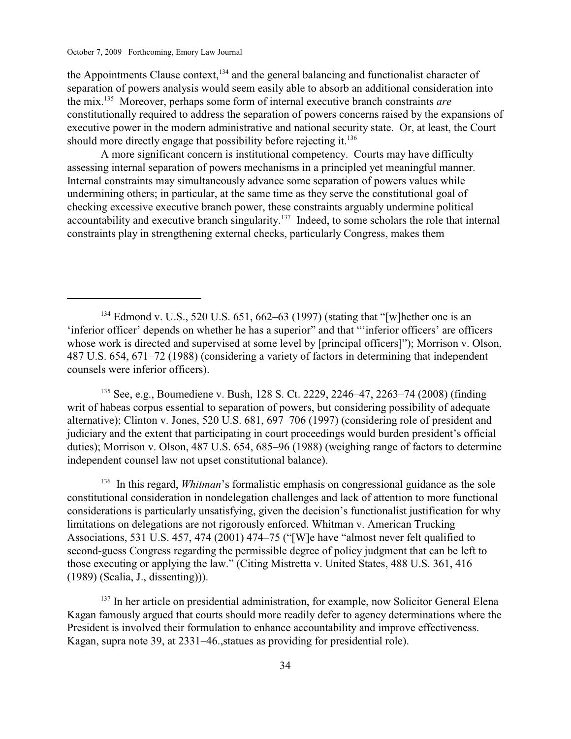the Appointments Clause context,[134] and the general balancing and functionalist character of separation of powers analysis would seem easily able to absorb an additional consideration into the mix.[135] Moreover, perhaps some form of internal executive branch constraints *are* constitutionally required to address the separation of powers concerns raised by the expansions of executive power in the modern administrative and national security state. Or, at least, the Court should more directly engage that possibility before rejecting it.[136]

A more significant concern is institutional competency. Courts may have difficulty assessing internal separation of powers mechanisms in a principled yet meaningful manner. Internal constraints may simultaneously advance some separation of powers values while undermining others; in particular, at the same time as they serve the constitutional goal of checking excessive executive branch power, these constraints arguably undermine political accountability and executive branch singularity.[137] Indeed, to some scholars the role that internal constraints play in strengthening external checks, particularly Congress, makes them

---

[134] Edmond v. U.S., 520 U.S. 651, 662–63 (1997) (stating that "[w]hether one is an 'inferior officer' depends on whether he has a superior" and that "'inferior officers' are officers whose work is directed and supervised at some level by [principal officers]"); Morrison v. Olson, 487 U.S. 654, 671–72 (1988) (considering a variety of factors in determining that independent counsels were inferior officers).

[135] See, e.g., Boumediene v. Bush, 128 S. Ct. 2229, 2246–47, 2263–74 (2008) (finding writ of habeas corpus essential to separation of powers, but considering possibility of adequate alternative); Clinton v. Jones, 520 U.S. 681, 697–706 (1997) (considering role of president and judiciary and the extent that participating in court proceedings would burden president's official duties); Morrison v. Olson, 487 U.S. 654, 685–96 (1988) (weighing range of factors to determine independent counsel law not upset constitutional balance).

[136] In this regard, *Whitman*'s formalistic emphasis on congressional guidance as the sole constitutional consideration in nondelegation challenges and lack of attention to more functional considerations is particularly unsatisfying, given the decision's functionalist justification for why limitations on delegations are not rigorously enforced. Whitman v. American Trucking Associations, 531 U.S. 457, 474 (2001) 474–75 ("[W]e have "almost never felt qualified to second-guess Congress regarding the permissible degree of policy judgment that can be left to those executing or applying the law." (Citing Mistretta v. United States, 488 U.S. 361, 416 (1989) (Scalia, J., dissenting))).

[137] In her article on presidential administration, for example, now Solicitor General Elena Kagan famously argued that courts should more readily defer to agency determinations where the President is involved their formulation to enhance accountability and improve effectiveness. Kagan, supra note 39, at 2331–46.,statues as providing for presidential role).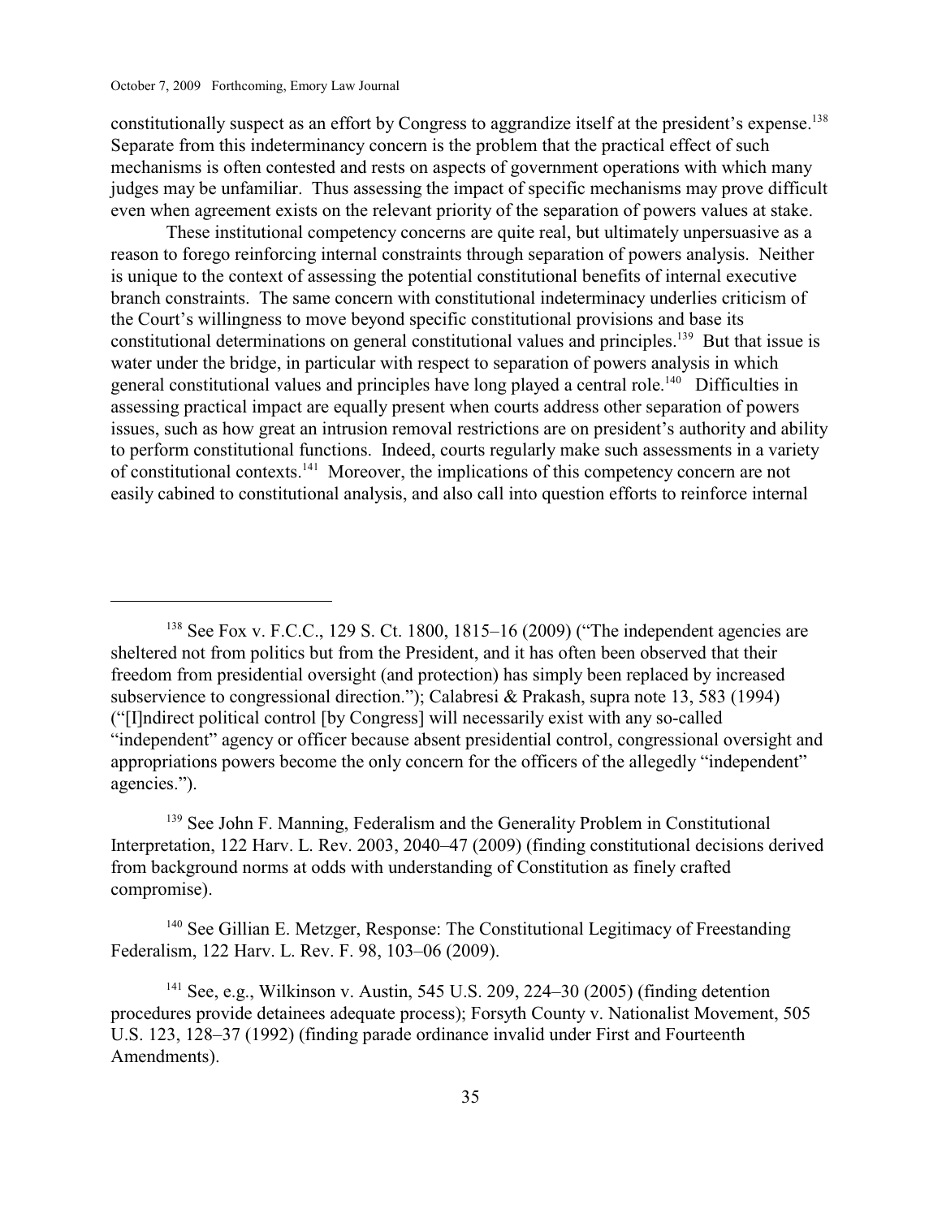constitutionally suspect as an effort by Congress to aggrandize itself at the president's expense.[138] Separate from this indeterminancy concern is the problem that the practical effect of such mechanisms is often contested and rests on aspects of government operations with which many judges may be unfamiliar. Thus assessing the impact of specific mechanisms may prove difficult even when agreement exists on the relevant priority of the separation of powers values at stake.

These institutional competency concerns are quite real, but ultimately unpersuasive as a reason to forego reinforcing internal constraints through separation of powers analysis. Neither is unique to the context of assessing the potential constitutional benefits of internal executive branch constraints. The same concern with constitutional indeterminacy underlies criticism of the Court's willingness to move beyond specific constitutional provisions and base its constitutional determinations on general constitutional values and principles.[139] But that issue is water under the bridge, in particular with respect to separation of powers analysis in which general constitutional values and principles have long played a central role.[140] Difficulties in assessing practical impact are equally present when courts address other separation of powers issues, such as how great an intrusion removal restrictions are on president's authority and ability to perform constitutional functions. Indeed, courts regularly make such assessments in a variety of constitutional contexts.[141] Moreover, the implications of this competency concern are not easily cabined to constitutional analysis, and also call into question efforts to reinforce internal

---

[138] See Fox v. F.C.C., 129 S. Ct. 1800, 1815–16 (2009) ("The independent agencies are sheltered not from politics but from the President, and it has often been observed that their freedom from presidential oversight (and protection) has simply been replaced by increased subservience to congressional direction."); Calabresi & Prakash, supra note 13, 583 (1994) ("[I]ndirect political control [by Congress] will necessarily exist with any so-called "independent" agency or officer because absent presidential control, congressional oversight and appropriations powers become the only concern for the officers of the allegedly "independent" agencies.").

[139] See John F. Manning, Federalism and the Generality Problem in Constitutional Interpretation, 122 Harv. L. Rev. 2003, 2040–47 (2009) (finding constitutional decisions derived from background norms at odds with understanding of Constitution as finely crafted compromise).

[140] See Gillian E. Metzger, Response: The Constitutional Legitimacy of Freestanding Federalism, 122 Harv. L. Rev. F. 98, 103–06 (2009).

[141] See, e.g., Wilkinson v. Austin, 545 U.S. 209, 224–30 (2005) (finding detention procedures provide detainees adequate process); Forsyth County v. Nationalist Movement, 505 U.S. 123, 128–37 (1992) (finding parade ordinance invalid under First and Fourteenth Amendments).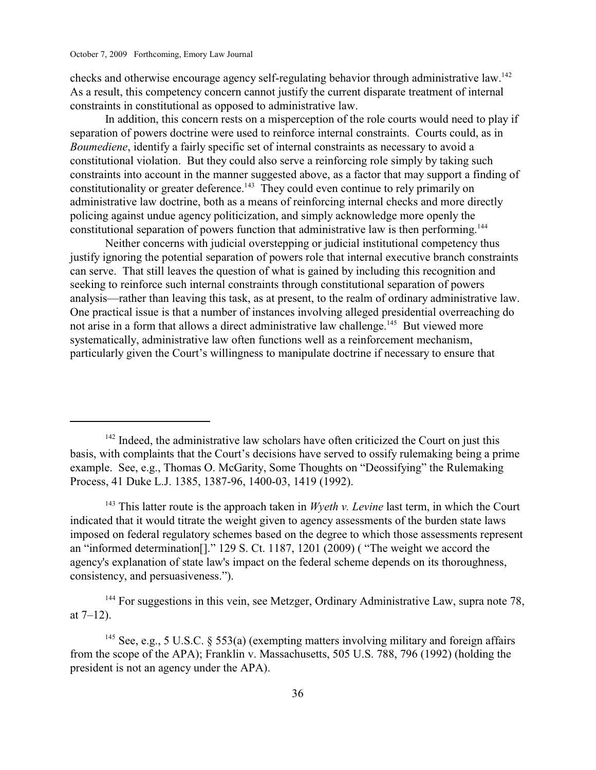checks and otherwise encourage agency self-regulating behavior through administrative law.[142] As a result, this competency concern cannot justify the current disparate treatment of internal constraints in constitutional as opposed to administrative law.

In addition, this concern rests on a misperception of the role courts would need to play if separation of powers doctrine were used to reinforce internal constraints. Courts could, as in *Boumediene*, identify a fairly specific set of internal constraints as necessary to avoid a constitutional violation. But they could also serve a reinforcing role simply by taking such constraints into account in the manner suggested above, as a factor that may support a finding of constitutionality or greater deference.[143] They could even continue to rely primarily on administrative law doctrine, both as a means of reinforcing internal checks and more directly policing against undue agency politicization, and simply acknowledge more openly the constitutional separation of powers function that administrative law is then performing.[144]

Neither concerns with judicial overstepping or judicial institutional competency thus justify ignoring the potential separation of powers role that internal executive branch constraints can serve. That still leaves the question of what is gained by including this recognition and seeking to reinforce such internal constraints through constitutional separation of powers analysis—rather than leaving this task, as at present, to the realm of ordinary administrative law. One practical issue is that a number of instances involving alleged presidential overreaching do not arise in a form that allows a direct administrative law challenge.[145] But viewed more systematically, administrative law often functions well as a reinforcement mechanism, particularly given the Court's willingness to manipulate doctrine if necessary to ensure that

---

[142] Indeed, the administrative law scholars have often criticized the Court on just this basis, with complaints that the Court's decisions have served to ossify rulemaking being a prime example. See, e.g., Thomas O. McGarity, Some Thoughts on "Deossifying" the Rulemaking Process, 41 Duke L.J. 1385, 1387-96, 1400-03, 1419 (1992).

[143] This latter route is the approach taken in *Wyeth v. Levine* last term, in which the Court indicated that it would titrate the weight given to agency assessments of the burden state laws imposed on federal regulatory schemes based on the degree to which those assessments represent an "informed determination[]." 129 S. Ct. 1187, 1201 (2009) ( "The weight we accord the agency's explanation of state law's impact on the federal scheme depends on its thoroughness, consistency, and persuasiveness.").

[144] For suggestions in this vein, see Metzger, Ordinary Administrative Law, supra note 78, at 7–12).

[145] See, e.g., 5 U.S.C. § 553(a) (exempting matters involving military and foreign affairs from the scope of the APA); Franklin v. Massachusetts, 505 U.S. 788, 796 (1992) (holding the president is not an agency under the APA).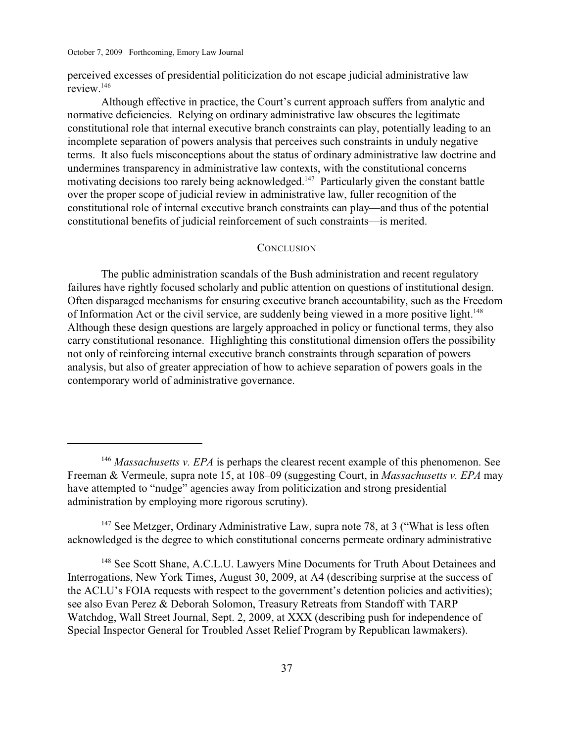perceived excesses of presidential politicization do not escape judicial administrative law review.[146]

Although effective in practice, the Court's current approach suffers from analytic and normative deficiencies. Relying on ordinary administrative law obscures the legitimate constitutional role that internal executive branch constraints can play, potentially leading to an incomplete separation of powers analysis that perceives such constraints in unduly negative terms. It also fuels misconceptions about the status of ordinary administrative law doctrine and undermines transparency in administrative law contexts, with the constitutional concerns motivating decisions too rarely being acknowledged.[147] Particularly given the constant battle over the proper scope of judicial review in administrative law, fuller recognition of the constitutional role of internal executive branch constraints can play—and thus of the potential constitutional benefits of judicial reinforcement of such constraints—is merited.

## CONCLUSION

The public administration scandals of the Bush administration and recent regulatory failures have rightly focused scholarly and public attention on questions of institutional design. Often disparaged mechanisms for ensuring executive branch accountability, such as the Freedom of Information Act or the civil service, are suddenly being viewed in a more positive light.[148] Although these design questions are largely approached in policy or functional terms, they also carry constitutional resonance. Highlighting this constitutional dimension offers the possibility not only of reinforcing internal executive branch constraints through separation of powers analysis, but also of greater appreciation of how to achieve separation of powers goals in the contemporary world of administrative governance.

---

[146] *Massachusetts v. EPA* is perhaps the clearest recent example of this phenomenon. See Freeman & Vermeule, supra note 15, at 108–09 (suggesting Court, in *Massachusetts v. EPA* may have attempted to "nudge" agencies away from politicization and strong presidential administration by employing more rigorous scrutiny).

[147] See Metzger, Ordinary Administrative Law, supra note 78, at 3 ("What is less often acknowledged is the degree to which constitutional concerns permeate ordinary administrative

[148] See Scott Shane, A.C.L.U. Lawyers Mine Documents for Truth About Detainees and Interrogations, New York Times, August 30, 2009, at A4 (describing surprise at the success of the ACLU's FOIA requests with respect to the government's detention policies and activities); see also Evan Perez & Deborah Solomon, Treasury Retreats from Standoff with TARP Watchdog, Wall Street Journal, Sept. 2, 2009, at XXX (describing push for independence of Special Inspector General for Troubled Asset Relief Program by Republican lawmakers).